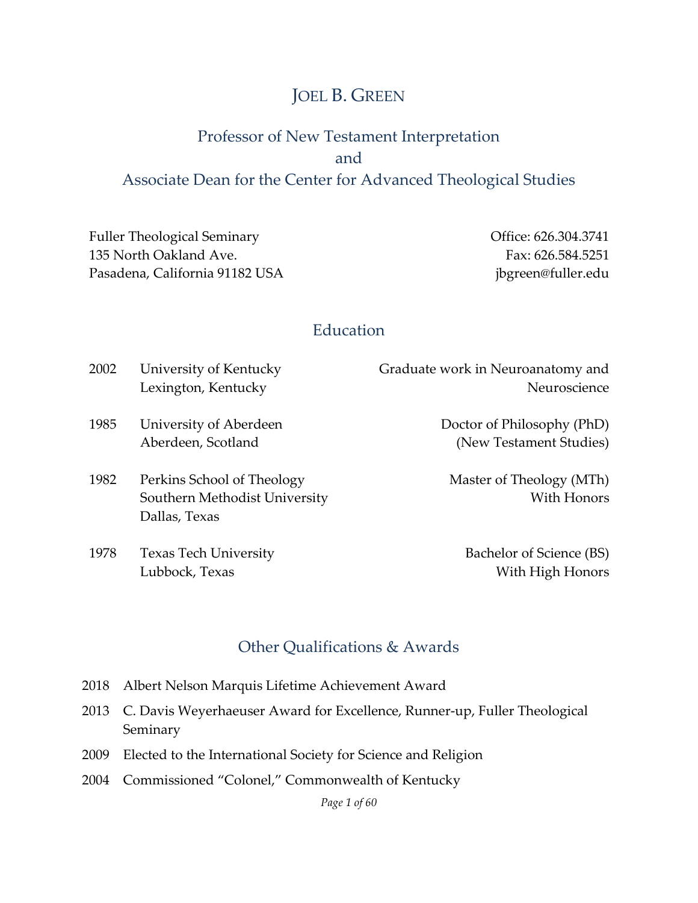# JOEL B. GREEN

## Professor of New Testament Interpretation
## and
## Associate Dean for the Center for Advanced Theological Studies

Fuller Theological Seminary
135 North Oakland Ave.
Pasadena, California 91182 USA

Office: 626.304.3741
Fax: 626.584.5251
jbgreen@fuller.edu

## Education

| Year | Institution | Degree |
|---|---|---|
| 2002 | University of Kentucky<br>Lexington, Kentucky | Graduate work in Neuroanatomy and Neuroscience |
| 1985 | University of Aberdeen<br>Aberdeen, Scotland | Doctor of Philosophy (PhD)<br>(New Testament Studies) |
| 1982 | Perkins School of Theology<br>Southern Methodist University<br>Dallas, Texas | Master of Theology (MTh)<br>With Honors |
| 1978 | Texas Tech University<br>Lubbock, Texas | Bachelor of Science (BS)<br>With High Honors |

## Other Qualifications & Awards

- 2018 Albert Nelson Marquis Lifetime Achievement Award
- 2013 C. Davis Weyerhaeuser Award for Excellence, Runner-up, Fuller Theological Seminary
- 2009 Elected to the International Society for Science and Religion
- 2004 Commissioned "Colonel," Commonwealth of Kentucky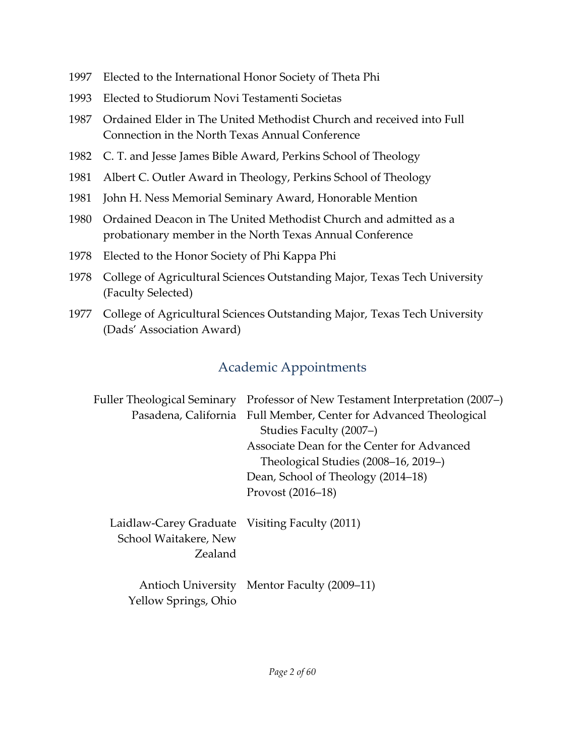1997 Elected to the International Honor Society of Theta Phi

1993 Elected to Studiorum Novi Testamenti Societas

1987 Ordained Elder in The United Methodist Church and received into Full Connection in the North Texas Annual Conference

1982 C. T. and Jesse James Bible Award, Perkins School of Theology

1981 Albert C. Outler Award in Theology, Perkins School of Theology

1981 John H. Ness Memorial Seminary Award, Honorable Mention

1980 Ordained Deacon in The United Methodist Church and admitted as a probationary member in the North Texas Annual Conference

1978 Elected to the Honor Society of Phi Kappa Phi

1978 College of Agricultural Sciences Outstanding Major, Texas Tech University (Faculty Selected)

1977 College of Agricultural Sciences Outstanding Major, Texas Tech University (Dads' Association Award)

## Academic Appointments

**Fuller Theological Seminary**
Pasadena, California

- Professor of New Testament Interpretation (2007–)
- Full Member, Center for Advanced Theological Studies Faculty (2007–)
- Associate Dean for the Center for Advanced Theological Studies (2008–16, 2019–)
- Dean, School of Theology (2014–18)
- Provost (2016–18)

**Laidlaw-Carey Graduate School** Waitakere, New Zealand

- Visiting Faculty (2011)

**Antioch University**
Yellow Springs, Ohio

- Mentor Faculty (2009–11)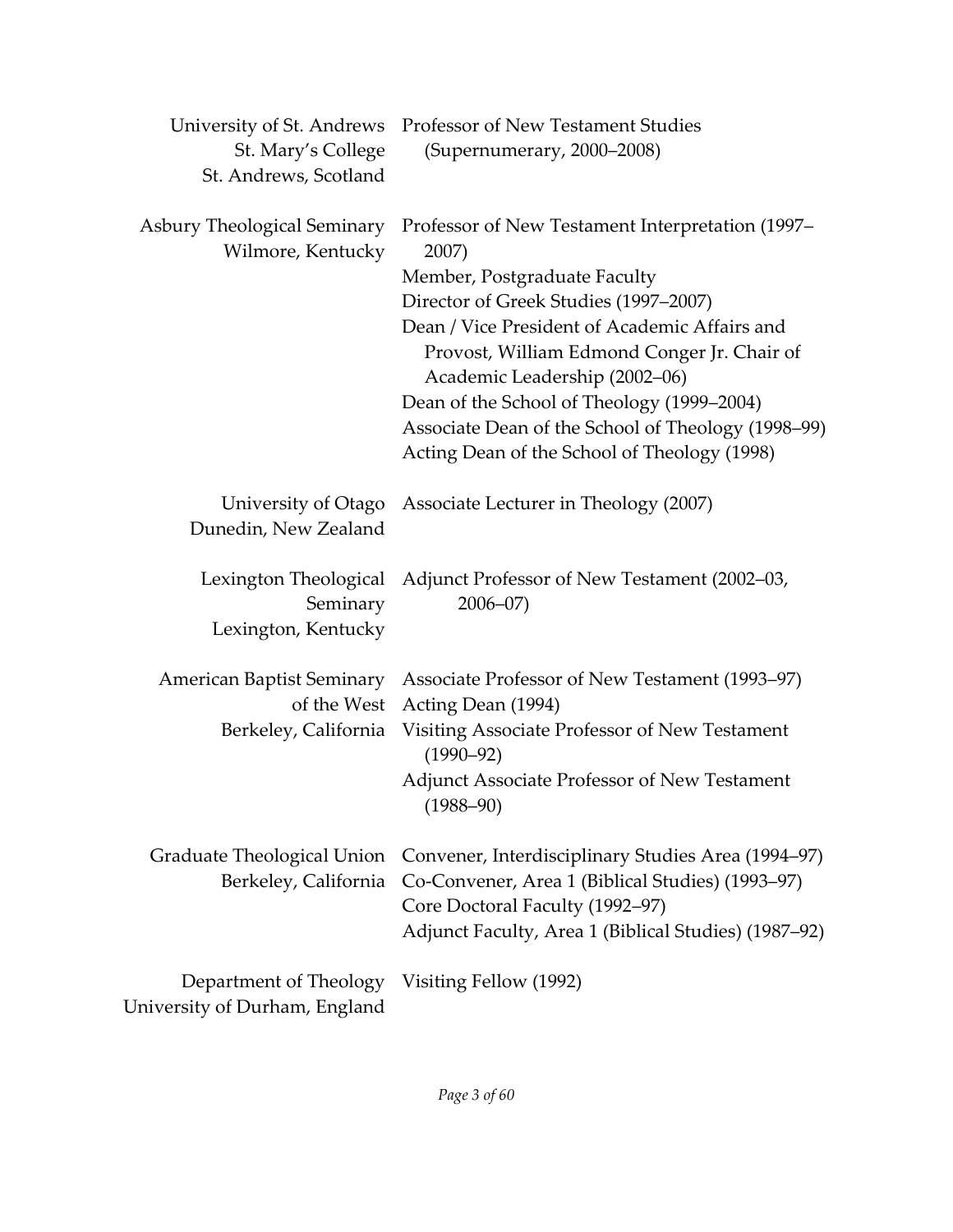| | |
|---|---|
| University of St. Andrews<br>St. Mary's College<br>St. Andrews, Scotland | Professor of New Testament Studies<br>(Supernumerary, 2000–2008) |
| Asbury Theological Seminary<br>Wilmore, Kentucky | Professor of New Testament Interpretation (1997–2007)<br>Member, Postgraduate Faculty<br>Director of Greek Studies (1997–2007)<br>Dean / Vice President of Academic Affairs and Provost, William Edmond Conger Jr. Chair of Academic Leadership (2002–06)<br>Dean of the School of Theology (1999–2004)<br>Associate Dean of the School of Theology (1998–99)<br>Acting Dean of the School of Theology (1998) |
| University of Otago<br>Dunedin, New Zealand | Associate Lecturer in Theology (2007) |
| Lexington Theological Seminary<br>Lexington, Kentucky | Adjunct Professor of New Testament (2002–03, 2006–07) |
| American Baptist Seminary of the West<br>Berkeley, California | Associate Professor of New Testament (1993–97)<br>Acting Dean (1994)<br>Visiting Associate Professor of New Testament (1990–92)<br>Adjunct Associate Professor of New Testament (1988–90) |
| Graduate Theological Union<br>Berkeley, California | Convener, Interdisciplinary Studies Area (1994–97)<br>Co-Convener, Area 1 (Biblical Studies) (1993–97)<br>Core Doctoral Faculty (1992–97)<br>Adjunct Faculty, Area 1 (Biblical Studies) (1987–92) |
| Department of Theology<br>University of Durham, England | Visiting Fellow (1992) |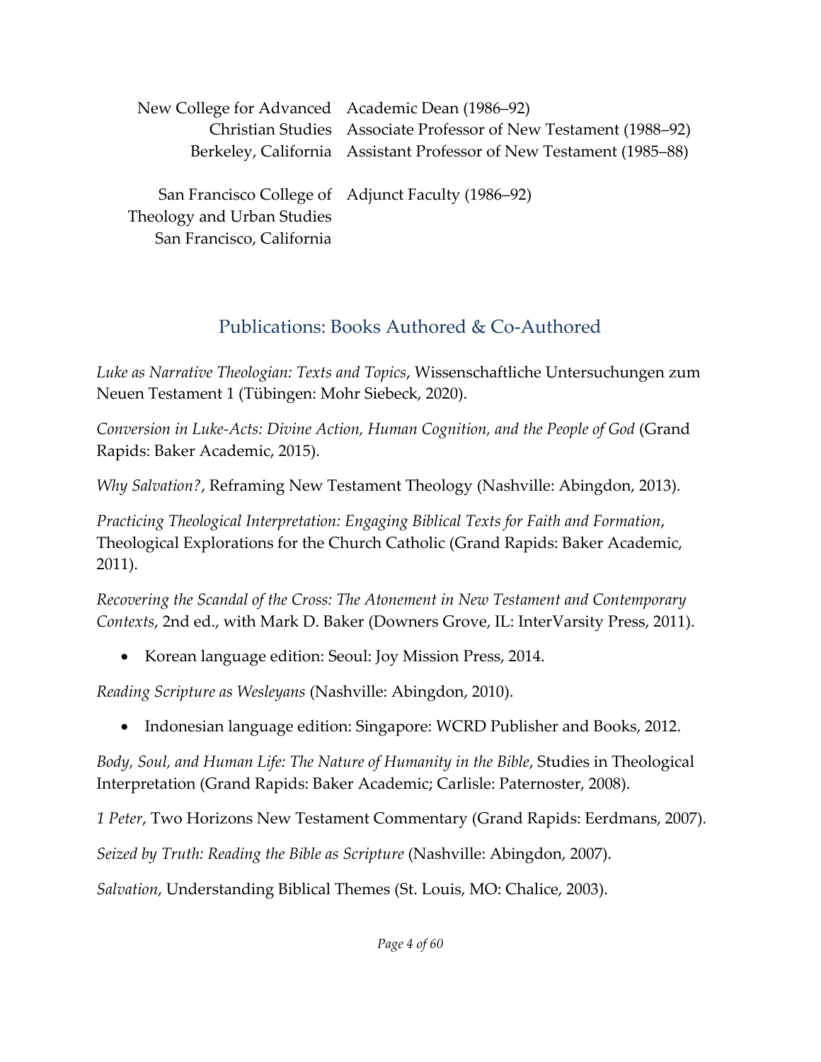| | |
|---|---|
| New College for Advanced Christian Studies Berkeley, California | Academic Dean (1986–92) Associate Professor of New Testament (1988–92) Assistant Professor of New Testament (1985–88) |
| San Francisco College of Theology and Urban Studies San Francisco, California | Adjunct Faculty (1986–92) |

## Publications: Books Authored & Co-Authored

*Luke as Narrative Theologian: Texts and Topics*, Wissenschaftliche Untersuchungen zum Neuen Testament 1 (Tübingen: Mohr Siebeck, 2020).

*Conversion in Luke-Acts: Divine Action, Human Cognition, and the People of God* (Grand Rapids: Baker Academic, 2015).

*Why Salvation?*, Reframing New Testament Theology (Nashville: Abingdon, 2013).

*Practicing Theological Interpretation: Engaging Biblical Texts for Faith and Formation*, Theological Explorations for the Church Catholic (Grand Rapids: Baker Academic, 2011).

*Recovering the Scandal of the Cross: The Atonement in New Testament and Contemporary Contexts*, 2nd ed., with Mark D. Baker (Downers Grove, IL: InterVarsity Press, 2011).

- Korean language edition: Seoul: Joy Mission Press, 2014.

*Reading Scripture as Wesleyans* (Nashville: Abingdon, 2010).

- Indonesian language edition: Singapore: WCRD Publisher and Books, 2012.

*Body, Soul, and Human Life: The Nature of Humanity in the Bible*, Studies in Theological Interpretation (Grand Rapids: Baker Academic; Carlisle: Paternoster, 2008).

*1 Peter*, Two Horizons New Testament Commentary (Grand Rapids: Eerdmans, 2007).

*Seized by Truth: Reading the Bible as Scripture* (Nashville: Abingdon, 2007).

*Salvation*, Understanding Biblical Themes (St. Louis, MO: Chalice, 2003).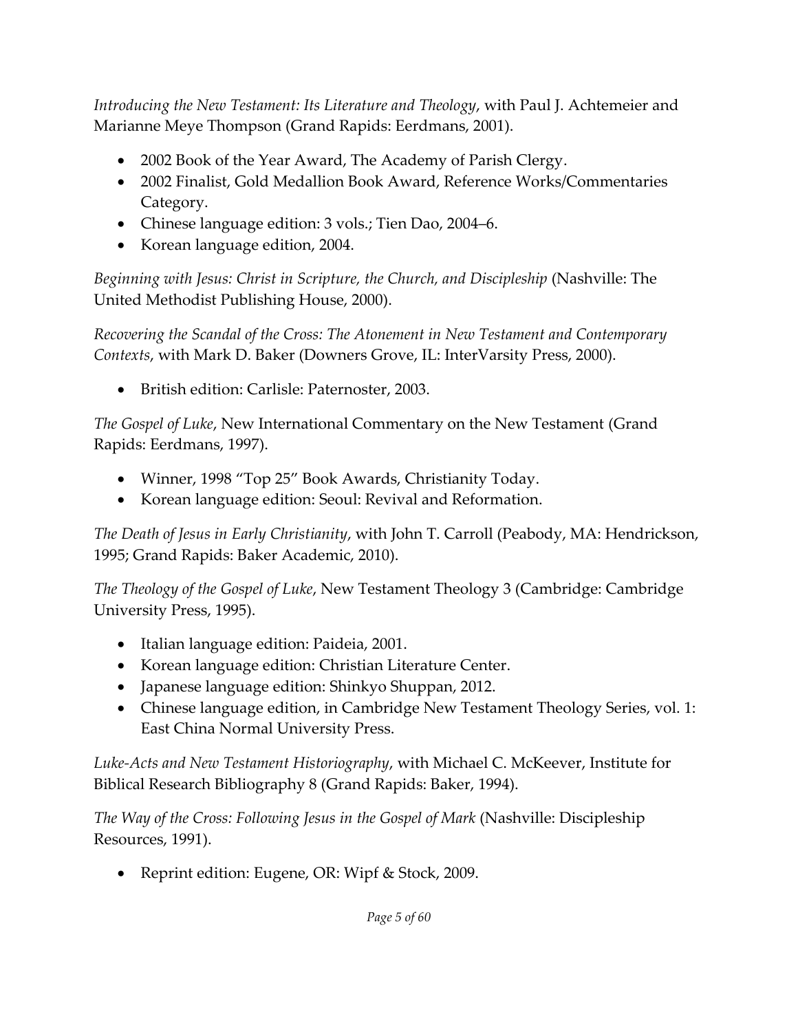*Introducing the New Testament: Its Literature and Theology*, with Paul J. Achtemeier and Marianne Meye Thompson (Grand Rapids: Eerdmans, 2001).

- 2002 Book of the Year Award, The Academy of Parish Clergy.
- 2002 Finalist, Gold Medallion Book Award, Reference Works/Commentaries Category.
- Chinese language edition: 3 vols.; Tien Dao, 2004–6.
- Korean language edition, 2004.

*Beginning with Jesus: Christ in Scripture, the Church, and Discipleship* (Nashville: The United Methodist Publishing House, 2000).

*Recovering the Scandal of the Cross: The Atonement in New Testament and Contemporary Contexts*, with Mark D. Baker (Downers Grove, IL: InterVarsity Press, 2000).

- British edition: Carlisle: Paternoster, 2003.

*The Gospel of Luke*, New International Commentary on the New Testament (Grand Rapids: Eerdmans, 1997).

- Winner, 1998 "Top 25" Book Awards, Christianity Today.
- Korean language edition: Seoul: Revival and Reformation.

*The Death of Jesus in Early Christianity*, with John T. Carroll (Peabody, MA: Hendrickson, 1995; Grand Rapids: Baker Academic, 2010).

*The Theology of the Gospel of Luke*, New Testament Theology 3 (Cambridge: Cambridge University Press, 1995).

- Italian language edition: Paideia, 2001.
- Korean language edition: Christian Literature Center.
- Japanese language edition: Shinkyo Shuppan, 2012.
- Chinese language edition, in Cambridge New Testament Theology Series, vol. 1: East China Normal University Press.

*Luke-Acts and New Testament Historiography*, with Michael C. McKeever, Institute for Biblical Research Bibliography 8 (Grand Rapids: Baker, 1994).

*The Way of the Cross: Following Jesus in the Gospel of Mark* (Nashville: Discipleship Resources, 1991).

- Reprint edition: Eugene, OR: Wipf & Stock, 2009.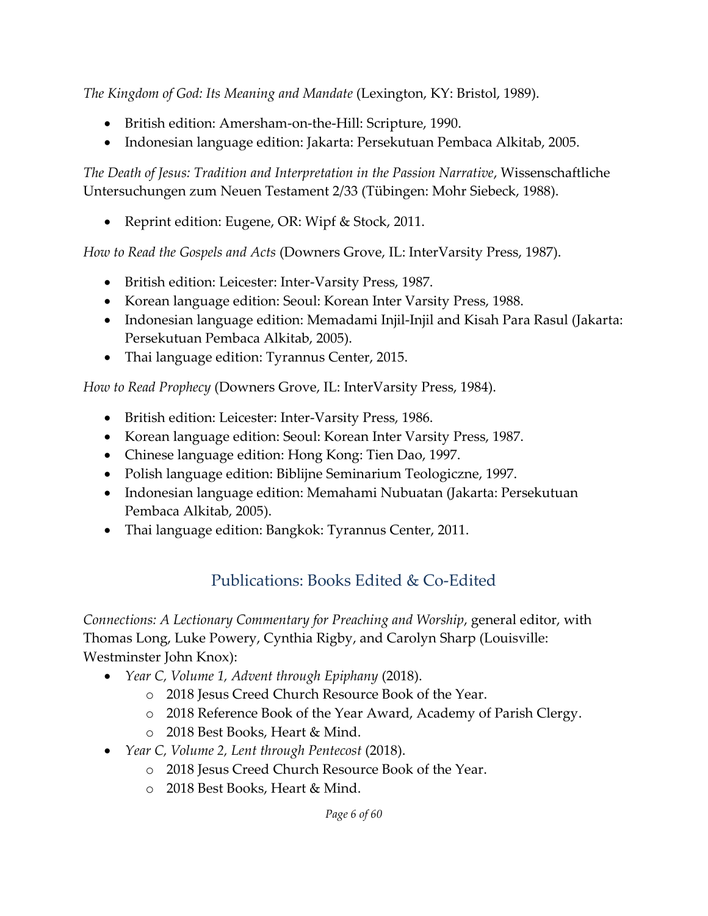*The Kingdom of God: Its Meaning and Mandate* (Lexington, KY: Bristol, 1989).

- British edition: Amersham-on-the-Hill: Scripture, 1990.
- Indonesian language edition: Jakarta: Persekutuan Pembaca Alkitab, 2005.

*The Death of Jesus: Tradition and Interpretation in the Passion Narrative*, Wissenschaftliche Untersuchungen zum Neuen Testament 2/33 (Tübingen: Mohr Siebeck, 1988).

- Reprint edition: Eugene, OR: Wipf & Stock, 2011.

*How to Read the Gospels and Acts* (Downers Grove, IL: InterVarsity Press, 1987).

- British edition: Leicester: Inter-Varsity Press, 1987.
- Korean language edition: Seoul: Korean Inter Varsity Press, 1988.
- Indonesian language edition: Memadami Injil-Injil and Kisah Para Rasul (Jakarta: Persekutuan Pembaca Alkitab, 2005).
- Thai language edition: Tyrannus Center, 2015.

*How to Read Prophecy* (Downers Grove, IL: InterVarsity Press, 1984).

- British edition: Leicester: Inter-Varsity Press, 1986.
- Korean language edition: Seoul: Korean Inter Varsity Press, 1987.
- Chinese language edition: Hong Kong: Tien Dao, 1997.
- Polish language edition: Biblijne Seminarium Teologiczne, 1997.
- Indonesian language edition: Memahami Nubuatan (Jakarta: Persekutuan Pembaca Alkitab, 2005).
- Thai language edition: Bangkok: Tyrannus Center, 2011.

## Publications: Books Edited & Co-Edited

*Connections: A Lectionary Commentary for Preaching and Worship*, general editor, with Thomas Long, Luke Powery, Cynthia Rigby, and Carolyn Sharp (Louisville: Westminster John Knox):

- *Year C, Volume 1, Advent through Epiphany* (2018).
    - 2018 Jesus Creed Church Resource Book of the Year.
    - 2018 Reference Book of the Year Award, Academy of Parish Clergy.
    - 2018 Best Books, Heart & Mind.
- *Year C, Volume 2, Lent through Pentecost* (2018).
    - 2018 Jesus Creed Church Resource Book of the Year.
    - 2018 Best Books, Heart & Mind.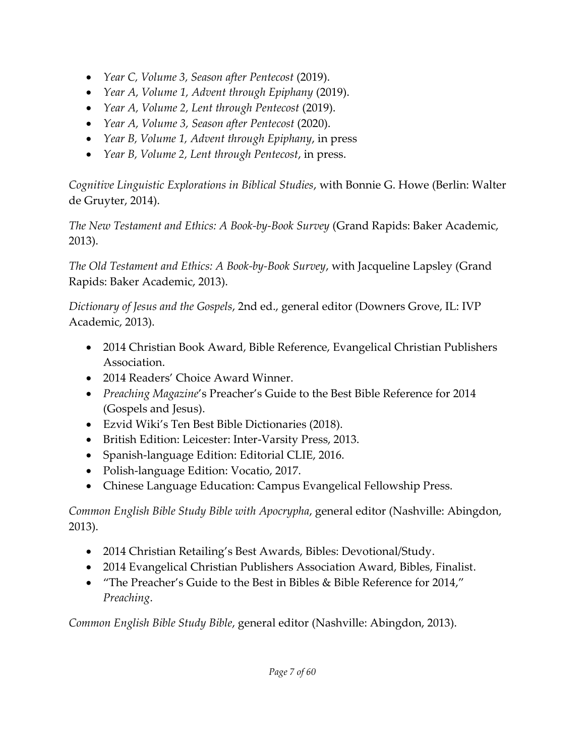- *Year C, Volume 3, Season after Pentecost* (2019).
- *Year A, Volume 1, Advent through Epiphany* (2019).
- *Year A, Volume 2, Lent through Pentecost* (2019).
- *Year A, Volume 3, Season after Pentecost* (2020).
- *Year B, Volume 1, Advent through Epiphany*, in press
- *Year B, Volume 2, Lent through Pentecost*, in press.

*Cognitive Linguistic Explorations in Biblical Studies*, with Bonnie G. Howe (Berlin: Walter de Gruyter, 2014).

*The New Testament and Ethics: A Book-by-Book Survey* (Grand Rapids: Baker Academic, 2013).

*The Old Testament and Ethics: A Book-by-Book Survey*, with Jacqueline Lapsley (Grand Rapids: Baker Academic, 2013).

*Dictionary of Jesus and the Gospels*, 2nd ed., general editor (Downers Grove, IL: IVP Academic, 2013).

- 2014 Christian Book Award, Bible Reference, Evangelical Christian Publishers Association.
- 2014 Readers' Choice Award Winner.
- *Preaching Magazine*'s Preacher's Guide to the Best Bible Reference for 2014 (Gospels and Jesus).
- Ezvid Wiki's Ten Best Bible Dictionaries (2018).
- British Edition: Leicester: Inter-Varsity Press, 2013.
- Spanish-language Edition: Editorial CLIE, 2016.
- Polish-language Edition: Vocatio, 2017.
- Chinese Language Education: Campus Evangelical Fellowship Press.

*Common English Bible Study Bible with Apocrypha*, general editor (Nashville: Abingdon, 2013).

- 2014 Christian Retailing's Best Awards, Bibles: Devotional/Study.
- 2014 Evangelical Christian Publishers Association Award, Bibles, Finalist.
- "The Preacher's Guide to the Best in Bibles & Bible Reference for 2014," *Preaching*.

*Common English Bible Study Bible*, general editor (Nashville: Abingdon, 2013).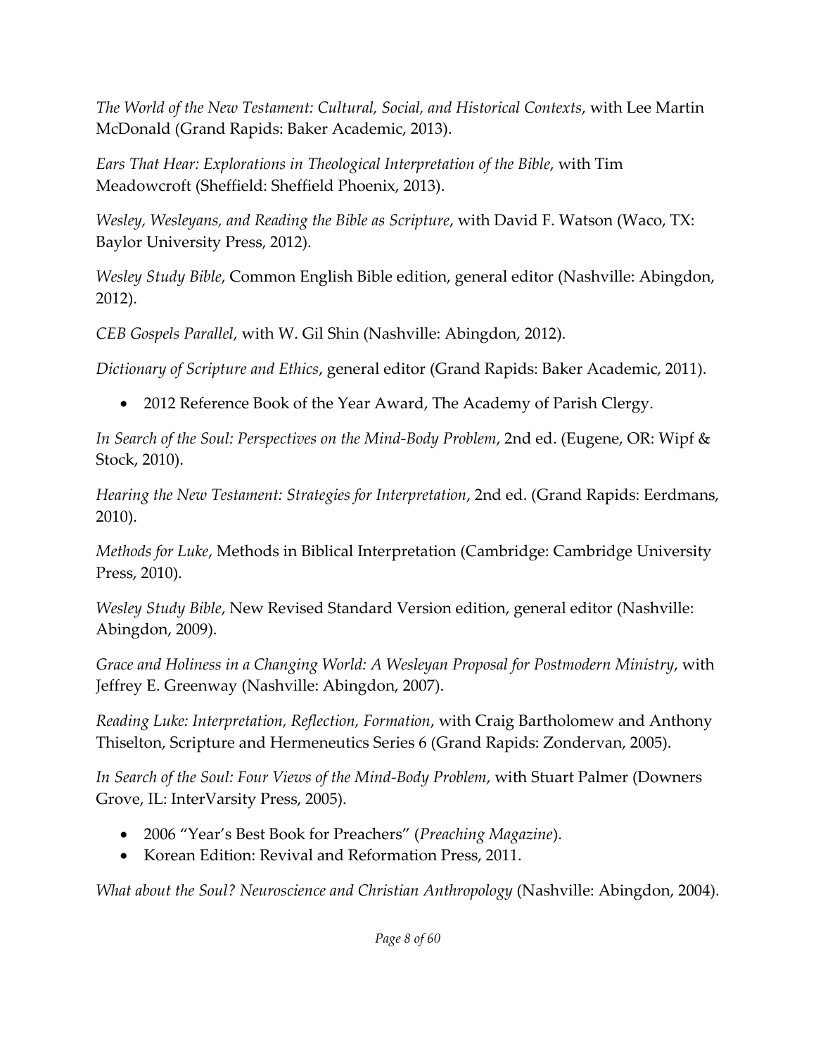*The World of the New Testament: Cultural, Social, and Historical Contexts*, with Lee Martin McDonald (Grand Rapids: Baker Academic, 2013).

*Ears That Hear: Explorations in Theological Interpretation of the Bible*, with Tim Meadowcroft (Sheffield: Sheffield Phoenix, 2013).

*Wesley, Wesleyans, and Reading the Bible as Scripture*, with David F. Watson (Waco, TX: Baylor University Press, 2012).

*Wesley Study Bible*, Common English Bible edition, general editor (Nashville: Abingdon, 2012).

*CEB Gospels Parallel*, with W. Gil Shin (Nashville: Abingdon, 2012).

*Dictionary of Scripture and Ethics*, general editor (Grand Rapids: Baker Academic, 2011).

- 2012 Reference Book of the Year Award, The Academy of Parish Clergy.

*In Search of the Soul: Perspectives on the Mind-Body Problem*, 2nd ed. (Eugene, OR: Wipf & Stock, 2010).

*Hearing the New Testament: Strategies for Interpretation*, 2nd ed. (Grand Rapids: Eerdmans, 2010).

*Methods for Luke*, Methods in Biblical Interpretation (Cambridge: Cambridge University Press, 2010).

*Wesley Study Bible*, New Revised Standard Version edition, general editor (Nashville: Abingdon, 2009).

*Grace and Holiness in a Changing World: A Wesleyan Proposal for Postmodern Ministry*, with Jeffrey E. Greenway (Nashville: Abingdon, 2007).

*Reading Luke: Interpretation, Reflection, Formation*, with Craig Bartholomew and Anthony Thiselton, Scripture and Hermeneutics Series 6 (Grand Rapids: Zondervan, 2005).

*In Search of the Soul: Four Views of the Mind-Body Problem*, with Stuart Palmer (Downers Grove, IL: InterVarsity Press, 2005).

- 2006 "Year's Best Book for Preachers" (*Preaching Magazine*).
- Korean Edition: Revival and Reformation Press, 2011.

*What about the Soul? Neuroscience and Christian Anthropology* (Nashville: Abingdon, 2004).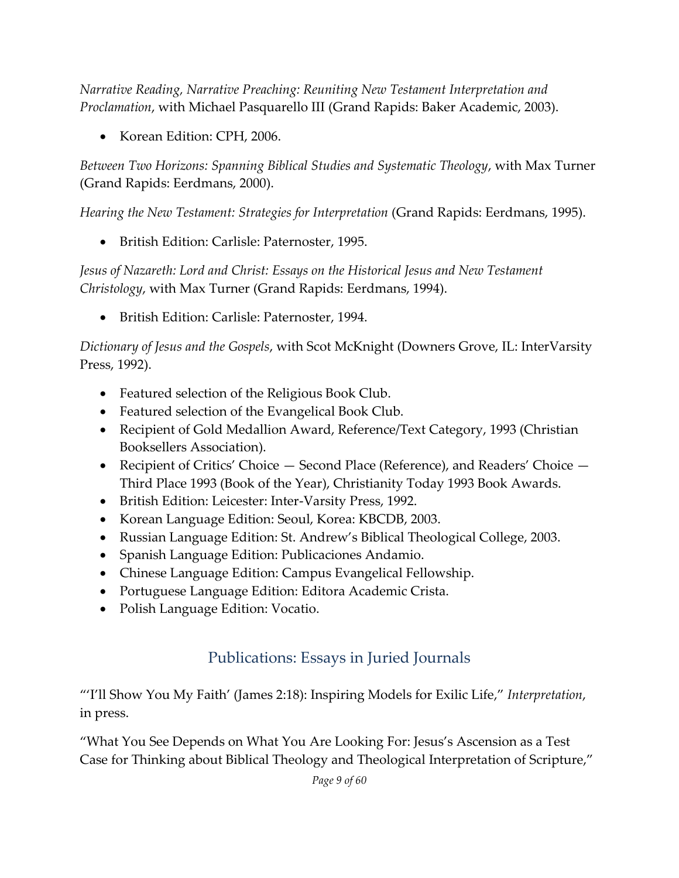*Narrative Reading, Narrative Preaching: Reuniting New Testament Interpretation and Proclamation*, with Michael Pasquarello III (Grand Rapids: Baker Academic, 2003).

- Korean Edition: CPH, 2006.

*Between Two Horizons: Spanning Biblical Studies and Systematic Theology*, with Max Turner (Grand Rapids: Eerdmans, 2000).

*Hearing the New Testament: Strategies for Interpretation* (Grand Rapids: Eerdmans, 1995).

- British Edition: Carlisle: Paternoster, 1995.

*Jesus of Nazareth: Lord and Christ: Essays on the Historical Jesus and New Testament Christology*, with Max Turner (Grand Rapids: Eerdmans, 1994).

- British Edition: Carlisle: Paternoster, 1994.

*Dictionary of Jesus and the Gospels*, with Scot McKnight (Downers Grove, IL: InterVarsity Press, 1992).

- Featured selection of the Religious Book Club.
- Featured selection of the Evangelical Book Club.
- Recipient of Gold Medallion Award, Reference/Text Category, 1993 (Christian Booksellers Association).
- Recipient of Critics' Choice — Second Place (Reference), and Readers' Choice — Third Place 1993 (Book of the Year), Christianity Today 1993 Book Awards.
- British Edition: Leicester: Inter-Varsity Press, 1992.
- Korean Language Edition: Seoul, Korea: KBCDB, 2003.
- Russian Language Edition: St. Andrew's Biblical Theological College, 2003.
- Spanish Language Edition: Publicaciones Andamio.
- Chinese Language Edition: Campus Evangelical Fellowship.
- Portuguese Language Edition: Editora Academic Crista.
- Polish Language Edition: Vocatio.

## Publications: Essays in Juried Journals

"'I'll Show You My Faith' (James 2:18): Inspiring Models for Exilic Life," *Interpretation*, in press.

"What You See Depends on What You Are Looking For: Jesus's Ascension as a Test Case for Thinking about Biblical Theology and Theological Interpretation of Scripture,"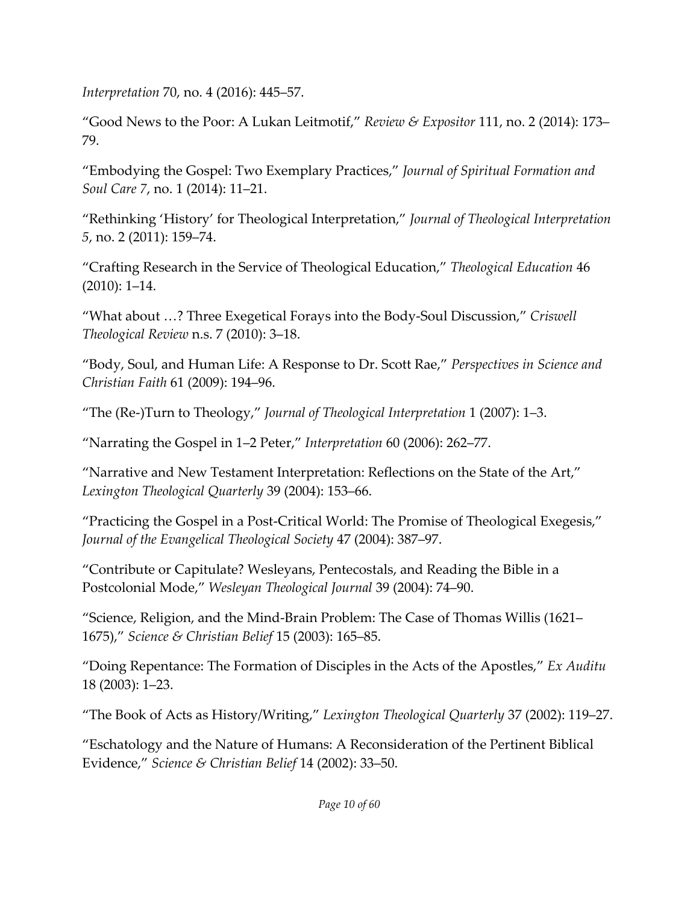*Interpretation* 70, no. 4 (2016): 445–57.

"Good News to the Poor: A Lukan Leitmotif," *Review & Expositor* 111, no. 2 (2014): 173–79.

"Embodying the Gospel: Two Exemplary Practices," *Journal of Spiritual Formation and Soul Care 7*, no. 1 (2014): 11–21.

"Rethinking 'History' for Theological Interpretation," *Journal of Theological Interpretation 5*, no. 2 (2011): 159–74.

"Crafting Research in the Service of Theological Education," *Theological Education* 46 (2010): 1–14.

"What about …? Three Exegetical Forays into the Body-Soul Discussion," *Criswell Theological Review* n.s. 7 (2010): 3–18.

"Body, Soul, and Human Life: A Response to Dr. Scott Rae," *Perspectives in Science and Christian Faith* 61 (2009): 194–96.

"The (Re-)Turn to Theology," *Journal of Theological Interpretation* 1 (2007): 1–3.

"Narrating the Gospel in 1–2 Peter," *Interpretation* 60 (2006): 262–77.

"Narrative and New Testament Interpretation: Reflections on the State of the Art," *Lexington Theological Quarterly* 39 (2004): 153–66.

"Practicing the Gospel in a Post-Critical World: The Promise of Theological Exegesis," *Journal of the Evangelical Theological Society* 47 (2004): 387–97.

"Contribute or Capitulate? Wesleyans, Pentecostals, and Reading the Bible in a Postcolonial Mode," *Wesleyan Theological Journal* 39 (2004): 74–90.

"Science, Religion, and the Mind-Brain Problem: The Case of Thomas Willis (1621–1675)," *Science & Christian Belief* 15 (2003): 165–85.

"Doing Repentance: The Formation of Disciples in the Acts of the Apostles," *Ex Auditu* 18 (2003): 1–23.

"The Book of Acts as History/Writing," *Lexington Theological Quarterly* 37 (2002): 119–27.

"Eschatology and the Nature of Humans: A Reconsideration of the Pertinent Biblical Evidence," *Science & Christian Belief* 14 (2002): 33–50.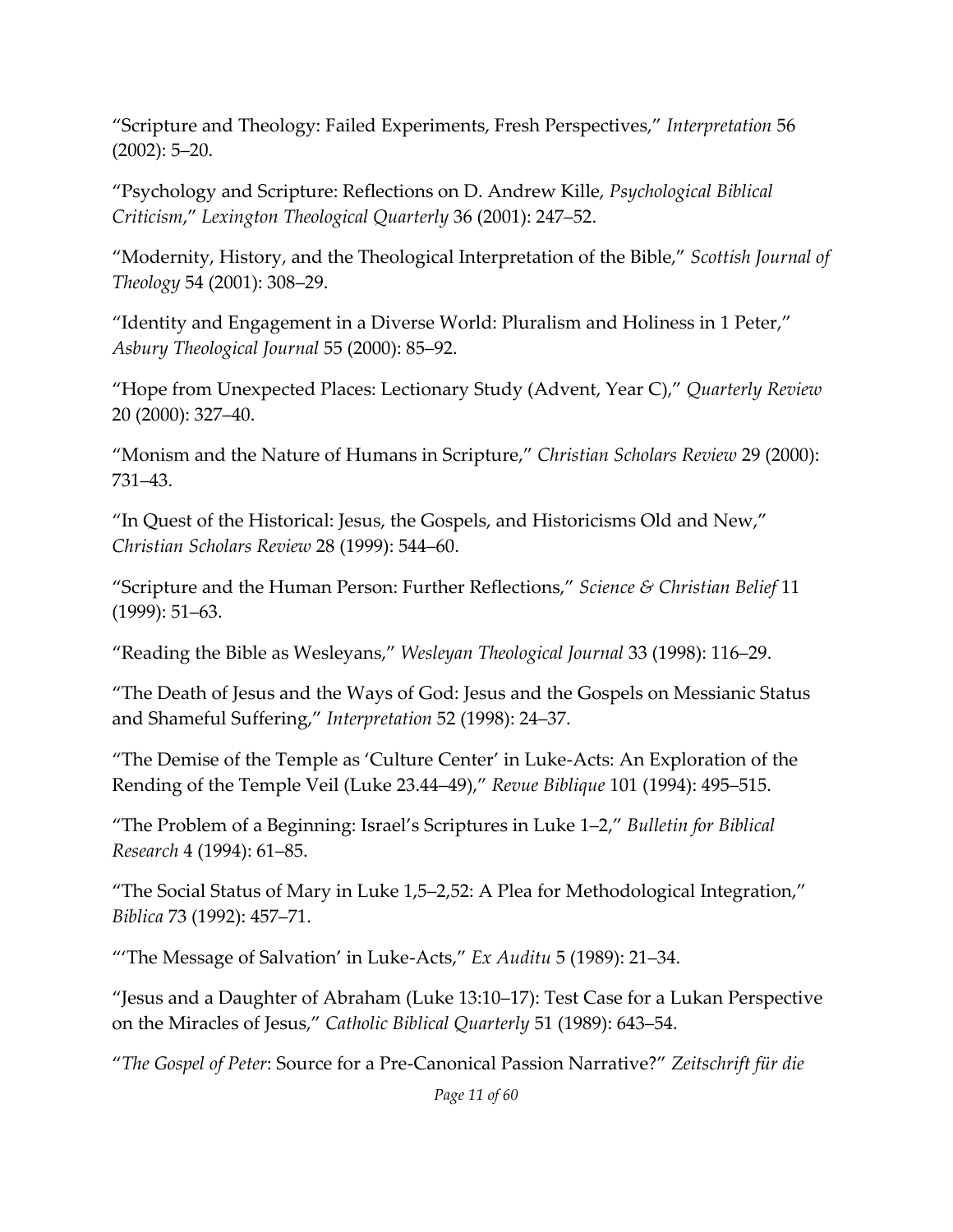“Scripture and Theology: Failed Experiments, Fresh Perspectives,” *Interpretation* 56 (2002): 5–20.

“Psychology and Scripture: Reflections on D. Andrew Kille, *Psychological Biblical Criticism*,” *Lexington Theological Quarterly* 36 (2001): 247–52.

“Modernity, History, and the Theological Interpretation of the Bible,” *Scottish Journal of Theology* 54 (2001): 308–29.

“Identity and Engagement in a Diverse World: Pluralism and Holiness in 1 Peter,” *Asbury Theological Journal* 55 (2000): 85–92.

“Hope from Unexpected Places: Lectionary Study (Advent, Year C),” *Quarterly Review* 20 (2000): 327–40.

“Monism and the Nature of Humans in Scripture,” *Christian Scholars Review* 29 (2000): 731–43.

“In Quest of the Historical: Jesus, the Gospels, and Historicisms Old and New,” *Christian Scholars Review* 28 (1999): 544–60.

“Scripture and the Human Person: Further Reflections,” *Science & Christian Belief* 11 (1999): 51–63.

“Reading the Bible as Wesleyans,” *Wesleyan Theological Journal* 33 (1998): 116–29.

“The Death of Jesus and the Ways of God: Jesus and the Gospels on Messianic Status and Shameful Suffering,” *Interpretation* 52 (1998): 24–37.

“The Demise of the Temple as ‘Culture Center’ in Luke-Acts: An Exploration of the Rending of the Temple Veil (Luke 23.44–49),” *Revue Biblique* 101 (1994): 495–515.

“The Problem of a Beginning: Israel’s Scriptures in Luke 1–2,” *Bulletin for Biblical Research* 4 (1994): 61–85.

“The Social Status of Mary in Luke 1,5–2,52: A Plea for Methodological Integration,” *Biblica* 73 (1992): 457–71.

“‘The Message of Salvation’ in Luke-Acts,” *Ex Auditu* 5 (1989): 21–34.

“Jesus and a Daughter of Abraham (Luke 13:10–17): Test Case for a Lukan Perspective on the Miracles of Jesus,” *Catholic Biblical Quarterly* 51 (1989): 643–54.

“*The Gospel of Peter*: Source for a Pre-Canonical Passion Narrative?” *Zeitschrift für die*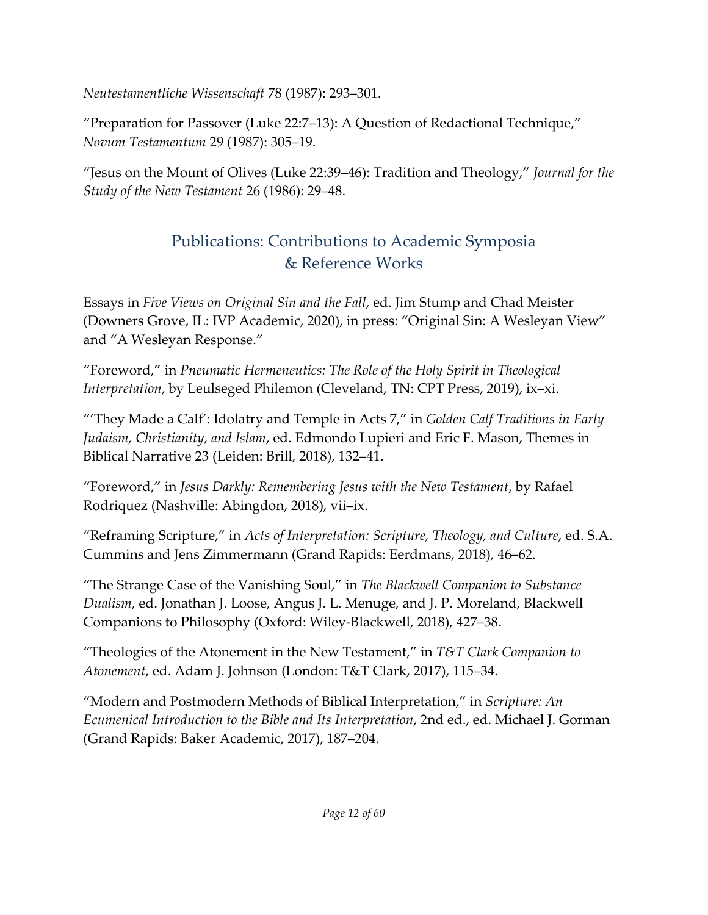*Neutestamentliche Wissenschaft* 78 (1987): 293–301.

"Preparation for Passover (Luke 22:7–13): A Question of Redactional Technique," *Novum Testamentum* 29 (1987): 305–19.

"Jesus on the Mount of Olives (Luke 22:39–46): Tradition and Theology," *Journal for the Study of the New Testament* 26 (1986): 29–48.

## Publications: Contributions to Academic Symposia & Reference Works

Essays in *Five Views on Original Sin and the Fall*, ed. Jim Stump and Chad Meister (Downers Grove, IL: IVP Academic, 2020), in press: "Original Sin: A Wesleyan View" and "A Wesleyan Response."

"Foreword," in *Pneumatic Hermeneutics: The Role of the Holy Spirit in Theological Interpretation*, by Leulseged Philemon (Cleveland, TN: CPT Press, 2019), ix–xi.

"'They Made a Calf': Idolatry and Temple in Acts 7," in *Golden Calf Traditions in Early Judaism, Christianity, and Islam*, ed. Edmondo Lupieri and Eric F. Mason, Themes in Biblical Narrative 23 (Leiden: Brill, 2018), 132–41.

"Foreword," in *Jesus Darkly: Remembering Jesus with the New Testament*, by Rafael Rodriquez (Nashville: Abingdon, 2018), vii–ix.

"Reframing Scripture," in *Acts of Interpretation: Scripture, Theology, and Culture*, ed. S.A. Cummins and Jens Zimmermann (Grand Rapids: Eerdmans, 2018), 46–62.

"The Strange Case of the Vanishing Soul," in *The Blackwell Companion to Substance Dualism*, ed. Jonathan J. Loose, Angus J. L. Menuge, and J. P. Moreland, Blackwell Companions to Philosophy (Oxford: Wiley-Blackwell, 2018), 427–38.

"Theologies of the Atonement in the New Testament," in *T&T Clark Companion to Atonement*, ed. Adam J. Johnson (London: T&T Clark, 2017), 115–34.

"Modern and Postmodern Methods of Biblical Interpretation," in *Scripture: An Ecumenical Introduction to the Bible and Its Interpretation*, 2nd ed., ed. Michael J. Gorman (Grand Rapids: Baker Academic, 2017), 187–204.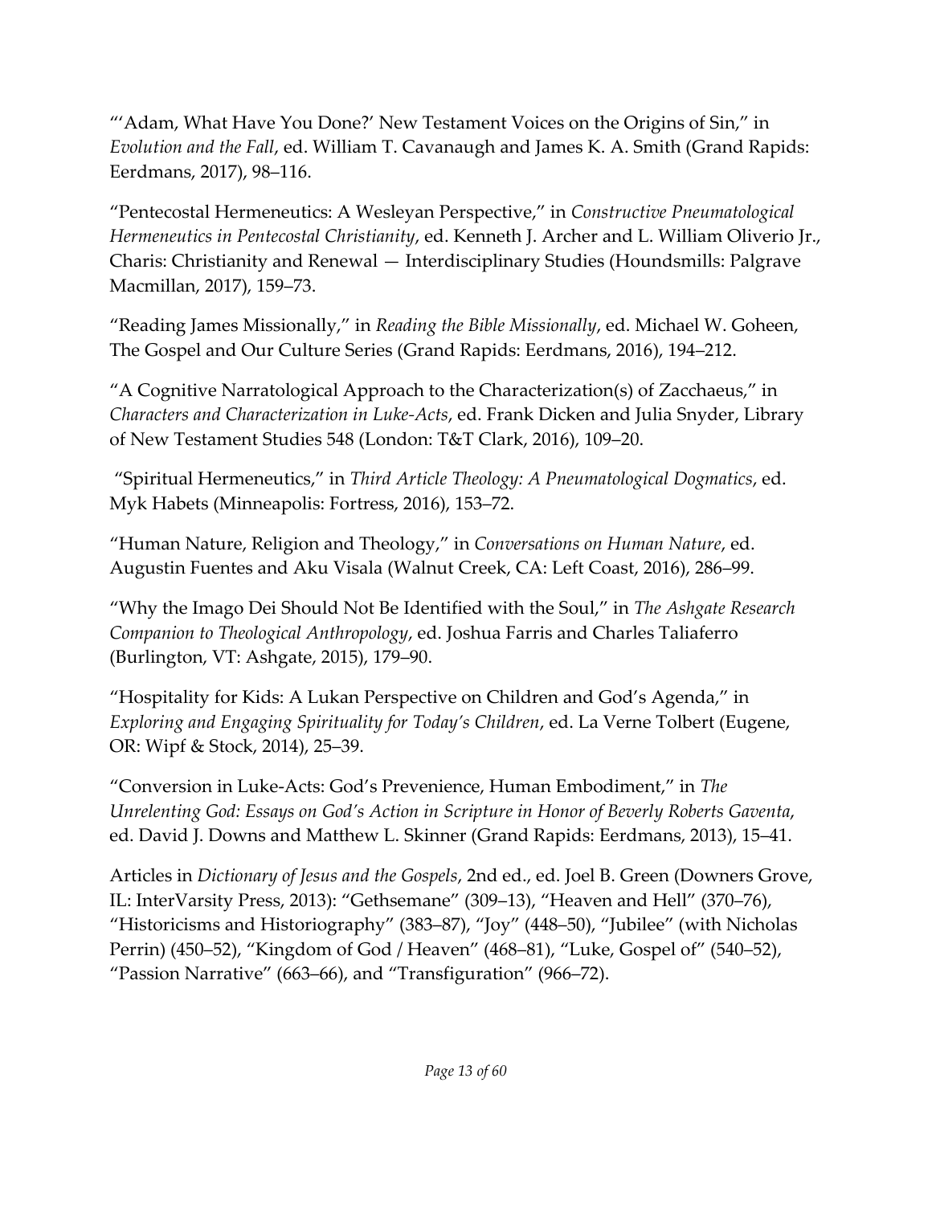"'Adam, What Have You Done?' New Testament Voices on the Origins of Sin," in *Evolution and the Fall*, ed. William T. Cavanaugh and James K. A. Smith (Grand Rapids: Eerdmans, 2017), 98–116.

"Pentecostal Hermeneutics: A Wesleyan Perspective," in *Constructive Pneumatological Hermeneutics in Pentecostal Christianity*, ed. Kenneth J. Archer and L. William Oliverio Jr., Charis: Christianity and Renewal — Interdisciplinary Studies (Houndsmills: Palgrave Macmillan, 2017), 159–73.

"Reading James Missionally," in *Reading the Bible Missionally*, ed. Michael W. Goheen, The Gospel and Our Culture Series (Grand Rapids: Eerdmans, 2016), 194–212.

"A Cognitive Narratological Approach to the Characterization(s) of Zacchaeus," in *Characters and Characterization in Luke-Acts*, ed. Frank Dicken and Julia Snyder, Library of New Testament Studies 548 (London: T&T Clark, 2016), 109–20.

"Spiritual Hermeneutics," in *Third Article Theology: A Pneumatological Dogmatics*, ed. Myk Habets (Minneapolis: Fortress, 2016), 153–72.

"Human Nature, Religion and Theology," in *Conversations on Human Nature*, ed. Augustin Fuentes and Aku Visala (Walnut Creek, CA: Left Coast, 2016), 286–99.

"Why the Imago Dei Should Not Be Identified with the Soul," in *The Ashgate Research Companion to Theological Anthropology*, ed. Joshua Farris and Charles Taliaferro (Burlington, VT: Ashgate, 2015), 179–90.

"Hospitality for Kids: A Lukan Perspective on Children and God's Agenda," in *Exploring and Engaging Spirituality for Today's Children*, ed. La Verne Tolbert (Eugene, OR: Wipf & Stock, 2014), 25–39.

"Conversion in Luke-Acts: God's Prevenience, Human Embodiment," in *The Unrelenting God: Essays on God's Action in Scripture in Honor of Beverly Roberts Gaventa*, ed. David J. Downs and Matthew L. Skinner (Grand Rapids: Eerdmans, 2013), 15–41.

Articles in *Dictionary of Jesus and the Gospels*, 2nd ed., ed. Joel B. Green (Downers Grove, IL: InterVarsity Press, 2013): "Gethsemane" (309–13), "Heaven and Hell" (370–76), "Historicisms and Historiography" (383–87), "Joy" (448–50), "Jubilee" (with Nicholas Perrin) (450–52), "Kingdom of God / Heaven" (468–81), "Luke, Gospel of" (540–52), "Passion Narrative" (663–66), and "Transfiguration" (966–72).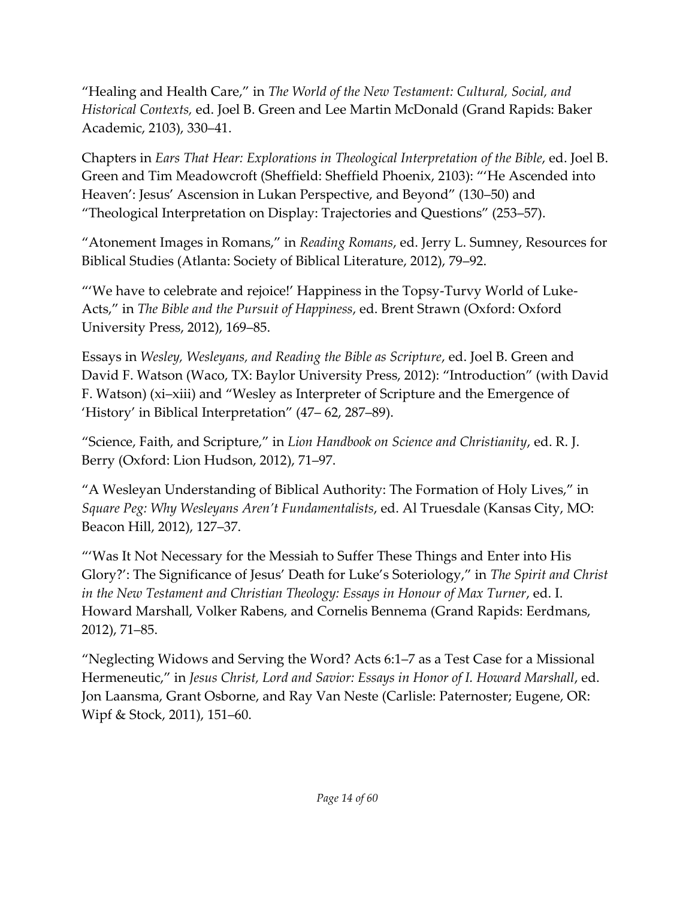"Healing and Health Care," in *The World of the New Testament: Cultural, Social, and Historical Contexts,* ed. Joel B. Green and Lee Martin McDonald (Grand Rapids: Baker Academic, 2103), 330–41.

Chapters in *Ears That Hear: Explorations in Theological Interpretation of the Bible*, ed. Joel B. Green and Tim Meadowcroft (Sheffield: Sheffield Phoenix, 2103): "'He Ascended into Heaven': Jesus' Ascension in Lukan Perspective, and Beyond" (130–50) and "Theological Interpretation on Display: Trajectories and Questions" (253–57).

"Atonement Images in Romans," in *Reading Romans*, ed. Jerry L. Sumney, Resources for Biblical Studies (Atlanta: Society of Biblical Literature, 2012), 79–92.

"'We have to celebrate and rejoice!' Happiness in the Topsy-Turvy World of Luke-Acts," in *The Bible and the Pursuit of Happiness*, ed. Brent Strawn (Oxford: Oxford University Press, 2012), 169–85.

Essays in *Wesley, Wesleyans, and Reading the Bible as Scripture*, ed. Joel B. Green and David F. Watson (Waco, TX: Baylor University Press, 2012): "Introduction" (with David F. Watson) (xi–xiii) and "Wesley as Interpreter of Scripture and the Emergence of 'History' in Biblical Interpretation" (47– 62, 287–89).

"Science, Faith, and Scripture," in *Lion Handbook on Science and Christianity*, ed. R. J. Berry (Oxford: Lion Hudson, 2012), 71–97.

"A Wesleyan Understanding of Biblical Authority: The Formation of Holy Lives," in *Square Peg: Why Wesleyans Aren't Fundamentalists*, ed. Al Truesdale (Kansas City, MO: Beacon Hill, 2012), 127–37.

"'Was It Not Necessary for the Messiah to Suffer These Things and Enter into His Glory?': The Significance of Jesus' Death for Luke's Soteriology," in *The Spirit and Christ in the New Testament and Christian Theology: Essays in Honour of Max Turner*, ed. I. Howard Marshall, Volker Rabens, and Cornelis Bennema (Grand Rapids: Eerdmans, 2012), 71–85.

"Neglecting Widows and Serving the Word? Acts 6:1–7 as a Test Case for a Missional Hermeneutic," in *Jesus Christ, Lord and Savior: Essays in Honor of I. Howard Marshall*, ed. Jon Laansma, Grant Osborne, and Ray Van Neste (Carlisle: Paternoster; Eugene, OR: Wipf & Stock, 2011), 151–60.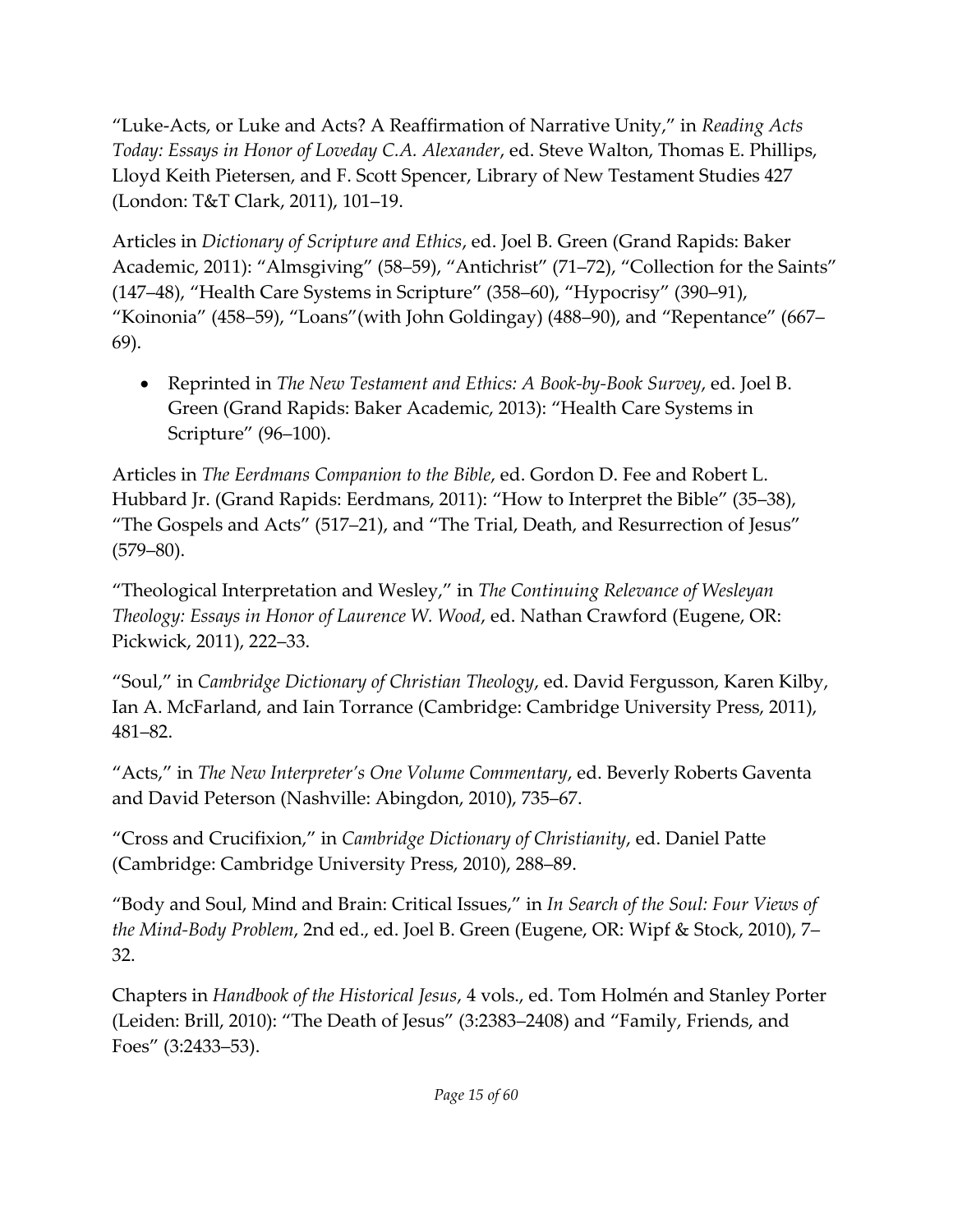"Luke-Acts, or Luke and Acts? A Reaffirmation of Narrative Unity," in *Reading Acts Today: Essays in Honor of Loveday C.A. Alexander*, ed. Steve Walton, Thomas E. Phillips, Lloyd Keith Pietersen, and F. Scott Spencer, Library of New Testament Studies 427 (London: T&T Clark, 2011), 101–19.

Articles in *Dictionary of Scripture and Ethics*, ed. Joel B. Green (Grand Rapids: Baker Academic, 2011): "Almsgiving" (58–59), "Antichrist" (71–72), "Collection for the Saints" (147–48), "Health Care Systems in Scripture" (358–60), "Hypocrisy" (390–91), "Koinonia" (458–59), "Loans"(with John Goldingay) (488–90), and "Repentance" (667–69).

- Reprinted in *The New Testament and Ethics: A Book-by-Book Survey*, ed. Joel B. Green (Grand Rapids: Baker Academic, 2013): "Health Care Systems in Scripture" (96–100).

Articles in *The Eerdmans Companion to the Bible*, ed. Gordon D. Fee and Robert L. Hubbard Jr. (Grand Rapids: Eerdmans, 2011): "How to Interpret the Bible" (35–38), "The Gospels and Acts" (517–21), and "The Trial, Death, and Resurrection of Jesus" (579–80).

"Theological Interpretation and Wesley," in *The Continuing Relevance of Wesleyan Theology: Essays in Honor of Laurence W. Wood*, ed. Nathan Crawford (Eugene, OR: Pickwick, 2011), 222–33.

"Soul," in *Cambridge Dictionary of Christian Theology*, ed. David Fergusson, Karen Kilby, Ian A. McFarland, and Iain Torrance (Cambridge: Cambridge University Press, 2011), 481–82.

"Acts," in *The New Interpreter's One Volume Commentary*, ed. Beverly Roberts Gaventa and David Peterson (Nashville: Abingdon, 2010), 735–67.

"Cross and Crucifixion," in *Cambridge Dictionary of Christianity*, ed. Daniel Patte (Cambridge: Cambridge University Press, 2010), 288–89.

"Body and Soul, Mind and Brain: Critical Issues," in *In Search of the Soul: Four Views of the Mind-Body Problem*, 2nd ed., ed. Joel B. Green (Eugene, OR: Wipf & Stock, 2010), 7–32.

Chapters in *Handbook of the Historical Jesus*, 4 vols., ed. Tom Holmén and Stanley Porter (Leiden: Brill, 2010): "The Death of Jesus" (3:2383–2408) and "Family, Friends, and Foes" (3:2433–53).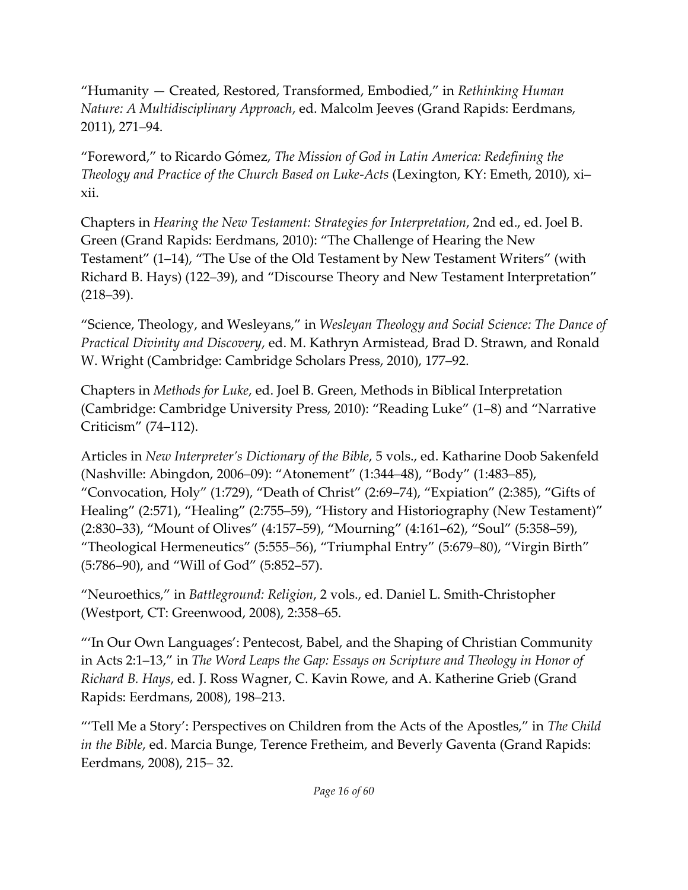"Humanity — Created, Restored, Transformed, Embodied," in *Rethinking Human Nature: A Multidisciplinary Approach*, ed. Malcolm Jeeves (Grand Rapids: Eerdmans, 2011), 271–94.

"Foreword," to Ricardo Gómez, *The Mission of God in Latin America: Redefining the Theology and Practice of the Church Based on Luke-Acts* (Lexington, KY: Emeth, 2010), xi–xii.

Chapters in *Hearing the New Testament: Strategies for Interpretation*, 2nd ed., ed. Joel B. Green (Grand Rapids: Eerdmans, 2010): "The Challenge of Hearing the New Testament" (1–14), "The Use of the Old Testament by New Testament Writers" (with Richard B. Hays) (122–39), and "Discourse Theory and New Testament Interpretation" (218–39).

"Science, Theology, and Wesleyans," in *Wesleyan Theology and Social Science: The Dance of Practical Divinity and Discovery*, ed. M. Kathryn Armistead, Brad D. Strawn, and Ronald W. Wright (Cambridge: Cambridge Scholars Press, 2010), 177–92.

Chapters in *Methods for Luke*, ed. Joel B. Green, Methods in Biblical Interpretation (Cambridge: Cambridge University Press, 2010): "Reading Luke" (1–8) and "Narrative Criticism" (74–112).

Articles in *New Interpreter's Dictionary of the Bible*, 5 vols., ed. Katharine Doob Sakenfeld (Nashville: Abingdon, 2006–09): "Atonement" (1:344–48), "Body" (1:483–85), "Convocation, Holy" (1:729), "Death of Christ" (2:69–74), "Expiation" (2:385), "Gifts of Healing" (2:571), "Healing" (2:755–59), "History and Historiography (New Testament)" (2:830–33), "Mount of Olives" (4:157–59), "Mourning" (4:161–62), "Soul" (5:358–59), "Theological Hermeneutics" (5:555–56), "Triumphal Entry" (5:679–80), "Virgin Birth" (5:786–90), and "Will of God" (5:852–57).

"Neuroethics," in *Battleground: Religion*, 2 vols., ed. Daniel L. Smith-Christopher (Westport, CT: Greenwood, 2008), 2:358–65.

"'In Our Own Languages': Pentecost, Babel, and the Shaping of Christian Community in Acts 2:1–13," in *The Word Leaps the Gap: Essays on Scripture and Theology in Honor of Richard B. Hays*, ed. J. Ross Wagner, C. Kavin Rowe, and A. Katherine Grieb (Grand Rapids: Eerdmans, 2008), 198–213.

"'Tell Me a Story': Perspectives on Children from the Acts of the Apostles," in *The Child in the Bible*, ed. Marcia Bunge, Terence Fretheim, and Beverly Gaventa (Grand Rapids: Eerdmans, 2008), 215– 32.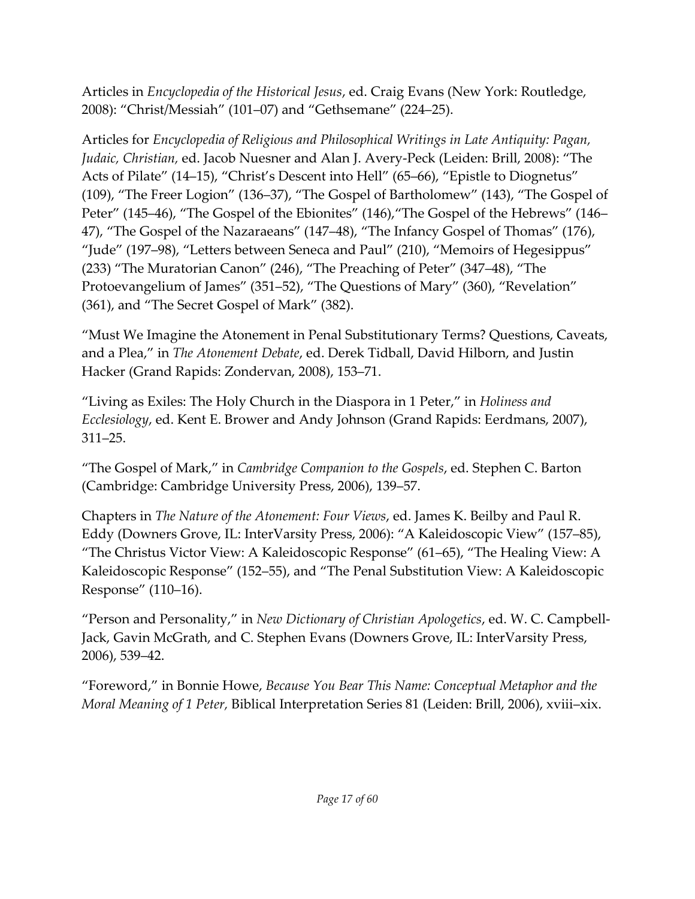Articles in *Encyclopedia of the Historical Jesus*, ed. Craig Evans (New York: Routledge, 2008): "Christ/Messiah" (101–07) and "Gethsemane" (224–25).

Articles for *Encyclopedia of Religious and Philosophical Writings in Late Antiquity: Pagan, Judaic, Christian,* ed. Jacob Nuesner and Alan J. Avery-Peck (Leiden: Brill, 2008): "The Acts of Pilate" (14–15), "Christ's Descent into Hell" (65–66), "Epistle to Diognetus" (109), "The Freer Logion" (136–37), "The Gospel of Bartholomew" (143), "The Gospel of Peter" (145–46), "The Gospel of the Ebionites" (146),"The Gospel of the Hebrews" (146–47), "The Gospel of the Nazaraeans" (147–48), "The Infancy Gospel of Thomas" (176), "Jude" (197–98), "Letters between Seneca and Paul" (210), "Memoirs of Hegesippus" (233) "The Muratorian Canon" (246), "The Preaching of Peter" (347–48), "The Protoevangelium of James" (351–52), "The Questions of Mary" (360), "Revelation" (361), and "The Secret Gospel of Mark" (382).

"Must We Imagine the Atonement in Penal Substitutionary Terms? Questions, Caveats, and a Plea," in *The Atonement Debate*, ed. Derek Tidball, David Hilborn, and Justin Hacker (Grand Rapids: Zondervan, 2008), 153–71.

"Living as Exiles: The Holy Church in the Diaspora in 1 Peter," in *Holiness and Ecclesiology*, ed. Kent E. Brower and Andy Johnson (Grand Rapids: Eerdmans, 2007), 311–25.

"The Gospel of Mark," in *Cambridge Companion to the Gospels*, ed. Stephen C. Barton (Cambridge: Cambridge University Press, 2006), 139–57.

Chapters in *The Nature of the Atonement: Four Views*, ed. James K. Beilby and Paul R. Eddy (Downers Grove, IL: InterVarsity Press, 2006): "A Kaleidoscopic View" (157–85), "The Christus Victor View: A Kaleidoscopic Response" (61–65), "The Healing View: A Kaleidoscopic Response" (152–55), and "The Penal Substitution View: A Kaleidoscopic Response" (110–16).

"Person and Personality," in *New Dictionary of Christian Apologetics*, ed. W. C. Campbell-Jack, Gavin McGrath, and C. Stephen Evans (Downers Grove, IL: InterVarsity Press, 2006), 539–42.

"Foreword," in Bonnie Howe, *Because You Bear This Name: Conceptual Metaphor and the Moral Meaning of 1 Peter,* Biblical Interpretation Series 81 (Leiden: Brill, 2006), xviii–xix.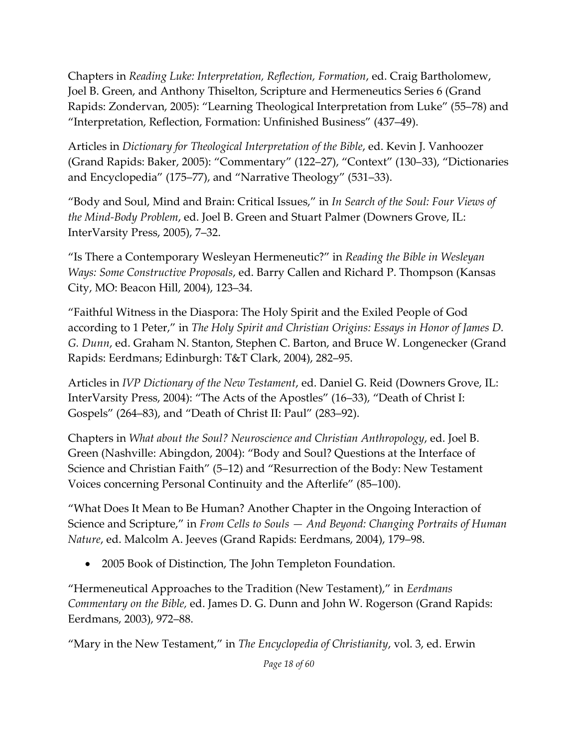Chapters in *Reading Luke: Interpretation, Reflection, Formation*, ed. Craig Bartholomew, Joel B. Green, and Anthony Thiselton, Scripture and Hermeneutics Series 6 (Grand Rapids: Zondervan, 2005): "Learning Theological Interpretation from Luke" (55–78) and "Interpretation, Reflection, Formation: Unfinished Business" (437–49).

Articles in *Dictionary for Theological Interpretation of the Bible*, ed. Kevin J. Vanhoozer (Grand Rapids: Baker, 2005): "Commentary" (122–27), "Context" (130–33), "Dictionaries and Encyclopedia" (175–77), and "Narrative Theology" (531–33).

"Body and Soul, Mind and Brain: Critical Issues," in *In Search of the Soul: Four Views of the Mind-Body Problem*, ed. Joel B. Green and Stuart Palmer (Downers Grove, IL: InterVarsity Press, 2005), 7–32.

"Is There a Contemporary Wesleyan Hermeneutic?" in *Reading the Bible in Wesleyan Ways: Some Constructive Proposals*, ed. Barry Callen and Richard P. Thompson (Kansas City, MO: Beacon Hill, 2004), 123–34.

"Faithful Witness in the Diaspora: The Holy Spirit and the Exiled People of God according to 1 Peter," in *The Holy Spirit and Christian Origins: Essays in Honor of James D. G. Dunn*, ed. Graham N. Stanton, Stephen C. Barton, and Bruce W. Longenecker (Grand Rapids: Eerdmans; Edinburgh: T&T Clark, 2004), 282–95.

Articles in *IVP Dictionary of the New Testament*, ed. Daniel G. Reid (Downers Grove, IL: InterVarsity Press, 2004): "The Acts of the Apostles" (16–33), "Death of Christ I: Gospels" (264–83), and "Death of Christ II: Paul" (283–92).

Chapters in *What about the Soul? Neuroscience and Christian Anthropology*, ed. Joel B. Green (Nashville: Abingdon, 2004): "Body and Soul? Questions at the Interface of Science and Christian Faith" (5–12) and "Resurrection of the Body: New Testament Voices concerning Personal Continuity and the Afterlife" (85–100).

"What Does It Mean to Be Human? Another Chapter in the Ongoing Interaction of Science and Scripture," in *From Cells to Souls — And Beyond: Changing Portraits of Human Nature*, ed. Malcolm A. Jeeves (Grand Rapids: Eerdmans, 2004), 179–98.

- 2005 Book of Distinction, The John Templeton Foundation.

"Hermeneutical Approaches to the Tradition (New Testament)," in *Eerdmans Commentary on the Bible,* ed. James D. G. Dunn and John W. Rogerson (Grand Rapids: Eerdmans, 2003), 972–88.

"Mary in the New Testament," in *The Encyclopedia of Christianity*, vol. 3, ed. Erwin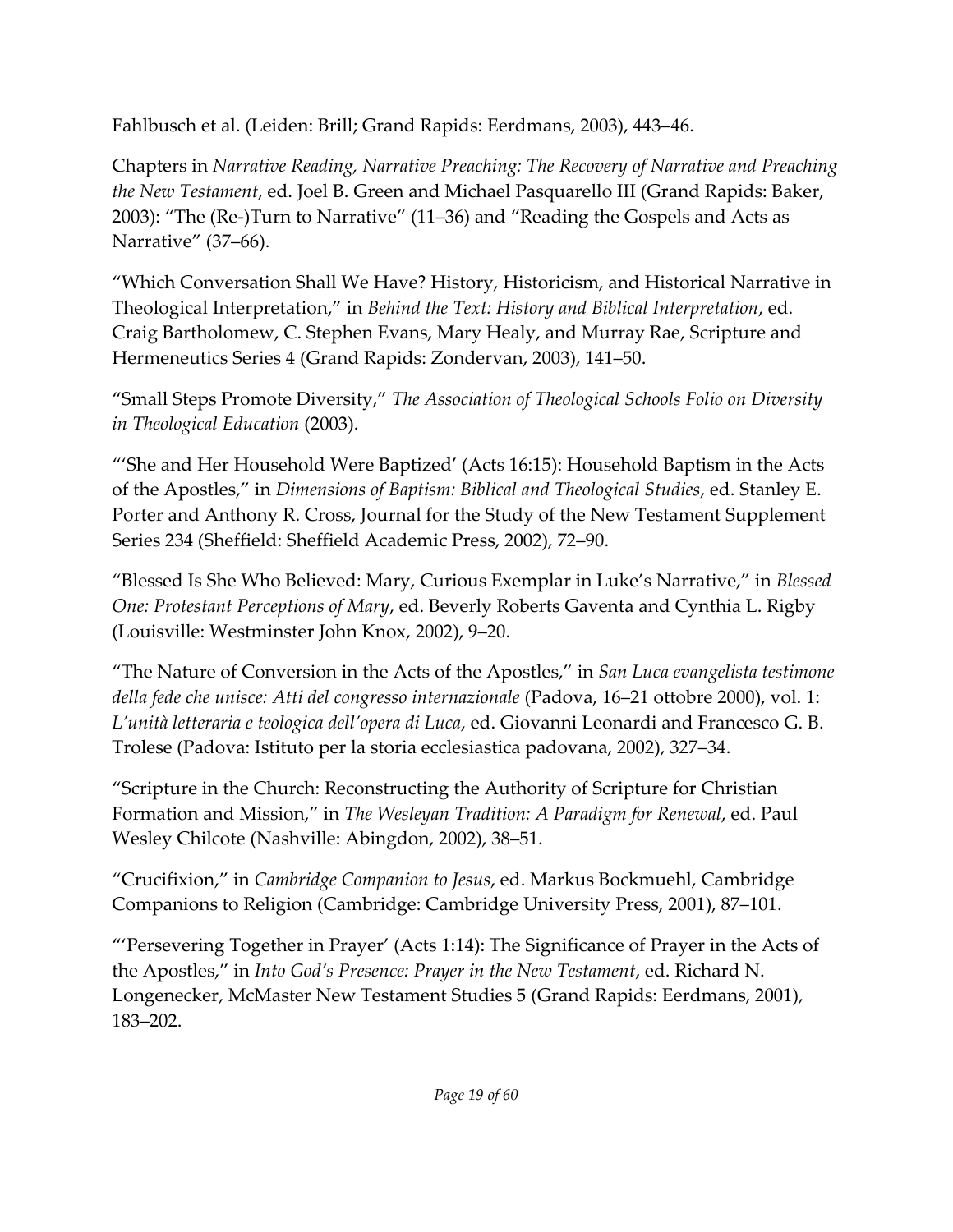Fahlbusch et al. (Leiden: Brill; Grand Rapids: Eerdmans, 2003), 443–46.

Chapters in *Narrative Reading, Narrative Preaching: The Recovery of Narrative and Preaching the New Testament*, ed. Joel B. Green and Michael Pasquarello III (Grand Rapids: Baker, 2003): "The (Re-)Turn to Narrative" (11–36) and "Reading the Gospels and Acts as Narrative" (37–66).

"Which Conversation Shall We Have? History, Historicism, and Historical Narrative in Theological Interpretation," in *Behind the Text: History and Biblical Interpretation*, ed. Craig Bartholomew, C. Stephen Evans, Mary Healy, and Murray Rae, Scripture and Hermeneutics Series 4 (Grand Rapids: Zondervan, 2003), 141–50.

"Small Steps Promote Diversity," *The Association of Theological Schools Folio on Diversity in Theological Education* (2003).

"'She and Her Household Were Baptized' (Acts 16:15): Household Baptism in the Acts of the Apostles," in *Dimensions of Baptism: Biblical and Theological Studies*, ed. Stanley E. Porter and Anthony R. Cross, Journal for the Study of the New Testament Supplement Series 234 (Sheffield: Sheffield Academic Press, 2002), 72–90.

"Blessed Is She Who Believed: Mary, Curious Exemplar in Luke's Narrative," in *Blessed One: Protestant Perceptions of Mary*, ed. Beverly Roberts Gaventa and Cynthia L. Rigby (Louisville: Westminster John Knox, 2002), 9–20.

"The Nature of Conversion in the Acts of the Apostles," in *San Luca evangelista testimone della fede che unisce: Atti del congresso internazionale* (Padova, 16–21 ottobre 2000), vol. 1: *L'unità letteraria e teologica dell'opera di Luca*, ed. Giovanni Leonardi and Francesco G. B. Trolese (Padova: Istituto per la storia ecclesiastica padovana, 2002), 327–34.

"Scripture in the Church: Reconstructing the Authority of Scripture for Christian Formation and Mission," in *The Wesleyan Tradition: A Paradigm for Renewal*, ed. Paul Wesley Chilcote (Nashville: Abingdon, 2002), 38–51.

"Crucifixion," in *Cambridge Companion to Jesus*, ed. Markus Bockmuehl, Cambridge Companions to Religion (Cambridge: Cambridge University Press, 2001), 87–101.

"'Persevering Together in Prayer' (Acts 1:14): The Significance of Prayer in the Acts of the Apostles," in *Into God's Presence: Prayer in the New Testament*, ed. Richard N. Longenecker, McMaster New Testament Studies 5 (Grand Rapids: Eerdmans, 2001), 183–202.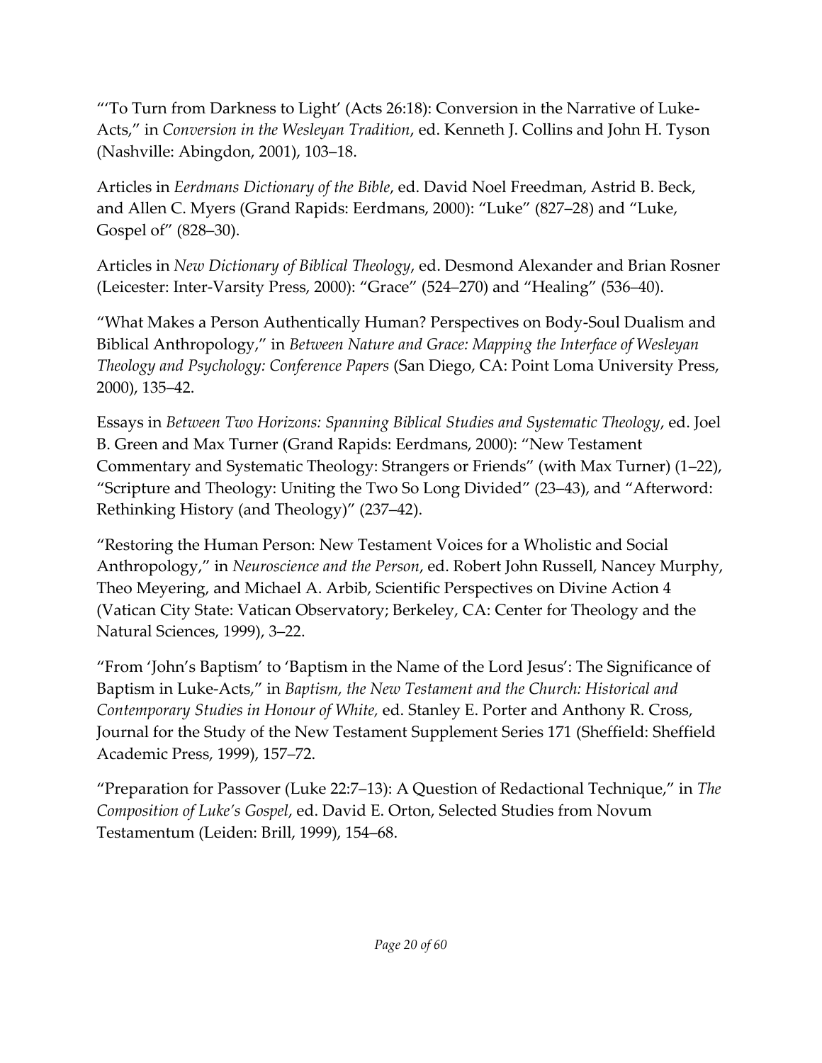"'To Turn from Darkness to Light' (Acts 26:18): Conversion in the Narrative of Luke-Acts," in *Conversion in the Wesleyan Tradition*, ed. Kenneth J. Collins and John H. Tyson (Nashville: Abingdon, 2001), 103–18.

Articles in *Eerdmans Dictionary of the Bible*, ed. David Noel Freedman, Astrid B. Beck, and Allen C. Myers (Grand Rapids: Eerdmans, 2000): "Luke" (827–28) and "Luke, Gospel of" (828–30).

Articles in *New Dictionary of Biblical Theology*, ed. Desmond Alexander and Brian Rosner (Leicester: Inter-Varsity Press, 2000): "Grace" (524–270) and "Healing" (536–40).

"What Makes a Person Authentically Human? Perspectives on Body-Soul Dualism and Biblical Anthropology," in *Between Nature and Grace: Mapping the Interface of Wesleyan Theology and Psychology: Conference Papers* (San Diego, CA: Point Loma University Press, 2000), 135–42.

Essays in *Between Two Horizons: Spanning Biblical Studies and Systematic Theology*, ed. Joel B. Green and Max Turner (Grand Rapids: Eerdmans, 2000): "New Testament Commentary and Systematic Theology: Strangers or Friends" (with Max Turner) (1–22), "Scripture and Theology: Uniting the Two So Long Divided" (23–43), and "Afterword: Rethinking History (and Theology)" (237–42).

"Restoring the Human Person: New Testament Voices for a Wholistic and Social Anthropology," in *Neuroscience and the Person*, ed. Robert John Russell, Nancey Murphy, Theo Meyering, and Michael A. Arbib, Scientific Perspectives on Divine Action 4 (Vatican City State: Vatican Observatory; Berkeley, CA: Center for Theology and the Natural Sciences, 1999), 3–22.

"From 'John's Baptism' to 'Baptism in the Name of the Lord Jesus': The Significance of Baptism in Luke-Acts," in *Baptism, the New Testament and the Church: Historical and Contemporary Studies in Honour of White,* ed. Stanley E. Porter and Anthony R. Cross, Journal for the Study of the New Testament Supplement Series 171 (Sheffield: Sheffield Academic Press, 1999), 157–72.

"Preparation for Passover (Luke 22:7–13): A Question of Redactional Technique," in *The Composition of Luke's Gospel*, ed. David E. Orton, Selected Studies from Novum Testamentum (Leiden: Brill, 1999), 154–68.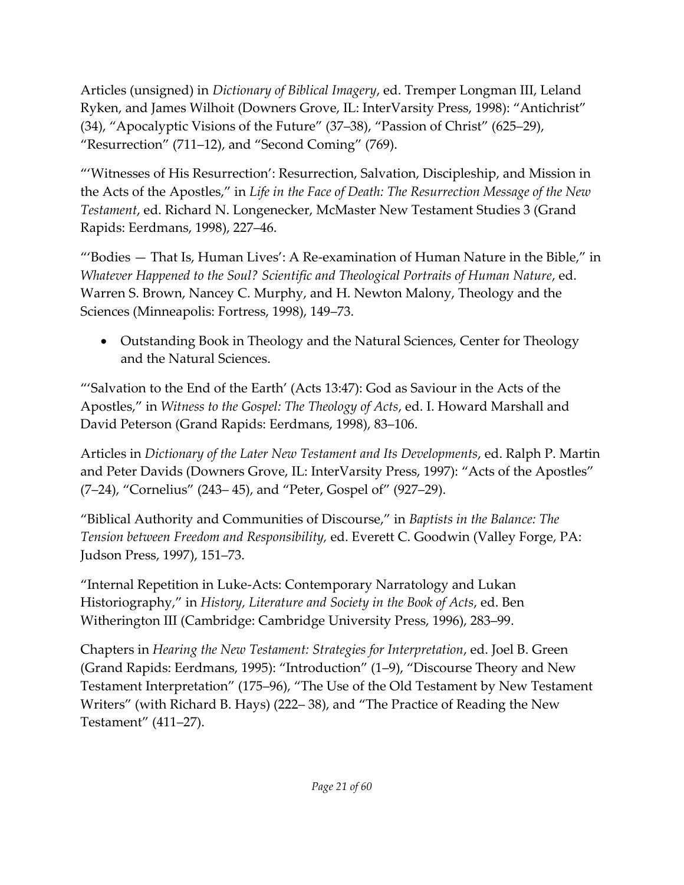Articles (unsigned) in *Dictionary of Biblical Imagery*, ed. Tremper Longman III, Leland Ryken, and James Wilhoit (Downers Grove, IL: InterVarsity Press, 1998): "Antichrist" (34), "Apocalyptic Visions of the Future" (37–38), "Passion of Christ" (625–29), "Resurrection" (711–12), and "Second Coming" (769).

"'Witnesses of His Resurrection': Resurrection, Salvation, Discipleship, and Mission in the Acts of the Apostles," in *Life in the Face of Death: The Resurrection Message of the New Testament*, ed. Richard N. Longenecker, McMaster New Testament Studies 3 (Grand Rapids: Eerdmans, 1998), 227–46.

"'Bodies — That Is, Human Lives': A Re-examination of Human Nature in the Bible," in *Whatever Happened to the Soul? Scientific and Theological Portraits of Human Nature*, ed. Warren S. Brown, Nancey C. Murphy, and H. Newton Malony, Theology and the Sciences (Minneapolis: Fortress, 1998), 149–73.

- Outstanding Book in Theology and the Natural Sciences, Center for Theology and the Natural Sciences.

"'Salvation to the End of the Earth' (Acts 13:47): God as Saviour in the Acts of the Apostles," in *Witness to the Gospel: The Theology of Acts*, ed. I. Howard Marshall and David Peterson (Grand Rapids: Eerdmans, 1998), 83–106.

Articles in *Dictionary of the Later New Testament and Its Developments*, ed. Ralph P. Martin and Peter Davids (Downers Grove, IL: InterVarsity Press, 1997): "Acts of the Apostles" (7–24), "Cornelius" (243– 45), and "Peter, Gospel of" (927–29).

"Biblical Authority and Communities of Discourse," in *Baptists in the Balance: The Tension between Freedom and Responsibility,* ed. Everett C. Goodwin (Valley Forge, PA: Judson Press, 1997), 151–73.

"Internal Repetition in Luke-Acts: Contemporary Narratology and Lukan Historiography," in *History, Literature and Society in the Book of Acts*, ed. Ben Witherington III (Cambridge: Cambridge University Press, 1996), 283–99.

Chapters in *Hearing the New Testament: Strategies for Interpretation*, ed. Joel B. Green (Grand Rapids: Eerdmans, 1995): "Introduction" (1–9), "Discourse Theory and New Testament Interpretation" (175–96), "The Use of the Old Testament by New Testament Writers" (with Richard B. Hays) (222– 38), and "The Practice of Reading the New Testament" (411–27).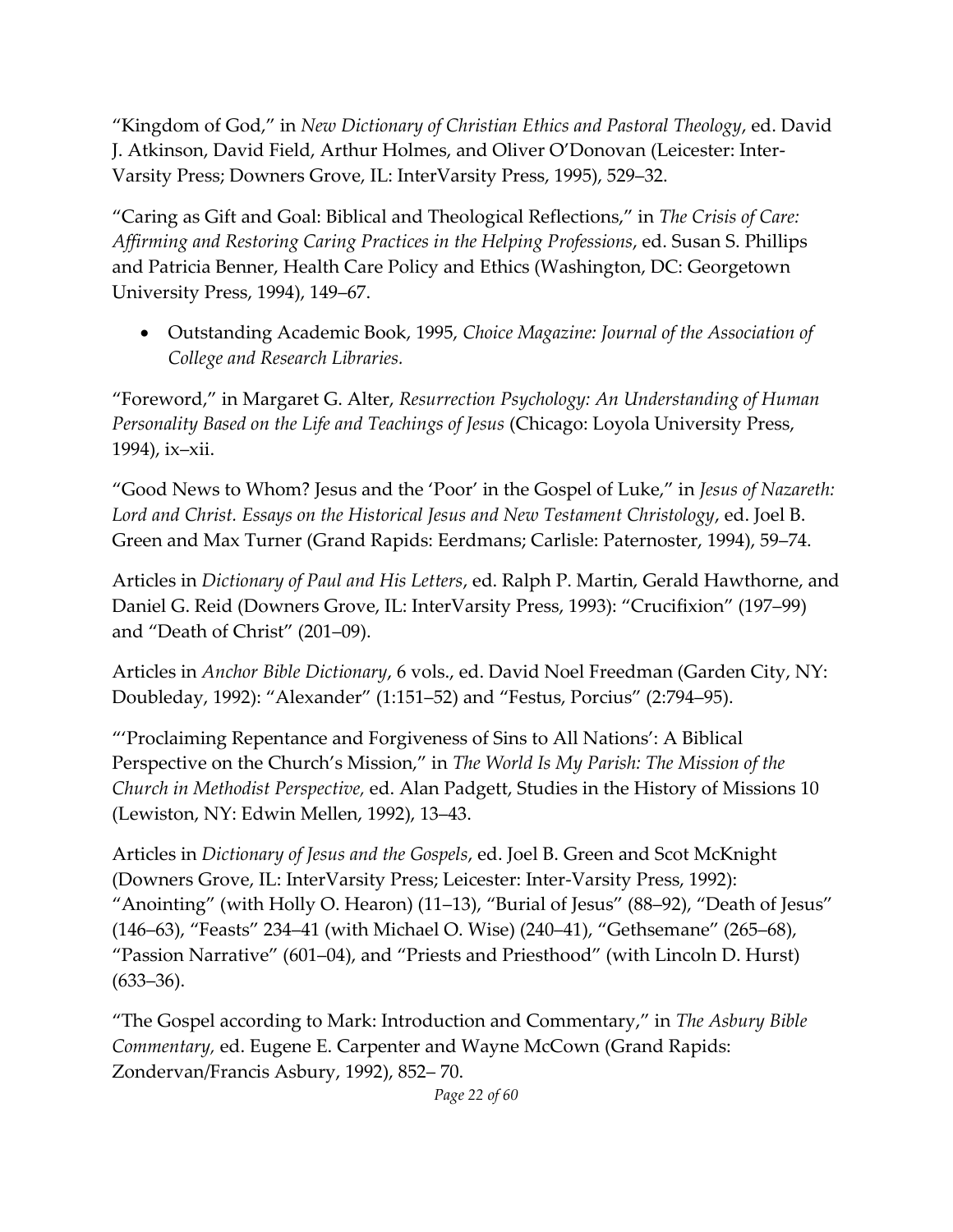"Kingdom of God," in *New Dictionary of Christian Ethics and Pastoral Theology*, ed. David J. Atkinson, David Field, Arthur Holmes, and Oliver O'Donovan (Leicester: Inter-Varsity Press; Downers Grove, IL: InterVarsity Press, 1995), 529–32.

"Caring as Gift and Goal: Biblical and Theological Reflections," in *The Crisis of Care: Affirming and Restoring Caring Practices in the Helping Professions*, ed. Susan S. Phillips and Patricia Benner, Health Care Policy and Ethics (Washington, DC: Georgetown University Press, 1994), 149–67.

- Outstanding Academic Book, 1995, *Choice Magazine: Journal of the Association of College and Research Libraries.*

"Foreword," in Margaret G. Alter, *Resurrection Psychology: An Understanding of Human Personality Based on the Life and Teachings of Jesus* (Chicago: Loyola University Press, 1994), ix–xii.

"Good News to Whom? Jesus and the 'Poor' in the Gospel of Luke," in *Jesus of Nazareth: Lord and Christ. Essays on the Historical Jesus and New Testament Christology*, ed. Joel B. Green and Max Turner (Grand Rapids: Eerdmans; Carlisle: Paternoster, 1994), 59–74.

Articles in *Dictionary of Paul and His Letters*, ed. Ralph P. Martin, Gerald Hawthorne, and Daniel G. Reid (Downers Grove, IL: InterVarsity Press, 1993): "Crucifixion" (197–99) and "Death of Christ" (201–09).

Articles in *Anchor Bible Dictionary*, 6 vols., ed. David Noel Freedman (Garden City, NY: Doubleday, 1992): "Alexander" (1:151–52) and "Festus, Porcius" (2:794–95).

"'Proclaiming Repentance and Forgiveness of Sins to All Nations': A Biblical Perspective on the Church's Mission," in *The World Is My Parish: The Mission of the Church in Methodist Perspective,* ed. Alan Padgett, Studies in the History of Missions 10 (Lewiston, NY: Edwin Mellen, 1992), 13–43.

Articles in *Dictionary of Jesus and the Gospels*, ed. Joel B. Green and Scot McKnight (Downers Grove, IL: InterVarsity Press; Leicester: Inter-Varsity Press, 1992): "Anointing" (with Holly O. Hearon) (11–13), "Burial of Jesus" (88–92), "Death of Jesus" (146–63), "Feasts" 234–41 (with Michael O. Wise) (240–41), "Gethsemane" (265–68), "Passion Narrative" (601–04), and "Priests and Priesthood" (with Lincoln D. Hurst) (633–36).

"The Gospel according to Mark: Introduction and Commentary," in *The Asbury Bible Commentary,* ed. Eugene E. Carpenter and Wayne McCown (Grand Rapids: Zondervan/Francis Asbury, 1992), 852– 70.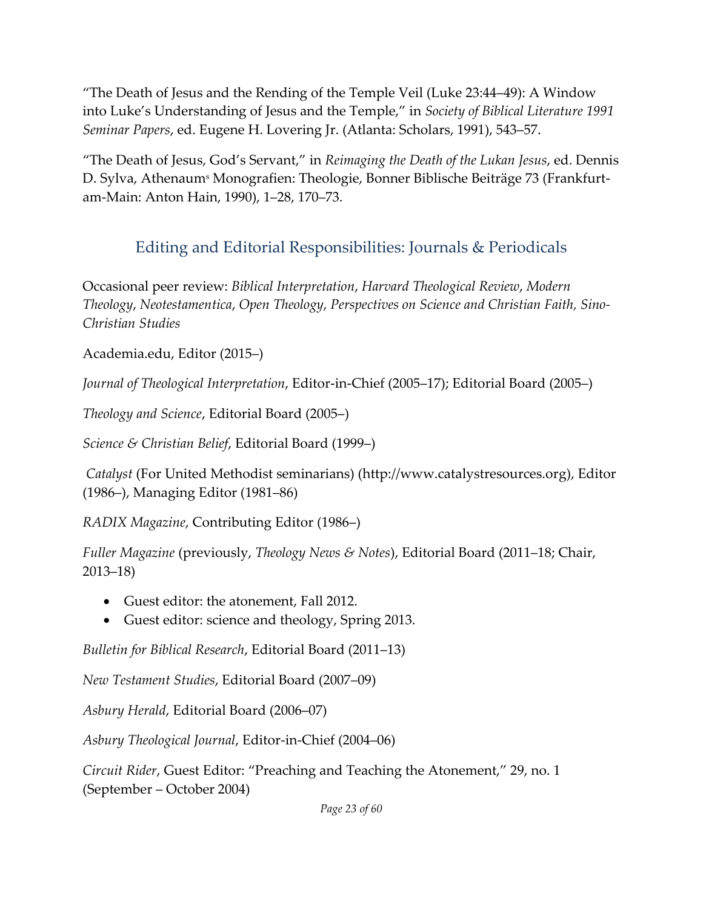"The Death of Jesus and the Rending of the Temple Veil (Luke 23:44–49): A Window into Luke's Understanding of Jesus and the Temple," in *Society of Biblical Literature 1991 Seminar Papers*, ed. Eugene H. Lovering Jr. (Atlanta: Scholars, 1991), 543–57.

"The Death of Jesus, God's Servant," in *Reimaging the Death of the Lukan Jesus*, ed. Dennis D. Sylva, Athenaums Monografien: Theologie, Bonner Biblische Beiträge 73 (Frankfurt-am-Main: Anton Hain, 1990), 1–28, 170–73.

## Editing and Editorial Responsibilities: Journals & Periodicals

Occasional peer review: *Biblical Interpretation*, *Harvard Theological Review*, *Modern Theology*, *Neotestamentica*, *Open Theology*, *Perspectives on Science and Christian Faith, Sino-Christian Studies*

Academia.edu, Editor (2015–)

*Journal of Theological Interpretation*, Editor-in-Chief (2005–17); Editorial Board (2005–)

*Theology and Science*, Editorial Board (2005–)

*Science & Christian Belief*, Editorial Board (1999–)

*Catalyst* (For United Methodist seminarians) (http://www.catalystresources.org), Editor (1986–), Managing Editor (1981–86)

*RADIX Magazine*, Contributing Editor (1986–)

*Fuller Magazine* (previously, *Theology News & Notes*), Editorial Board (2011–18; Chair, 2013–18)

- Guest editor: the atonement, Fall 2012.
- Guest editor: science and theology, Spring 2013.

*Bulletin for Biblical Research*, Editorial Board (2011–13)

*New Testament Studies*, Editorial Board (2007–09)

*Asbury Herald*, Editorial Board (2006–07)

*Asbury Theological Journal*, Editor-in-Chief (2004–06)

*Circuit Rider*, Guest Editor: "Preaching and Teaching the Atonement," 29, no. 1 (September – October 2004)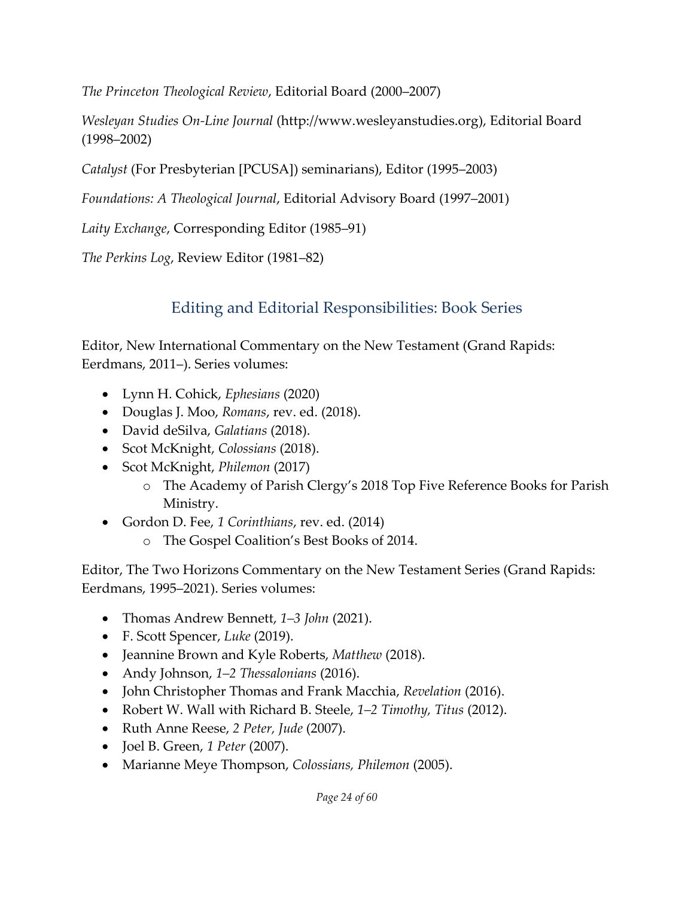*The Princeton Theological Review*, Editorial Board (2000–2007)

*Wesleyan Studies On-Line Journal* (http://www.wesleyanstudies.org), Editorial Board (1998–2002)

*Catalyst* (For Presbyterian [PCUSA]) seminarians), Editor (1995–2003)

*Foundations: A Theological Journal*, Editorial Advisory Board (1997–2001)

*Laity Exchange*, Corresponding Editor (1985–91)

*The Perkins Log*, Review Editor (1981–82)

## Editing and Editorial Responsibilities: Book Series

Editor, New International Commentary on the New Testament (Grand Rapids: Eerdmans, 2011–). Series volumes:

- Lynn H. Cohick, *Ephesians* (2020)
- Douglas J. Moo, *Romans*, rev. ed. (2018).
- David deSilva, *Galatians* (2018).
- Scot McKnight, *Colossians* (2018).
- Scot McKnight, *Philemon* (2017)
    - The Academy of Parish Clergy's 2018 Top Five Reference Books for Parish Ministry.
- Gordon D. Fee, *1 Corinthians*, rev. ed. (2014)
    - The Gospel Coalition's Best Books of 2014.

Editor, The Two Horizons Commentary on the New Testament Series (Grand Rapids: Eerdmans, 1995–2021). Series volumes:

- Thomas Andrew Bennett, *1–3 John* (2021).
- F. Scott Spencer, *Luke* (2019).
- Jeannine Brown and Kyle Roberts, *Matthew* (2018).
- Andy Johnson, *1–2 Thessalonians* (2016).
- John Christopher Thomas and Frank Macchia, *Revelation* (2016).
- Robert W. Wall with Richard B. Steele, *1–2 Timothy, Titus* (2012).
- Ruth Anne Reese, *2 Peter, Jude* (2007).
- Joel B. Green, *1 Peter* (2007).
- Marianne Meye Thompson, *Colossians, Philemon* (2005).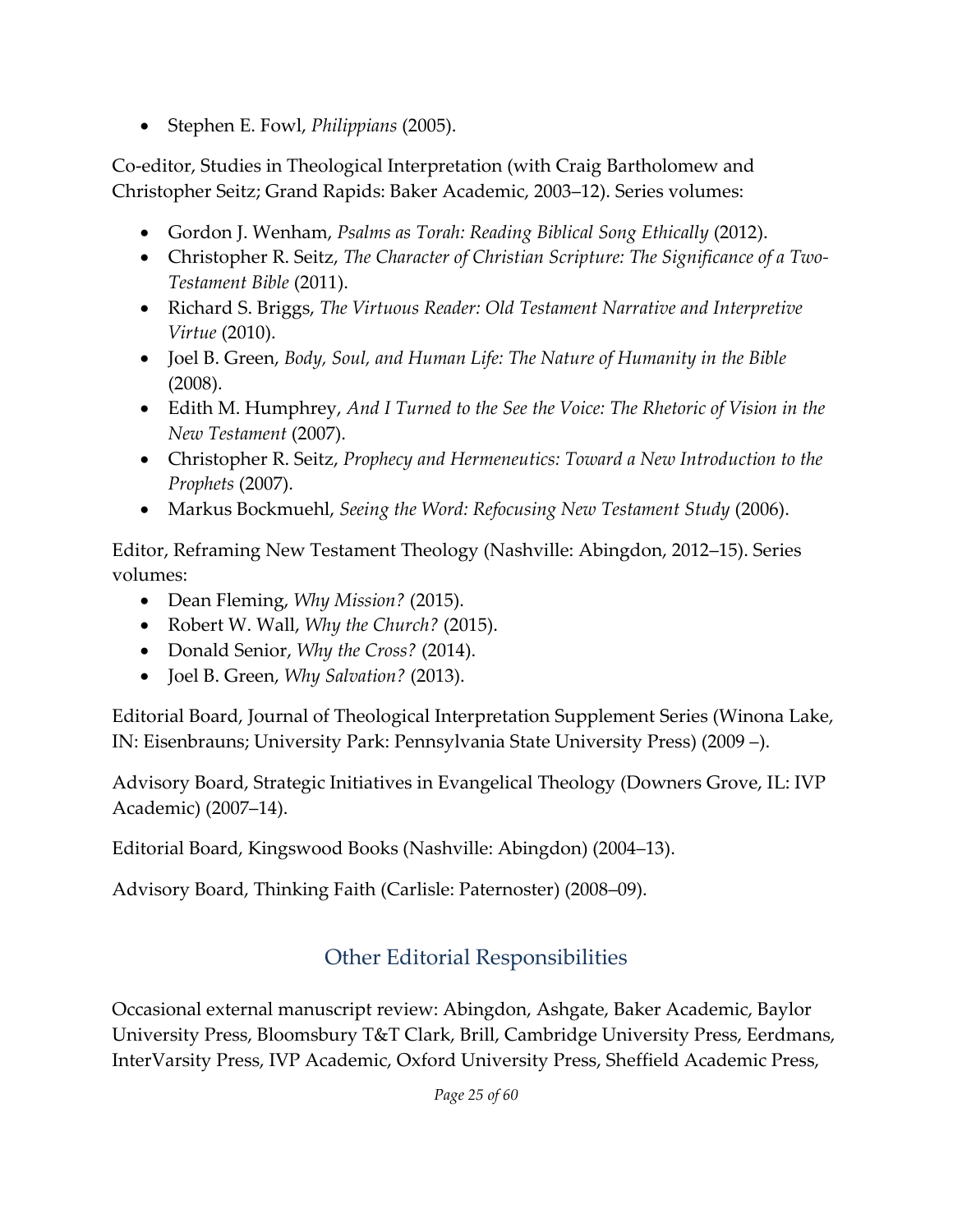- Stephen E. Fowl, *Philippians* (2005).

Co-editor, Studies in Theological Interpretation (with Craig Bartholomew and Christopher Seitz; Grand Rapids: Baker Academic, 2003–12). Series volumes:

- Gordon J. Wenham, *Psalms as Torah: Reading Biblical Song Ethically* (2012).
- Christopher R. Seitz, *The Character of Christian Scripture: The Significance of a Two-Testament Bible* (2011).
- Richard S. Briggs, *The Virtuous Reader: Old Testament Narrative and Interpretive Virtue* (2010).
- Joel B. Green, *Body, Soul, and Human Life: The Nature of Humanity in the Bible* (2008).
- Edith M. Humphrey, *And I Turned to the See the Voice: The Rhetoric of Vision in the New Testament* (2007).
- Christopher R. Seitz, *Prophecy and Hermeneutics: Toward a New Introduction to the Prophets* (2007).
- Markus Bockmuehl, *Seeing the Word: Refocusing New Testament Study* (2006).

Editor, Reframing New Testament Theology (Nashville: Abingdon, 2012–15). Series volumes:

- Dean Fleming, *Why Mission?* (2015).
- Robert W. Wall, *Why the Church?* (2015).
- Donald Senior, *Why the Cross?* (2014).
- Joel B. Green, *Why Salvation?* (2013).

Editorial Board, Journal of Theological Interpretation Supplement Series (Winona Lake, IN: Eisenbrauns; University Park: Pennsylvania State University Press) (2009 –).

Advisory Board, Strategic Initiatives in Evangelical Theology (Downers Grove, IL: IVP Academic) (2007–14).

Editorial Board, Kingswood Books (Nashville: Abingdon) (2004–13).

Advisory Board, Thinking Faith (Carlisle: Paternoster) (2008–09).

## Other Editorial Responsibilities

Occasional external manuscript review: Abingdon, Ashgate, Baker Academic, Baylor University Press, Bloomsbury T&T Clark, Brill, Cambridge University Press, Eerdmans, InterVarsity Press, IVP Academic, Oxford University Press, Sheffield Academic Press,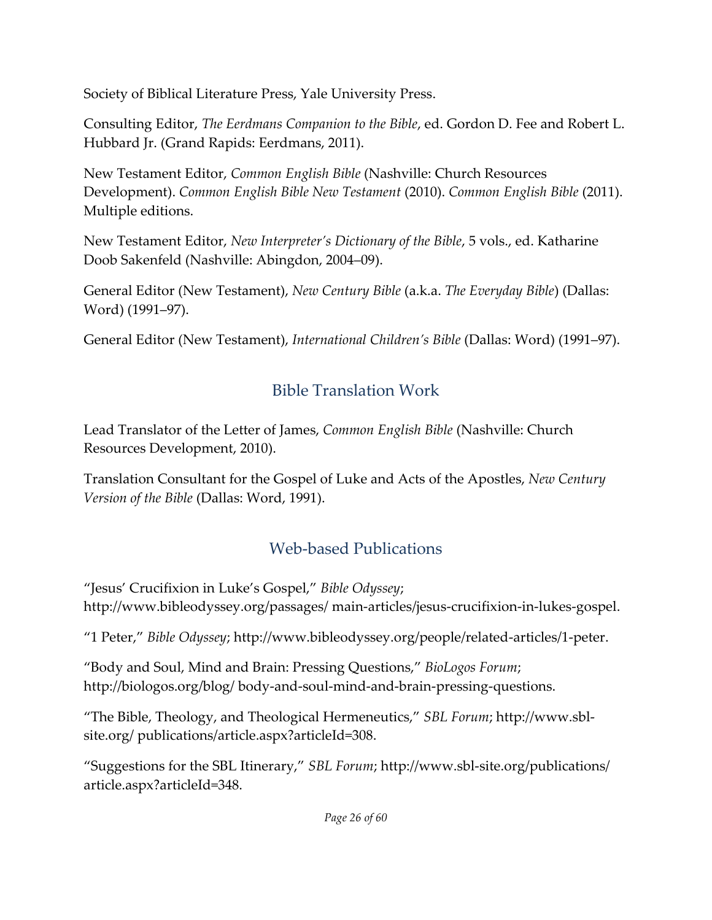Society of Biblical Literature Press, Yale University Press.

Consulting Editor, *The Eerdmans Companion to the Bible*, ed. Gordon D. Fee and Robert L. Hubbard Jr. (Grand Rapids: Eerdmans, 2011).

New Testament Editor, *Common English Bible* (Nashville: Church Resources Development). *Common English Bible New Testament* (2010). *Common English Bible* (2011). Multiple editions.

New Testament Editor, *New Interpreter's Dictionary of the Bible*, 5 vols., ed. Katharine Doob Sakenfeld (Nashville: Abingdon, 2004–09).

General Editor (New Testament), *New Century Bible* (a.k.a. *The Everyday Bible*) (Dallas: Word) (1991–97).

General Editor (New Testament), *International Children's Bible* (Dallas: Word) (1991–97).

## Bible Translation Work

Lead Translator of the Letter of James, *Common English Bible* (Nashville: Church Resources Development, 2010).

Translation Consultant for the Gospel of Luke and Acts of the Apostles, *New Century Version of the Bible* (Dallas: Word, 1991).

## Web-based Publications

"Jesus' Crucifixion in Luke's Gospel," *Bible Odyssey*; http://www.bibleodyssey.org/passages/ main-articles/jesus-crucifixion-in-lukes-gospel.

"1 Peter," *Bible Odyssey*; http://www.bibleodyssey.org/people/related-articles/1-peter.

"Body and Soul, Mind and Brain: Pressing Questions," *BioLogos Forum*; http://biologos.org/blog/ body-and-soul-mind-and-brain-pressing-questions.

"The Bible, Theology, and Theological Hermeneutics," *SBL Forum*; http://www.sbl-site.org/ publications/article.aspx?articleId=308.

"Suggestions for the SBL Itinerary," *SBL Forum*; http://www.sbl-site.org/publications/ article.aspx?articleId=348.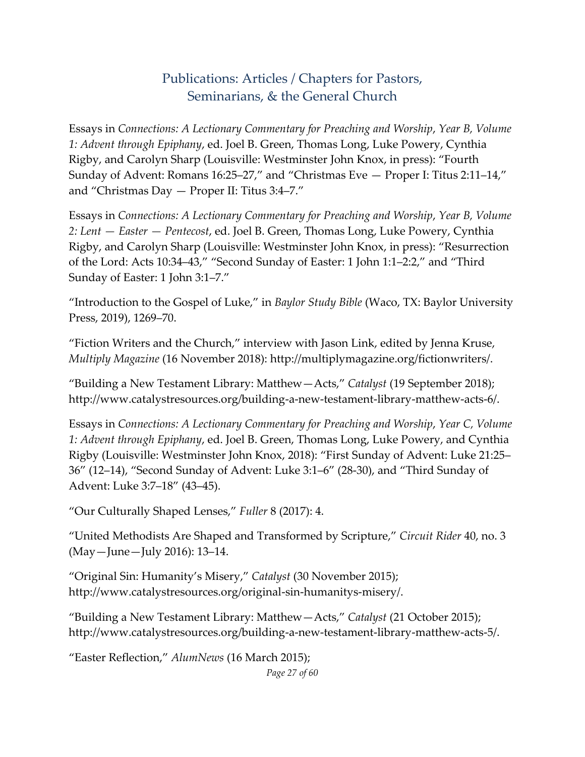## Publications: Articles / Chapters for Pastors, Seminarians, & the General Church

Essays in *Connections: A Lectionary Commentary for Preaching and Worship*, *Year B, Volume 1: Advent through Epiphany*, ed. Joel B. Green, Thomas Long, Luke Powery, Cynthia Rigby, and Carolyn Sharp (Louisville: Westminster John Knox, in press): "Fourth Sunday of Advent: Romans 16:25–27," and "Christmas Eve — Proper I: Titus 2:11–14," and "Christmas Day — Proper II: Titus 3:4–7."

Essays in *Connections: A Lectionary Commentary for Preaching and Worship*, *Year B, Volume 2: Lent — Easter — Pentecost*, ed. Joel B. Green, Thomas Long, Luke Powery, Cynthia Rigby, and Carolyn Sharp (Louisville: Westminster John Knox, in press): "Resurrection of the Lord: Acts 10:34–43," "Second Sunday of Easter: 1 John 1:1–2:2," and "Third Sunday of Easter: 1 John 3:1–7."

"Introduction to the Gospel of Luke," in *Baylor Study Bible* (Waco, TX: Baylor University Press, 2019), 1269–70.

"Fiction Writers and the Church," interview with Jason Link, edited by Jenna Kruse, *Multiply Magazine* (16 November 2018): http://multiplymagazine.org/fictionwriters/.

"Building a New Testament Library: Matthew—Acts," *Catalyst* (19 September 2018); http://www.catalystresources.org/building-a-new-testament-library-matthew-acts-6/.

Essays in *Connections: A Lectionary Commentary for Preaching and Worship*, *Year C, Volume 1: Advent through Epiphany*, ed. Joel B. Green, Thomas Long, Luke Powery, and Cynthia Rigby (Louisville: Westminster John Knox, 2018): "First Sunday of Advent: Luke 21:25–36" (12–14), "Second Sunday of Advent: Luke 3:1–6" (28-30), and "Third Sunday of Advent: Luke 3:7–18" (43–45).

"Our Culturally Shaped Lenses," *Fuller* 8 (2017): 4.

"United Methodists Are Shaped and Transformed by Scripture," *Circuit Rider* 40, no. 3 (May—June—July 2016): 13–14.

"Original Sin: Humanity's Misery," *Catalyst* (30 November 2015); http://www.catalystresources.org/original-sin-humanitys-misery/.

"Building a New Testament Library: Matthew—Acts," *Catalyst* (21 October 2015); http://www.catalystresources.org/building-a-new-testament-library-matthew-acts-5/.

"Easter Reflection," *AlumNews* (16 March 2015);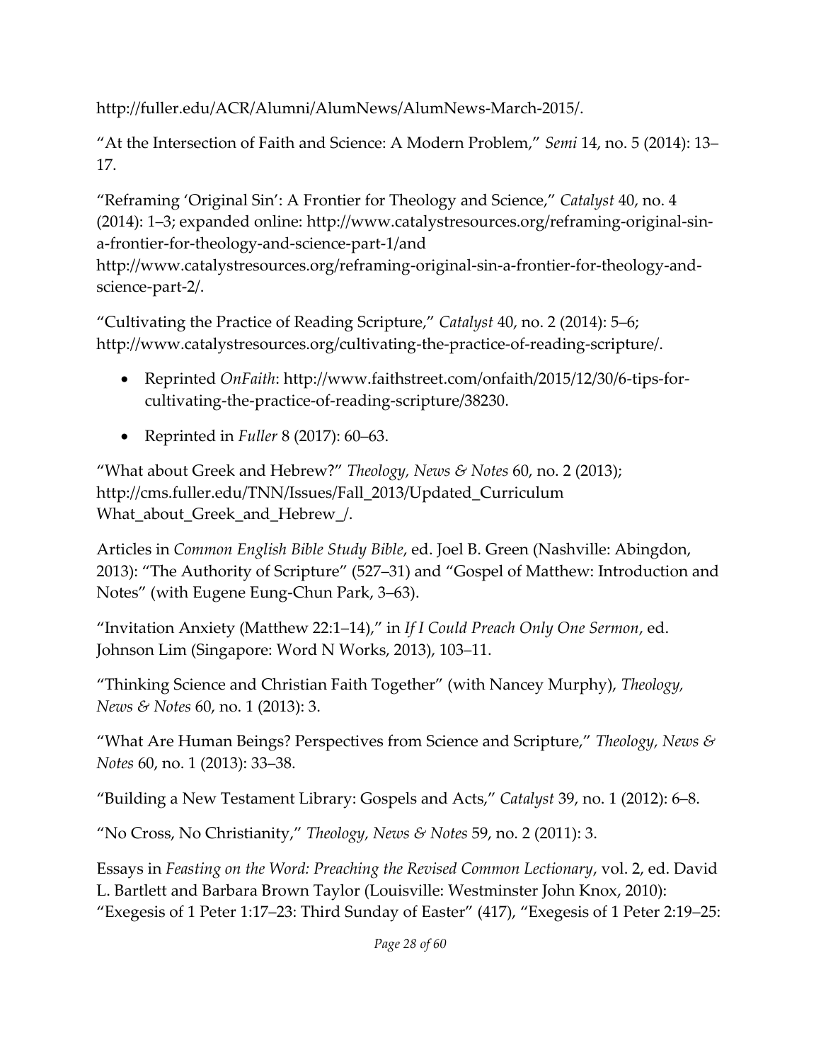http://fuller.edu/ACR/Alumni/AlumNews/AlumNews-March-2015/.

"At the Intersection of Faith and Science: A Modern Problem," *Semi* 14, no. 5 (2014): 13–17.

"Reframing 'Original Sin': A Frontier for Theology and Science," *Catalyst* 40, no. 4 (2014): 1–3; expanded online: http://www.catalystresources.org/reframing-original-sin-a-frontier-for-theology-and-science-part-1/and http://www.catalystresources.org/reframing-original-sin-a-frontier-for-theology-and-science-part-2/.

"Cultivating the Practice of Reading Scripture," *Catalyst* 40, no. 2 (2014): 5–6; http://www.catalystresources.org/cultivating-the-practice-of-reading-scripture/.

- Reprinted *OnFaith*: http://www.faithstreet.com/onfaith/2015/12/30/6-tips-for-cultivating-the-practice-of-reading-scripture/38230.
- Reprinted in *Fuller* 8 (2017): 60–63.

"What about Greek and Hebrew?" *Theology, News & Notes* 60, no. 2 (2013); http://cms.fuller.edu/TNN/Issues/Fall_2013/Updated_Curriculum What_about_Greek_and_Hebrew_/.

Articles in *Common English Bible Study Bible*, ed. Joel B. Green (Nashville: Abingdon, 2013): "The Authority of Scripture" (527–31) and "Gospel of Matthew: Introduction and Notes" (with Eugene Eung-Chun Park, 3–63).

"Invitation Anxiety (Matthew 22:1–14)," in *If I Could Preach Only One Sermon*, ed. Johnson Lim (Singapore: Word N Works, 2013), 103–11.

"Thinking Science and Christian Faith Together" (with Nancey Murphy), *Theology, News & Notes* 60, no. 1 (2013): 3.

"What Are Human Beings? Perspectives from Science and Scripture," *Theology, News & Notes* 60, no. 1 (2013): 33–38.

"Building a New Testament Library: Gospels and Acts," *Catalyst* 39, no. 1 (2012): 6–8.

"No Cross, No Christianity," *Theology, News & Notes* 59, no. 2 (2011): 3.

Essays in *Feasting on the Word: Preaching the Revised Common Lectionary*, vol. 2, ed. David L. Bartlett and Barbara Brown Taylor (Louisville: Westminster John Knox, 2010): "Exegesis of 1 Peter 1:17–23: Third Sunday of Easter" (417), "Exegesis of 1 Peter 2:19–25: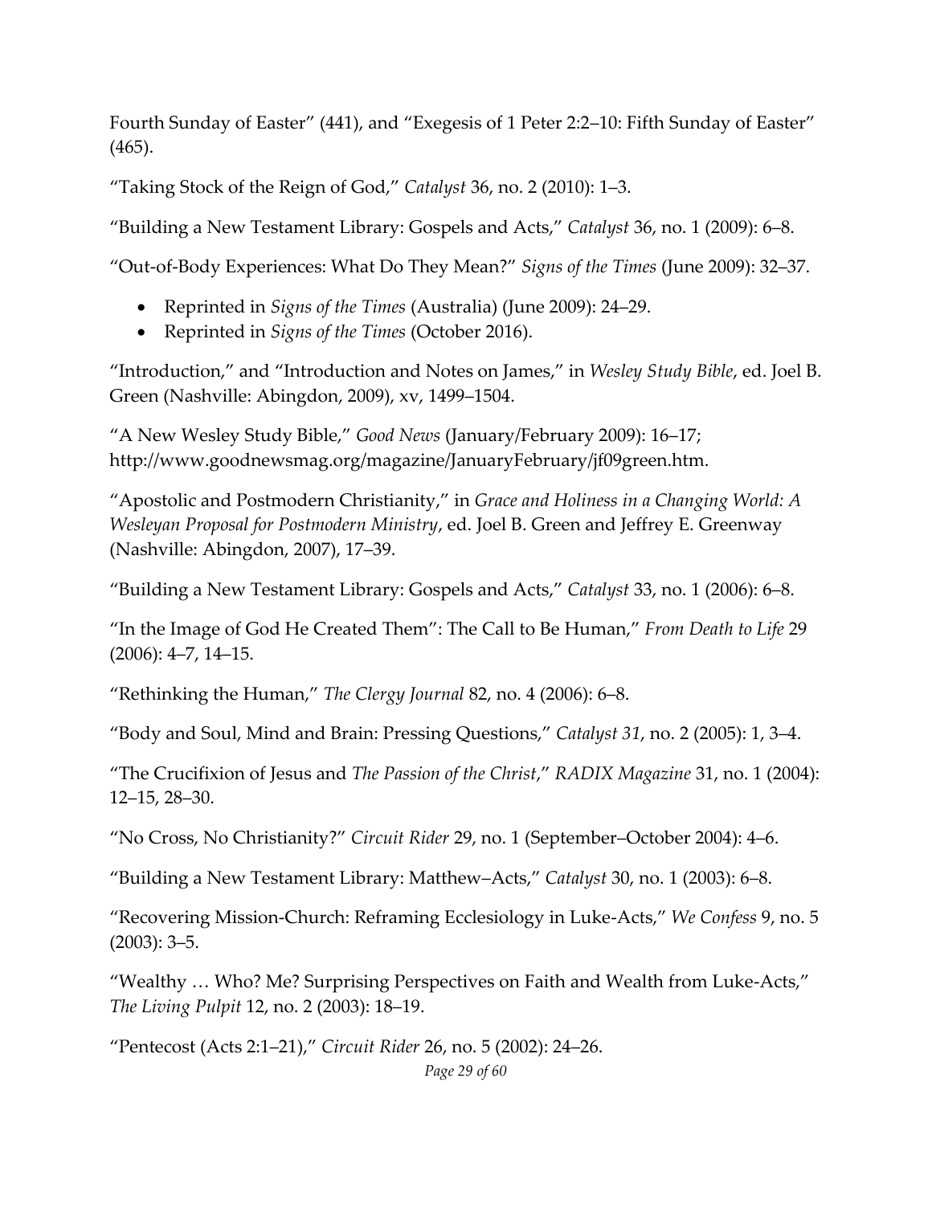Fourth Sunday of Easter" (441), and "Exegesis of 1 Peter 2:2–10: Fifth Sunday of Easter" (465).

"Taking Stock of the Reign of God," *Catalyst* 36, no. 2 (2010): 1–3.

"Building a New Testament Library: Gospels and Acts," *Catalyst* 36, no. 1 (2009): 6–8.

"Out-of-Body Experiences: What Do They Mean?" *Signs of the Times* (June 2009): 32–37.

- Reprinted in *Signs of the Times* (Australia) (June 2009): 24–29.
- Reprinted in *Signs of the Times* (October 2016).

"Introduction," and "Introduction and Notes on James," in *Wesley Study Bible*, ed. Joel B. Green (Nashville: Abingdon, 2009), xv, 1499–1504.

"A New Wesley Study Bible," *Good News* (January/February 2009): 16–17; http://www.goodnewsmag.org/magazine/JanuaryFebruary/jf09green.htm.

"Apostolic and Postmodern Christianity," in *Grace and Holiness in a Changing World: A Wesleyan Proposal for Postmodern Ministry*, ed. Joel B. Green and Jeffrey E. Greenway (Nashville: Abingdon, 2007), 17–39.

"Building a New Testament Library: Gospels and Acts," *Catalyst* 33, no. 1 (2006): 6–8.

"In the Image of God He Created Them": The Call to Be Human," *From Death to Life* 29 (2006): 4–7, 14–15.

"Rethinking the Human," *The Clergy Journal* 82, no. 4 (2006): 6–8.

"Body and Soul, Mind and Brain: Pressing Questions," *Catalyst 31*, no. 2 (2005): 1, 3–4.

"The Crucifixion of Jesus and *The Passion of the Christ*," *RADIX Magazine* 31, no. 1 (2004): 12–15, 28–30.

"No Cross, No Christianity?" *Circuit Rider* 29, no. 1 (September–October 2004): 4–6.

"Building a New Testament Library: Matthew–Acts," *Catalyst* 30, no. 1 (2003): 6–8.

"Recovering Mission-Church: Reframing Ecclesiology in Luke-Acts," *We Confess* 9, no. 5 (2003): 3–5.

"Wealthy … Who? Me? Surprising Perspectives on Faith and Wealth from Luke-Acts," *The Living Pulpit* 12, no. 2 (2003): 18–19.

"Pentecost (Acts 2:1–21)," *Circuit Rider* 26, no. 5 (2002): 24–26.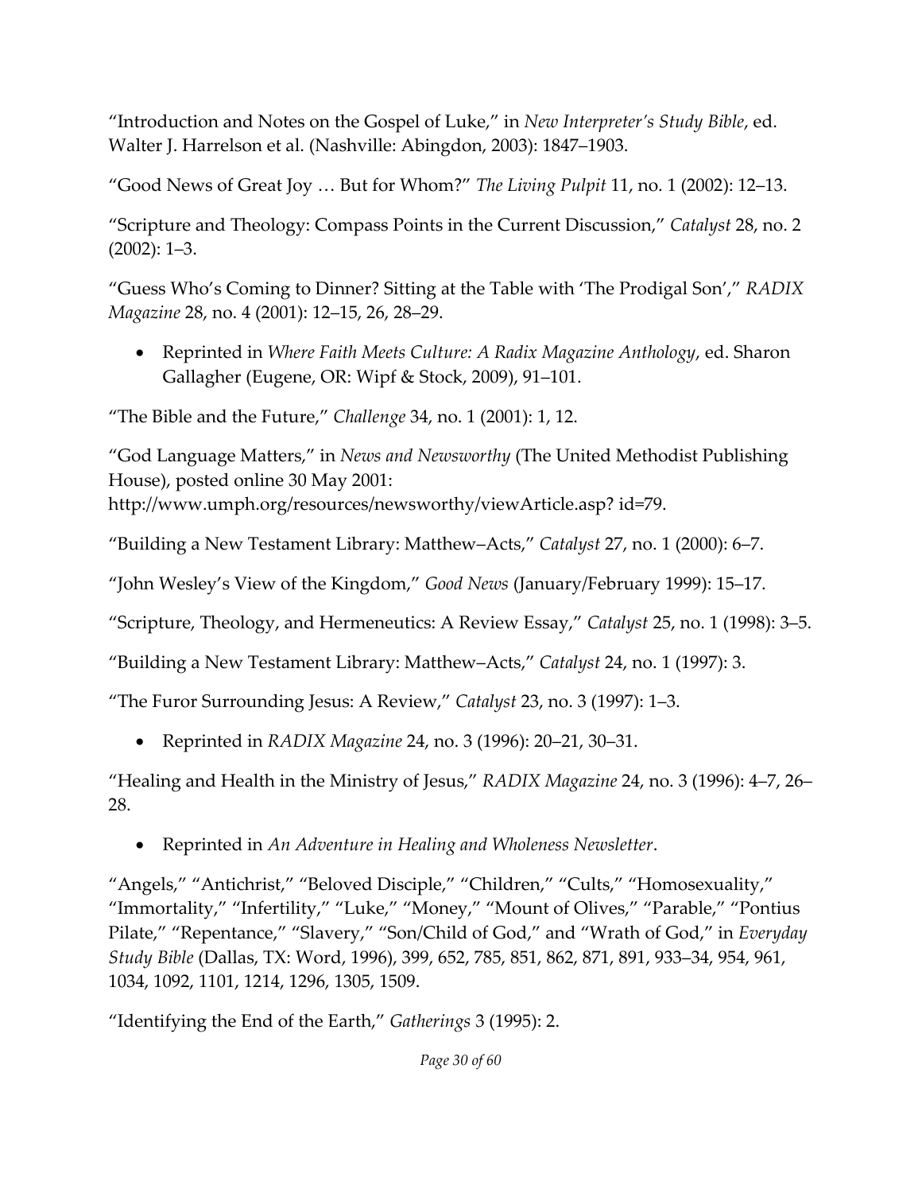"Introduction and Notes on the Gospel of Luke," in *New Interpreter's Study Bible*, ed. Walter J. Harrelson et al. (Nashville: Abingdon, 2003): 1847–1903.

"Good News of Great Joy … But for Whom?" *The Living Pulpit* 11, no. 1 (2002): 12–13.

"Scripture and Theology: Compass Points in the Current Discussion," *Catalyst* 28, no. 2 (2002): 1–3.

"Guess Who's Coming to Dinner? Sitting at the Table with 'The Prodigal Son'," *RADIX Magazine* 28, no. 4 (2001): 12–15, 26, 28–29.

- Reprinted in *Where Faith Meets Culture: A Radix Magazine Anthology*, ed. Sharon Gallagher (Eugene, OR: Wipf & Stock, 2009), 91–101.

"The Bible and the Future," *Challenge* 34, no. 1 (2001): 1, 12.

"God Language Matters," in *News and Newsworthy* (The United Methodist Publishing House), posted online 30 May 2001: http://www.umph.org/resources/newsworthy/viewArticle.asp? id=79.

"Building a New Testament Library: Matthew–Acts," *Catalyst* 27, no. 1 (2000): 6–7.

"John Wesley's View of the Kingdom," *Good News* (January/February 1999): 15–17.

"Scripture, Theology, and Hermeneutics: A Review Essay," *Catalyst* 25, no. 1 (1998): 3–5.

"Building a New Testament Library: Matthew–Acts," *Catalyst* 24, no. 1 (1997): 3.

"The Furor Surrounding Jesus: A Review," *Catalyst* 23, no. 3 (1997): 1–3.

- Reprinted in *RADIX Magazine* 24, no. 3 (1996): 20–21, 30–31.

"Healing and Health in the Ministry of Jesus," *RADIX Magazine* 24, no. 3 (1996): 4–7, 26–28.

- Reprinted in *An Adventure in Healing and Wholeness Newsletter*.

"Angels," "Antichrist," "Beloved Disciple," "Children," "Cults," "Homosexuality," "Immortality," "Infertility," "Luke," "Money," "Mount of Olives," "Parable," "Pontius Pilate," "Repentance," "Slavery," "Son/Child of God," and "Wrath of God," in *Everyday Study Bible* (Dallas, TX: Word, 1996), 399, 652, 785, 851, 862, 871, 891, 933–34, 954, 961, 1034, 1092, 1101, 1214, 1296, 1305, 1509.

"Identifying the End of the Earth," *Gatherings* 3 (1995): 2.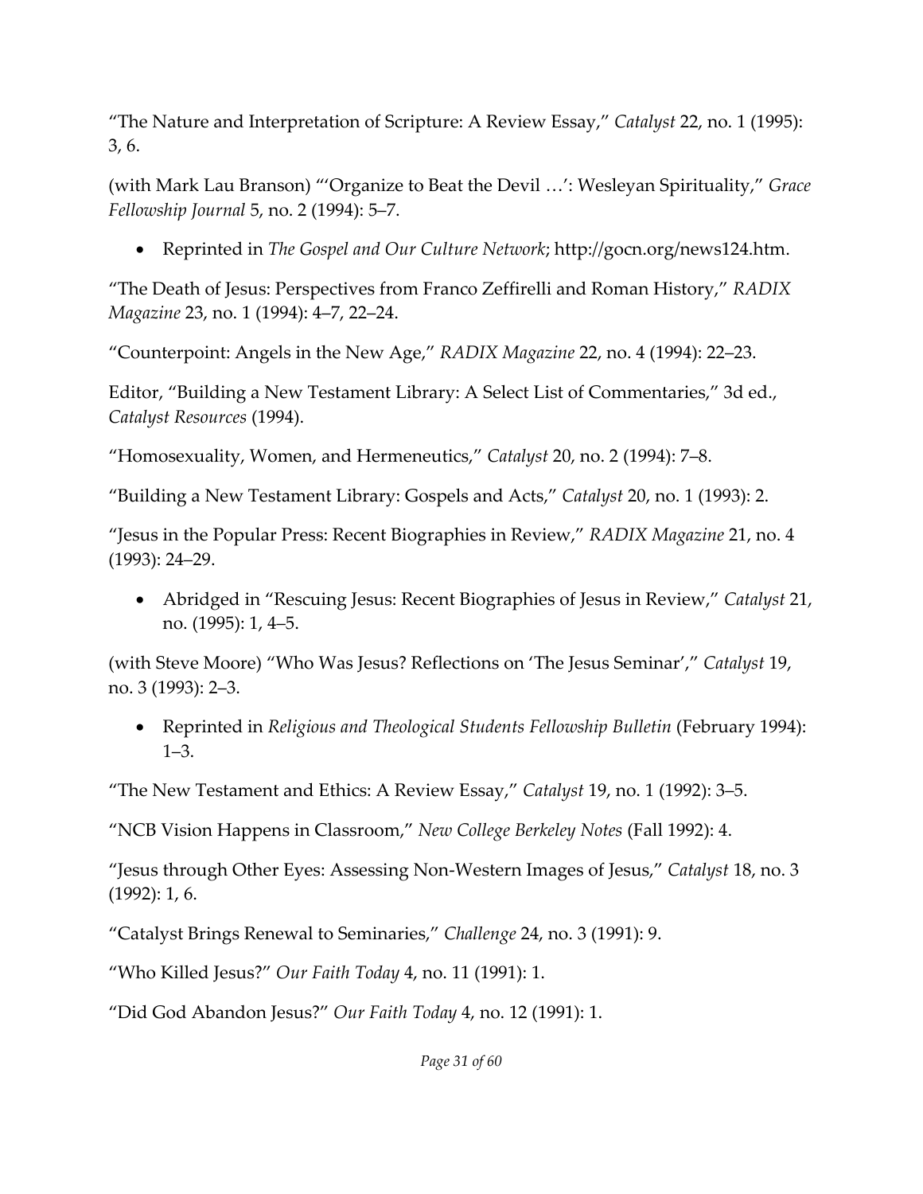"The Nature and Interpretation of Scripture: A Review Essay," *Catalyst* 22, no. 1 (1995): 3, 6.

(with Mark Lau Branson) "'Organize to Beat the Devil …': Wesleyan Spirituality," *Grace Fellowship Journal* 5, no. 2 (1994): 5–7.

- Reprinted in *The Gospel and Our Culture Network*; http://gocn.org/news124.htm.

"The Death of Jesus: Perspectives from Franco Zeffirelli and Roman History," *RADIX Magazine* 23, no. 1 (1994): 4–7, 22–24.

"Counterpoint: Angels in the New Age," *RADIX Magazine* 22, no. 4 (1994): 22–23.

Editor, "Building a New Testament Library: A Select List of Commentaries," 3d ed., *Catalyst Resources* (1994).

"Homosexuality, Women, and Hermeneutics," *Catalyst* 20, no. 2 (1994): 7–8.

"Building a New Testament Library: Gospels and Acts," *Catalyst* 20, no. 1 (1993): 2.

"Jesus in the Popular Press: Recent Biographies in Review," *RADIX Magazine* 21, no. 4 (1993): 24–29.

- Abridged in "Rescuing Jesus: Recent Biographies of Jesus in Review," *Catalyst* 21, no. (1995): 1, 4–5.

(with Steve Moore) "Who Was Jesus? Reflections on 'The Jesus Seminar'," *Catalyst* 19, no. 3 (1993): 2–3.

- Reprinted in *Religious and Theological Students Fellowship Bulletin* (February 1994): 1–3.

"The New Testament and Ethics: A Review Essay," *Catalyst* 19, no. 1 (1992): 3–5.

"NCB Vision Happens in Classroom," *New College Berkeley Notes* (Fall 1992): 4.

"Jesus through Other Eyes: Assessing Non-Western Images of Jesus," *Catalyst* 18, no. 3 (1992): 1, 6.

"Catalyst Brings Renewal to Seminaries," *Challenge* 24, no. 3 (1991): 9.

"Who Killed Jesus?" *Our Faith Today* 4, no. 11 (1991): 1.

"Did God Abandon Jesus?" *Our Faith Today* 4, no. 12 (1991): 1.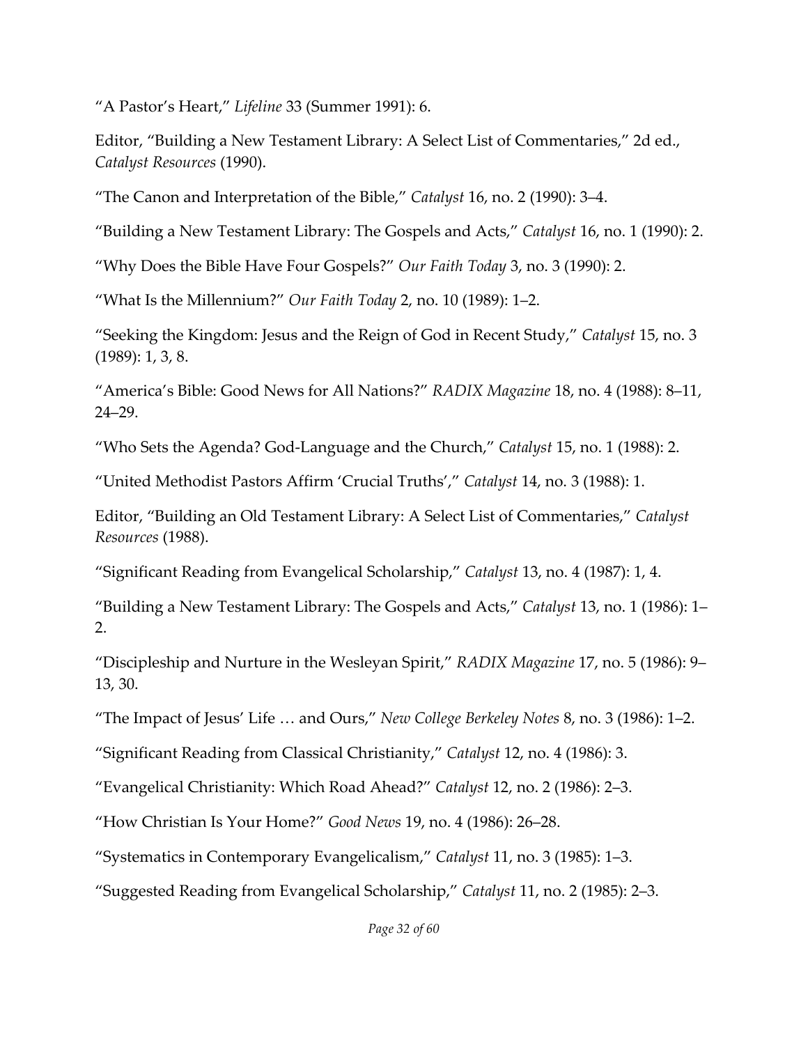"A Pastor's Heart," *Lifeline* 33 (Summer 1991): 6.

Editor, "Building a New Testament Library: A Select List of Commentaries," 2d ed., *Catalyst Resources* (1990).

"The Canon and Interpretation of the Bible," *Catalyst* 16, no. 2 (1990): 3–4.

"Building a New Testament Library: The Gospels and Acts," *Catalyst* 16, no. 1 (1990): 2.

"Why Does the Bible Have Four Gospels?" *Our Faith Today* 3, no. 3 (1990): 2.

"What Is the Millennium?" *Our Faith Today* 2, no. 10 (1989): 1–2.

"Seeking the Kingdom: Jesus and the Reign of God in Recent Study," *Catalyst* 15, no. 3 (1989): 1, 3, 8.

"America's Bible: Good News for All Nations?" *RADIX Magazine* 18, no. 4 (1988): 8–11, 24–29.

"Who Sets the Agenda? God-Language and the Church," *Catalyst* 15, no. 1 (1988): 2.

"United Methodist Pastors Affirm 'Crucial Truths'," *Catalyst* 14, no. 3 (1988): 1.

Editor, "Building an Old Testament Library: A Select List of Commentaries," *Catalyst Resources* (1988).

"Significant Reading from Evangelical Scholarship," *Catalyst* 13, no. 4 (1987): 1, 4.

"Building a New Testament Library: The Gospels and Acts," *Catalyst* 13, no. 1 (1986): 1–2.

"Discipleship and Nurture in the Wesleyan Spirit," *RADIX Magazine* 17, no. 5 (1986): 9–13, 30.

"The Impact of Jesus' Life … and Ours," *New College Berkeley Notes* 8, no. 3 (1986): 1–2.

"Significant Reading from Classical Christianity," *Catalyst* 12, no. 4 (1986): 3.

"Evangelical Christianity: Which Road Ahead?" *Catalyst* 12, no. 2 (1986): 2–3.

"How Christian Is Your Home?" *Good News* 19, no. 4 (1986): 26–28.

"Systematics in Contemporary Evangelicalism," *Catalyst* 11, no. 3 (1985): 1–3.

"Suggested Reading from Evangelical Scholarship," *Catalyst* 11, no. 2 (1985): 2–3.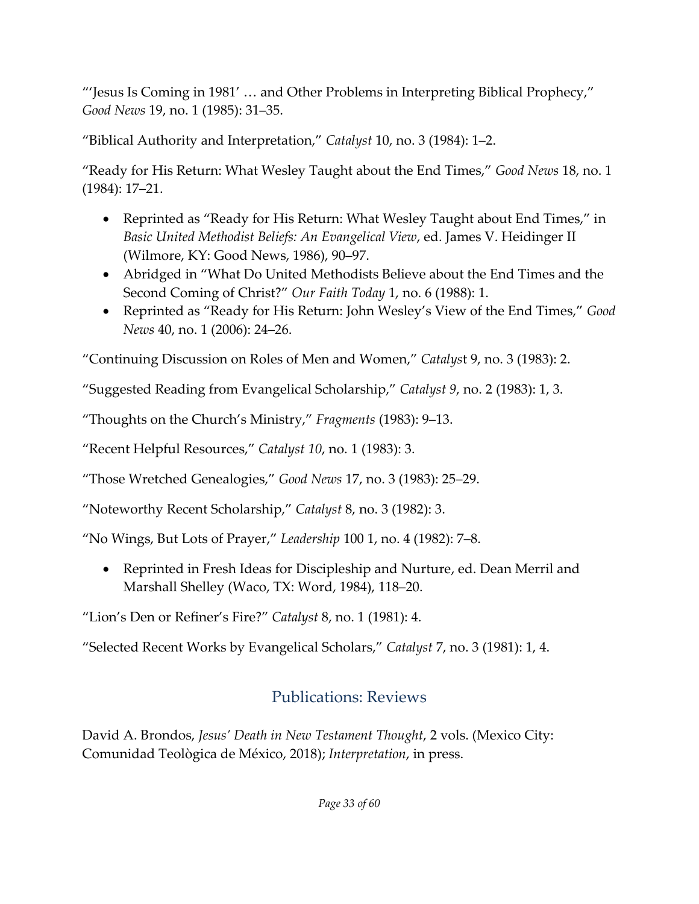"'Jesus Is Coming in 1981' … and Other Problems in Interpreting Biblical Prophecy," *Good News* 19, no. 1 (1985): 31–35.

"Biblical Authority and Interpretation," *Catalyst* 10, no. 3 (1984): 1–2.

"Ready for His Return: What Wesley Taught about the End Times," *Good News* 18, no. 1 (1984): 17–21.

- Reprinted as "Ready for His Return: What Wesley Taught about End Times," in *Basic United Methodist Beliefs: An Evangelical View*, ed. James V. Heidinger II (Wilmore, KY: Good News, 1986), 90–97.
- Abridged in "What Do United Methodists Believe about the End Times and the Second Coming of Christ?" *Our Faith Today* 1, no. 6 (1988): 1.
- Reprinted as "Ready for His Return: John Wesley's View of the End Times," *Good News* 40, no. 1 (2006): 24–26.

"Continuing Discussion on Roles of Men and Women," *Catalys*t 9, no. 3 (1983): 2.

"Suggested Reading from Evangelical Scholarship," *Catalyst 9*, no. 2 (1983): 1, 3.

"Thoughts on the Church's Ministry," *Fragments* (1983): 9–13.

"Recent Helpful Resources," *Catalyst 10*, no. 1 (1983): 3.

"Those Wretched Genealogies," *Good News* 17, no. 3 (1983): 25–29.

"Noteworthy Recent Scholarship," *Catalyst* 8, no. 3 (1982): 3.

"No Wings, But Lots of Prayer," *Leadership* 100 1, no. 4 (1982): 7–8.

- Reprinted in Fresh Ideas for Discipleship and Nurture, ed. Dean Merril and Marshall Shelley (Waco, TX: Word, 1984), 118–20.

"Lion's Den or Refiner's Fire?" *Catalyst* 8, no. 1 (1981): 4.

"Selected Recent Works by Evangelical Scholars," *Catalyst* 7, no. 3 (1981): 1, 4.

## Publications: Reviews

David A. Brondos, *Jesus' Death in New Testament Thought*, 2 vols. (Mexico City: Comunidad Teològica de México, 2018); *Interpretation*, in press.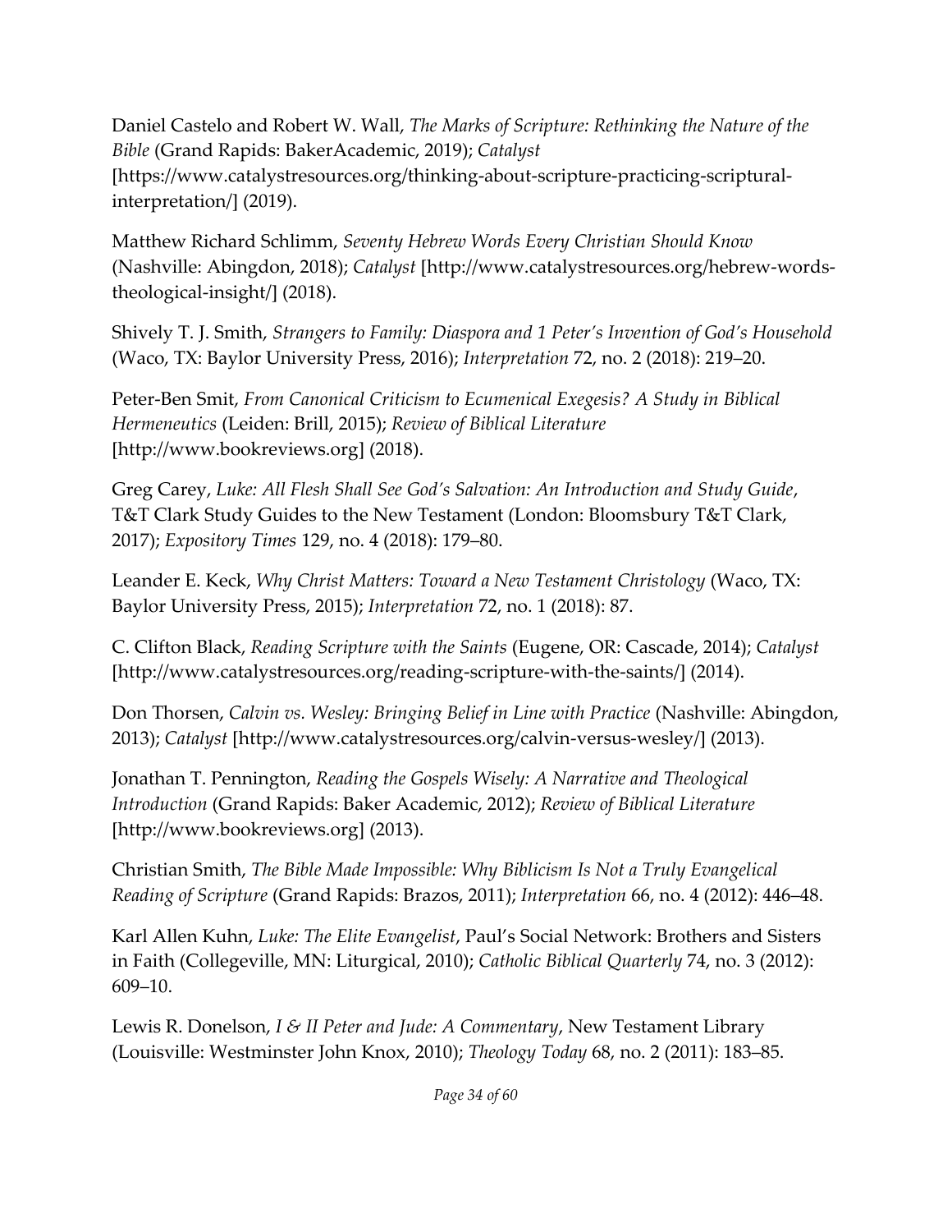Daniel Castelo and Robert W. Wall, *The Marks of Scripture: Rethinking the Nature of the Bible* (Grand Rapids: BakerAcademic, 2019); *Catalyst* [https://www.catalystresources.org/thinking-about-scripture-practicing-scriptural-interpretation/] (2019).

Matthew Richard Schlimm, *Seventy Hebrew Words Every Christian Should Know* (Nashville: Abingdon, 2018); *Catalyst* [http://www.catalystresources.org/hebrew-words-theological-insight/] (2018).

Shively T. J. Smith, *Strangers to Family: Diaspora and 1 Peter's Invention of God's Household* (Waco, TX: Baylor University Press, 2016); *Interpretation* 72, no. 2 (2018): 219–20.

Peter-Ben Smit, *From Canonical Criticism to Ecumenical Exegesis? A Study in Biblical Hermeneutics* (Leiden: Brill, 2015); *Review of Biblical Literature* [http://www.bookreviews.org] (2018).

Greg Carey, *Luke: All Flesh Shall See God's Salvation: An Introduction and Study Guide*, T&T Clark Study Guides to the New Testament (London: Bloomsbury T&T Clark, 2017); *Expository Times* 129, no. 4 (2018): 179–80.

Leander E. Keck, *Why Christ Matters: Toward a New Testament Christology* (Waco, TX: Baylor University Press, 2015); *Interpretation* 72, no. 1 (2018): 87.

C. Clifton Black, *Reading Scripture with the Saints* (Eugene, OR: Cascade, 2014); *Catalyst* [http://www.catalystresources.org/reading-scripture-with-the-saints/] (2014).

Don Thorsen, *Calvin vs. Wesley: Bringing Belief in Line with Practice* (Nashville: Abingdon, 2013); *Catalyst* [http://www.catalystresources.org/calvin-versus-wesley/] (2013).

Jonathan T. Pennington, *Reading the Gospels Wisely: A Narrative and Theological Introduction* (Grand Rapids: Baker Academic, 2012); *Review of Biblical Literature* [http://www.bookreviews.org] (2013).

Christian Smith, *The Bible Made Impossible: Why Biblicism Is Not a Truly Evangelical Reading of Scripture* (Grand Rapids: Brazos, 2011); *Interpretation* 66, no. 4 (2012): 446–48.

Karl Allen Kuhn, *Luke: The Elite Evangelist*, Paul's Social Network: Brothers and Sisters in Faith (Collegeville, MN: Liturgical, 2010); *Catholic Biblical Quarterly* 74, no. 3 (2012): 609–10.

Lewis R. Donelson, *I & II Peter and Jude: A Commentary*, New Testament Library (Louisville: Westminster John Knox, 2010); *Theology Today* 68, no. 2 (2011): 183–85.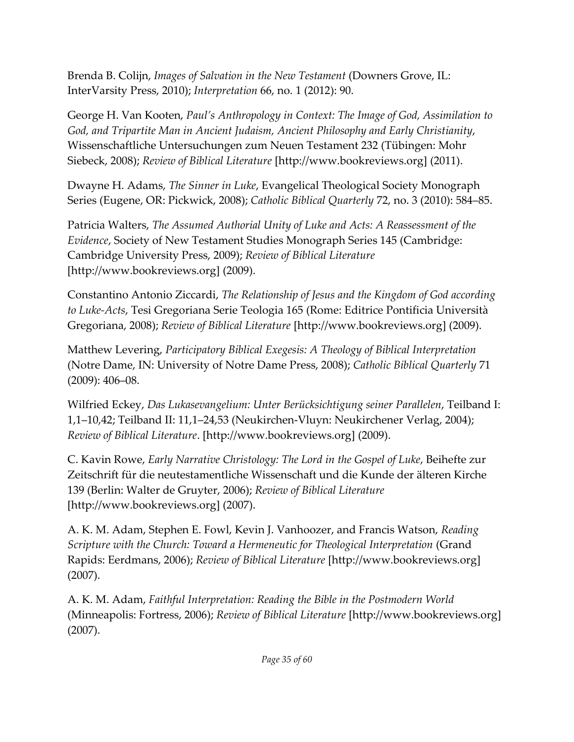Brenda B. Colijn, *Images of Salvation in the New Testament* (Downers Grove, IL: InterVarsity Press, 2010); *Interpretation* 66, no. 1 (2012): 90.

George H. Van Kooten, *Paul's Anthropology in Context: The Image of God, Assimilation to God, and Tripartite Man in Ancient Judaism, Ancient Philosophy and Early Christianity*, Wissenschaftliche Untersuchungen zum Neuen Testament 232 (Tübingen: Mohr Siebeck, 2008); *Review of Biblical Literature* [http://www.bookreviews.org] (2011).

Dwayne H. Adams, *The Sinner in Luke*, Evangelical Theological Society Monograph Series (Eugene, OR: Pickwick, 2008); *Catholic Biblical Quarterly* 72, no. 3 (2010): 584–85.

Patricia Walters, *The Assumed Authorial Unity of Luke and Acts: A Reassessment of the Evidence*, Society of New Testament Studies Monograph Series 145 (Cambridge: Cambridge University Press, 2009); *Review of Biblical Literature* [http://www.bookreviews.org] (2009).

Constantino Antonio Ziccardi, *The Relationship of Jesus and the Kingdom of God according to Luke-Acts*, Tesi Gregoriana Serie Teologia 165 (Rome: Editrice Pontificia Università Gregoriana, 2008); *Review of Biblical Literature* [http://www.bookreviews.org] (2009).

Matthew Levering, *Participatory Biblical Exegesis: A Theology of Biblical Interpretation* (Notre Dame, IN: University of Notre Dame Press, 2008); *Catholic Biblical Quarterly* 71 (2009): 406–08.

Wilfried Eckey, *Das Lukasevangelium: Unter Berücksichtigung seiner Parallelen*, Teilband I: 1,1–10,42; Teilband II: 11,1–24,53 (Neukirchen-Vluyn: Neukirchener Verlag, 2004); *Review of Biblical Literature*. [http://www.bookreviews.org] (2009).

C. Kavin Rowe, *Early Narrative Christology: The Lord in the Gospel of Luke*, Beihefte zur Zeitschrift für die neutestamentliche Wissenschaft und die Kunde der älteren Kirche 139 (Berlin: Walter de Gruyter, 2006); *Review of Biblical Literature* [http://www.bookreviews.org] (2007).

A. K. M. Adam, Stephen E. Fowl, Kevin J. Vanhoozer, and Francis Watson, *Reading Scripture with the Church: Toward a Hermeneutic for Theological Interpretation* (Grand Rapids: Eerdmans, 2006); *Review of Biblical Literature* [http://www.bookreviews.org] (2007).

A. K. M. Adam, *Faithful Interpretation: Reading the Bible in the Postmodern World* (Minneapolis: Fortress, 2006); *Review of Biblical Literature* [http://www.bookreviews.org] (2007).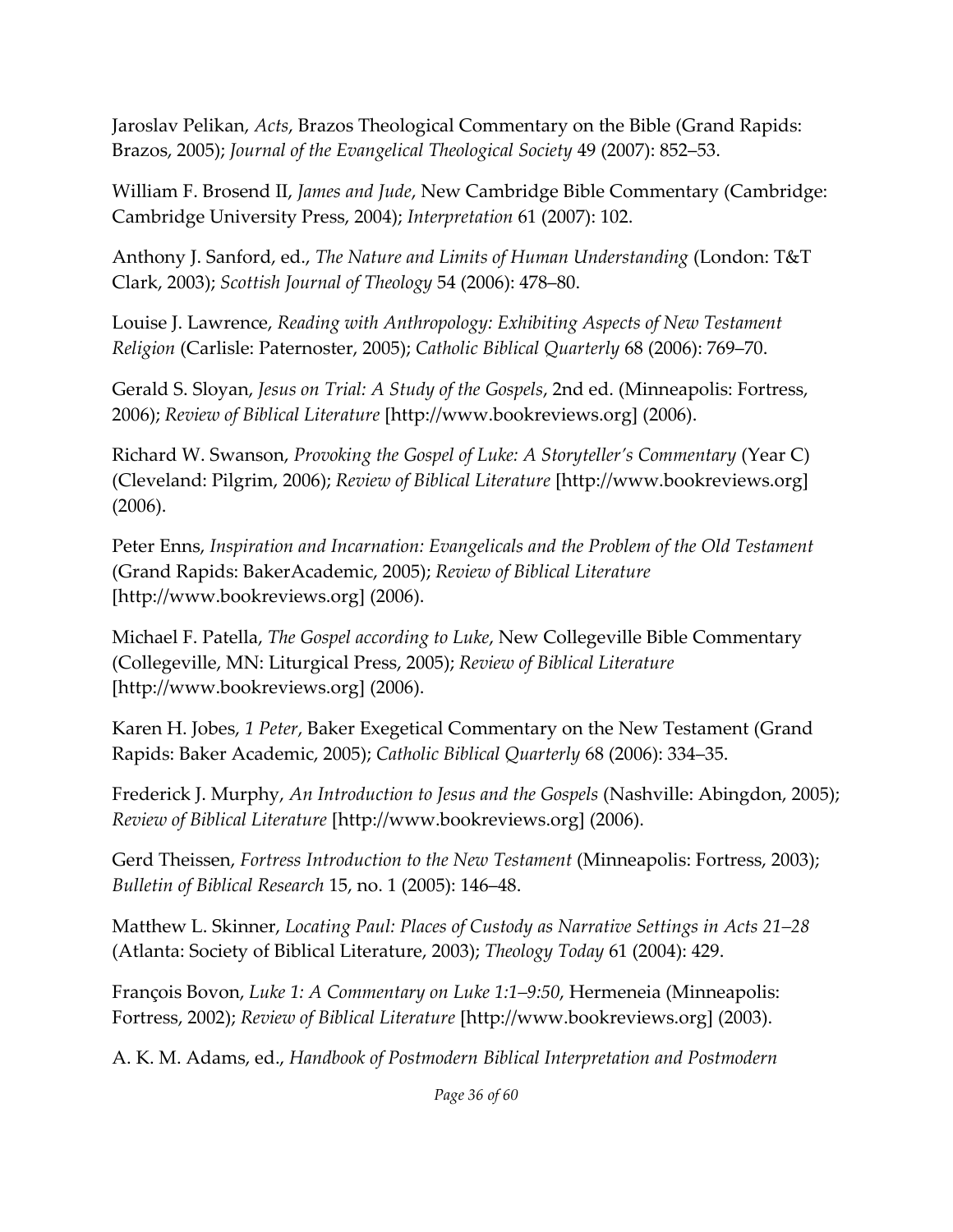Jaroslav Pelikan, *Acts*, Brazos Theological Commentary on the Bible (Grand Rapids: Brazos, 2005); *Journal of the Evangelical Theological Society* 49 (2007): 852–53.

William F. Brosend II, *James and Jude*, New Cambridge Bible Commentary (Cambridge: Cambridge University Press, 2004); *Interpretation* 61 (2007): 102.

Anthony J. Sanford, ed., *The Nature and Limits of Human Understanding* (London: T&T Clark, 2003); *Scottish Journal of Theology* 54 (2006): 478–80.

Louise J. Lawrence, *Reading with Anthropology: Exhibiting Aspects of New Testament Religion* (Carlisle: Paternoster, 2005); *Catholic Biblical Quarterly* 68 (2006): 769–70.

Gerald S. Sloyan, *Jesus on Trial: A Study of the Gospels*, 2nd ed. (Minneapolis: Fortress, 2006); *Review of Biblical Literature* [http://www.bookreviews.org] (2006).

Richard W. Swanson, *Provoking the Gospel of Luke: A Storyteller's Commentary* (Year C) (Cleveland: Pilgrim, 2006); *Review of Biblical Literature* [http://www.bookreviews.org] (2006).

Peter Enns, *Inspiration and Incarnation: Evangelicals and the Problem of the Old Testament* (Grand Rapids: BakerAcademic, 2005); *Review of Biblical Literature* [http://www.bookreviews.org] (2006).

Michael F. Patella, *The Gospel according to Luke*, New Collegeville Bible Commentary (Collegeville, MN: Liturgical Press, 2005); *Review of Biblical Literature* [http://www.bookreviews.org] (2006).

Karen H. Jobes, *1 Peter*, Baker Exegetical Commentary on the New Testament (Grand Rapids: Baker Academic, 2005); *Catholic Biblical Quarterly* 68 (2006): 334–35.

Frederick J. Murphy, *An Introduction to Jesus and the Gospels* (Nashville: Abingdon, 2005); *Review of Biblical Literature* [http://www.bookreviews.org] (2006).

Gerd Theissen, *Fortress Introduction to the New Testament* (Minneapolis: Fortress, 2003); *Bulletin of Biblical Research* 15, no. 1 (2005): 146–48.

Matthew L. Skinner, *Locating Paul: Places of Custody as Narrative Settings in Acts 21–28* (Atlanta: Society of Biblical Literature, 2003); *Theology Today* 61 (2004): 429.

François Bovon, *Luke 1: A Commentary on Luke 1:1–9:50*, Hermeneia (Minneapolis: Fortress, 2002); *Review of Biblical Literature* [http://www.bookreviews.org] (2003).

A. K. M. Adams, ed., *Handbook of Postmodern Biblical Interpretation and Postmodern*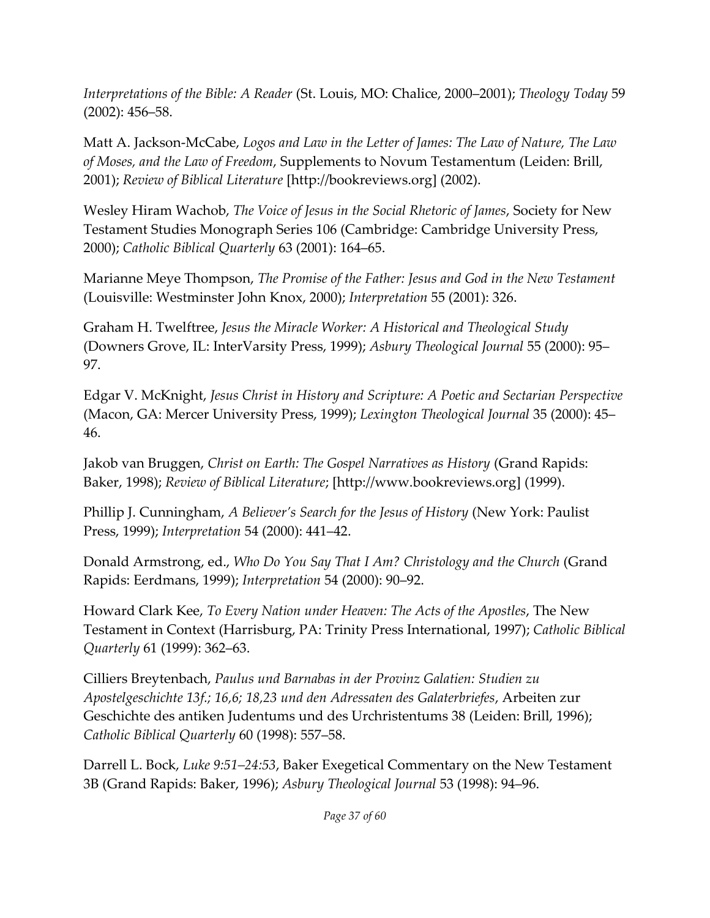*Interpretations of the Bible: A Reader* (St. Louis, MO: Chalice, 2000–2001); *Theology Today* 59 (2002): 456–58.

Matt A. Jackson-McCabe, *Logos and Law in the Letter of James: The Law of Nature, The Law of Moses, and the Law of Freedom*, Supplements to Novum Testamentum (Leiden: Brill, 2001); *Review of Biblical Literature* [http://bookreviews.org] (2002).

Wesley Hiram Wachob, *The Voice of Jesus in the Social Rhetoric of James*, Society for New Testament Studies Monograph Series 106 (Cambridge: Cambridge University Press, 2000); *Catholic Biblical Quarterly* 63 (2001): 164–65.

Marianne Meye Thompson, *The Promise of the Father: Jesus and God in the New Testament* (Louisville: Westminster John Knox, 2000); *Interpretation* 55 (2001): 326.

Graham H. Twelftree, *Jesus the Miracle Worker: A Historical and Theological Study* (Downers Grove, IL: InterVarsity Press, 1999); *Asbury Theological Journal* 55 (2000): 95–97.

Edgar V. McKnight, *Jesus Christ in History and Scripture: A Poetic and Sectarian Perspective* (Macon, GA: Mercer University Press, 1999); *Lexington Theological Journal* 35 (2000): 45–46.

Jakob van Bruggen, *Christ on Earth: The Gospel Narratives as History* (Grand Rapids: Baker, 1998); *Review of Biblical Literature*; [http://www.bookreviews.org] (1999).

Phillip J. Cunningham, *A Believer's Search for the Jesus of History* (New York: Paulist Press, 1999); *Interpretation* 54 (2000): 441–42.

Donald Armstrong, ed., *Who Do You Say That I Am? Christology and the Church* (Grand Rapids: Eerdmans, 1999); *Interpretation* 54 (2000): 90–92.

Howard Clark Kee, *To Every Nation under Heaven: The Acts of the Apostles*, The New Testament in Context (Harrisburg, PA: Trinity Press International, 1997); *Catholic Biblical Quarterly* 61 (1999): 362–63.

Cilliers Breytenbach, *Paulus und Barnabas in der Provinz Galatien: Studien zu Apostelgeschichte 13f.; 16,6; 18,23 und den Adressaten des Galaterbriefes*, Arbeiten zur Geschichte des antiken Judentums und des Urchristentums 38 (Leiden: Brill, 1996); *Catholic Biblical Quarterly* 60 (1998): 557–58.

Darrell L. Bock, *Luke 9:51–24:53*, Baker Exegetical Commentary on the New Testament 3B (Grand Rapids: Baker, 1996); *Asbury Theological Journal* 53 (1998): 94–96.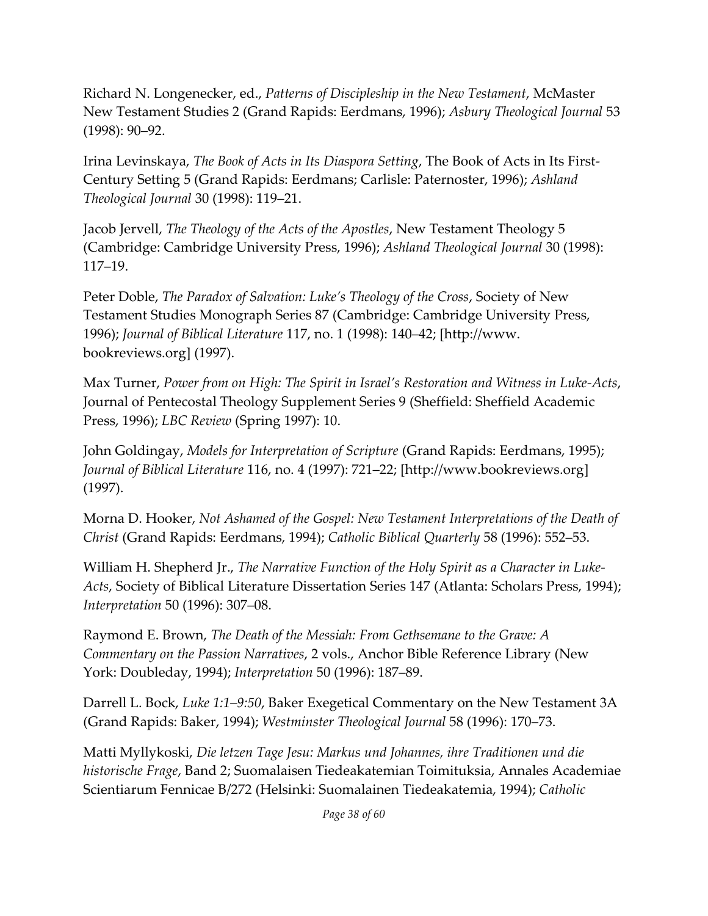Richard N. Longenecker, ed., *Patterns of Discipleship in the New Testament*, McMaster New Testament Studies 2 (Grand Rapids: Eerdmans, 1996); *Asbury Theological Journal* 53 (1998): 90–92.

Irina Levinskaya, *The Book of Acts in Its Diaspora Setting*, The Book of Acts in Its First-Century Setting 5 (Grand Rapids: Eerdmans; Carlisle: Paternoster, 1996); *Ashland Theological Journal* 30 (1998): 119–21.

Jacob Jervell, *The Theology of the Acts of the Apostles*, New Testament Theology 5 (Cambridge: Cambridge University Press, 1996); *Ashland Theological Journal* 30 (1998): 117–19.

Peter Doble, *The Paradox of Salvation: Luke's Theology of the Cross*, Society of New Testament Studies Monograph Series 87 (Cambridge: Cambridge University Press, 1996); *Journal of Biblical Literature* 117, no. 1 (1998): 140–42; [http://www.bookreviews.org] (1997).

Max Turner, *Power from on High: The Spirit in Israel's Restoration and Witness in Luke-Acts*, Journal of Pentecostal Theology Supplement Series 9 (Sheffield: Sheffield Academic Press, 1996); *LBC Review* (Spring 1997): 10.

John Goldingay, *Models for Interpretation of Scripture* (Grand Rapids: Eerdmans, 1995); *Journal of Biblical Literature* 116, no. 4 (1997): 721–22; [http://www.bookreviews.org] (1997).

Morna D. Hooker, *Not Ashamed of the Gospel: New Testament Interpretations of the Death of Christ* (Grand Rapids: Eerdmans, 1994); *Catholic Biblical Quarterly* 58 (1996): 552–53.

William H. Shepherd Jr., *The Narrative Function of the Holy Spirit as a Character in Luke-Acts*, Society of Biblical Literature Dissertation Series 147 (Atlanta: Scholars Press, 1994); *Interpretation* 50 (1996): 307–08.

Raymond E. Brown, *The Death of the Messiah: From Gethsemane to the Grave: A Commentary on the Passion Narratives*, 2 vols., Anchor Bible Reference Library (New York: Doubleday, 1994); *Interpretation* 50 (1996): 187–89.

Darrell L. Bock, *Luke 1:1–9:50*, Baker Exegetical Commentary on the New Testament 3A (Grand Rapids: Baker, 1994); *Westminster Theological Journal* 58 (1996): 170–73.

Matti Myllykoski, *Die letzen Tage Jesu: Markus und Johannes, ihre Traditionen und die historische Frage*, Band 2; Suomalaisen Tiedeakatemian Toimituksia, Annales Academiae Scientiarum Fennicae B/272 (Helsinki: Suomalainen Tiedeakatemia, 1994); *Catholic*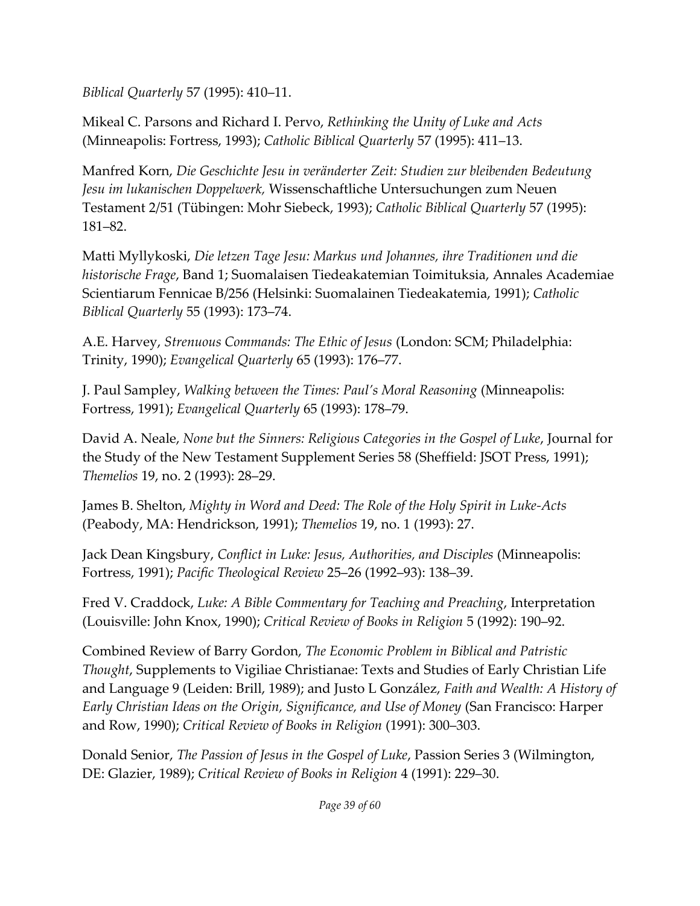*Biblical Quarterly* 57 (1995): 410–11.

Mikeal C. Parsons and Richard I. Pervo, *Rethinking the Unity of Luke and Acts* (Minneapolis: Fortress, 1993); *Catholic Biblical Quarterly* 57 (1995): 411–13.

Manfred Korn, *Die Geschichte Jesu in veränderter Zeit: Studien zur bleibenden Bedeutung Jesu im lukanischen Doppelwerk,* Wissenschaftliche Untersuchungen zum Neuen Testament 2/51 (Tübingen: Mohr Siebeck, 1993); *Catholic Biblical Quarterly* 57 (1995): 181–82.

Matti Myllykoski, *Die letzen Tage Jesu: Markus und Johannes, ihre Traditionen und die historische Frage*, Band 1; Suomalaisen Tiedeakatemian Toimituksia, Annales Academiae Scientiarum Fennicae B/256 (Helsinki: Suomalainen Tiedeakatemia, 1991); *Catholic Biblical Quarterly* 55 (1993): 173–74.

A.E. Harvey, *Strenuous Commands: The Ethic of Jesus* (London: SCM; Philadelphia: Trinity, 1990); *Evangelical Quarterly* 65 (1993): 176–77.

J. Paul Sampley, *Walking between the Times: Paul's Moral Reasoning* (Minneapolis: Fortress, 1991); *Evangelical Quarterly* 65 (1993): 178–79.

David A. Neale, *None but the Sinners: Religious Categories in the Gospel of Luke*, Journal for the Study of the New Testament Supplement Series 58 (Sheffield: JSOT Press, 1991); *Themelios* 19, no. 2 (1993): 28–29.

James B. Shelton, *Mighty in Word and Deed: The Role of the Holy Spirit in Luke-Acts* (Peabody, MA: Hendrickson, 1991); *Themelios* 19, no. 1 (1993): 27.

Jack Dean Kingsbury, *Conflict in Luke: Jesus, Authorities, and Disciples* (Minneapolis: Fortress, 1991); *Pacific Theological Review* 25–26 (1992–93): 138–39.

Fred V. Craddock, *Luke: A Bible Commentary for Teaching and Preaching*, Interpretation (Louisville: John Knox, 1990); *Critical Review of Books in Religion* 5 (1992): 190–92.

Combined Review of Barry Gordon, *The Economic Problem in Biblical and Patristic Thought*, Supplements to Vigiliae Christianae: Texts and Studies of Early Christian Life and Language 9 (Leiden: Brill, 1989); and Justo L González, *Faith and Wealth: A History of Early Christian Ideas on the Origin, Significance, and Use of Money* (San Francisco: Harper and Row, 1990); *Critical Review of Books in Religion* (1991): 300–303.

Donald Senior, *The Passion of Jesus in the Gospel of Luke*, Passion Series 3 (Wilmington, DE: Glazier, 1989); *Critical Review of Books in Religion* 4 (1991): 229–30.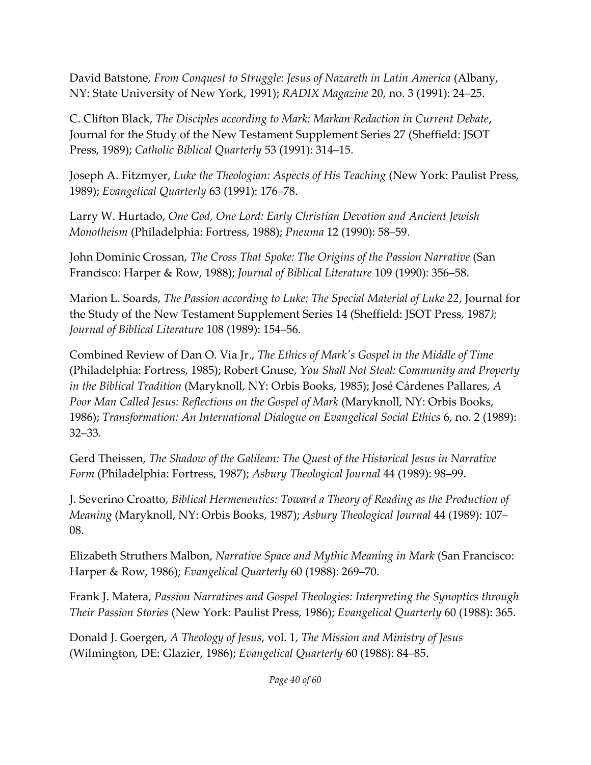David Batstone, *From Conquest to Struggle: Jesus of Nazareth in Latin America* (Albany, NY: State University of New York, 1991); *RADIX Magazine* 20, no. 3 (1991): 24–25.

C. Clifton Black, *The Disciples according to Mark: Markan Redaction in Current Debate*, Journal for the Study of the New Testament Supplement Series 27 (Sheffield: JSOT Press, 1989); *Catholic Biblical Quarterly* 53 (1991): 314–15.

Joseph A. Fitzmyer, *Luke the Theologian: Aspects of His Teaching* (New York: Paulist Press, 1989); *Evangelical Quarterly* 63 (1991): 176–78.

Larry W. Hurtado, *One God, One Lord: Early Christian Devotion and Ancient Jewish Monotheism* (Philadelphia: Fortress, 1988); *Pneuma* 12 (1990): 58–59.

John Dominic Crossan, *The Cross That Spoke: The Origins of the Passion Narrative* (San Francisco: Harper & Row, 1988); *Journal of Biblical Literature* 109 (1990): 356–58.

Marion L. Soards, *The Passion according to Luke: The Special Material of Luke 22*, Journal for the Study of the New Testament Supplement Series 14 (Sheffield: JSOT Press, 1987); *Journal of Biblical Literature* 108 (1989): 154–56.

Combined Review of Dan O. Via Jr., *The Ethics of Mark's Gospel in the Middle of Time* (Philadelphia: Fortress, 1985); Robert Gnuse, *You Shall Not Steal: Community and Property in the Biblical Tradition* (Maryknoll, NY: Orbis Books, 1985); José Cárdenes Pallares, *A Poor Man Called Jesus: Reflections on the Gospel of Mark* (Maryknoll, NY: Orbis Books, 1986); *Transformation: An International Dialogue on Evangelical Social Ethics* 6, no. 2 (1989): 32–33.

Gerd Theissen, *The Shadow of the Galilean: The Quest of the Historical Jesus in Narrative Form* (Philadelphia: Fortress, 1987); *Asbury Theological Journal* 44 (1989): 98–99.

J. Severino Croatto, *Biblical Hermeneutics: Toward a Theory of Reading as the Production of Meaning* (Maryknoll, NY: Orbis Books, 1987); *Asbury Theological Journal* 44 (1989): 107–08.

Elizabeth Struthers Malbon, *Narrative Space and Mythic Meaning in Mark* (San Francisco: Harper & Row, 1986); *Evangelical Quarterly* 60 (1988): 269–70.

Frank J. Matera, *Passion Narratives and Gospel Theologies: Interpreting the Synoptics through Their Passion Stories* (New York: Paulist Press, 1986); *Evangelical Quarterly* 60 (1988): 365.

Donald J. Goergen, *A Theology of Jesus*, vol. 1, *The Mission and Ministry of Jesus* (Wilmington, DE: Glazier, 1986); *Evangelical Quarterly* 60 (1988): 84–85.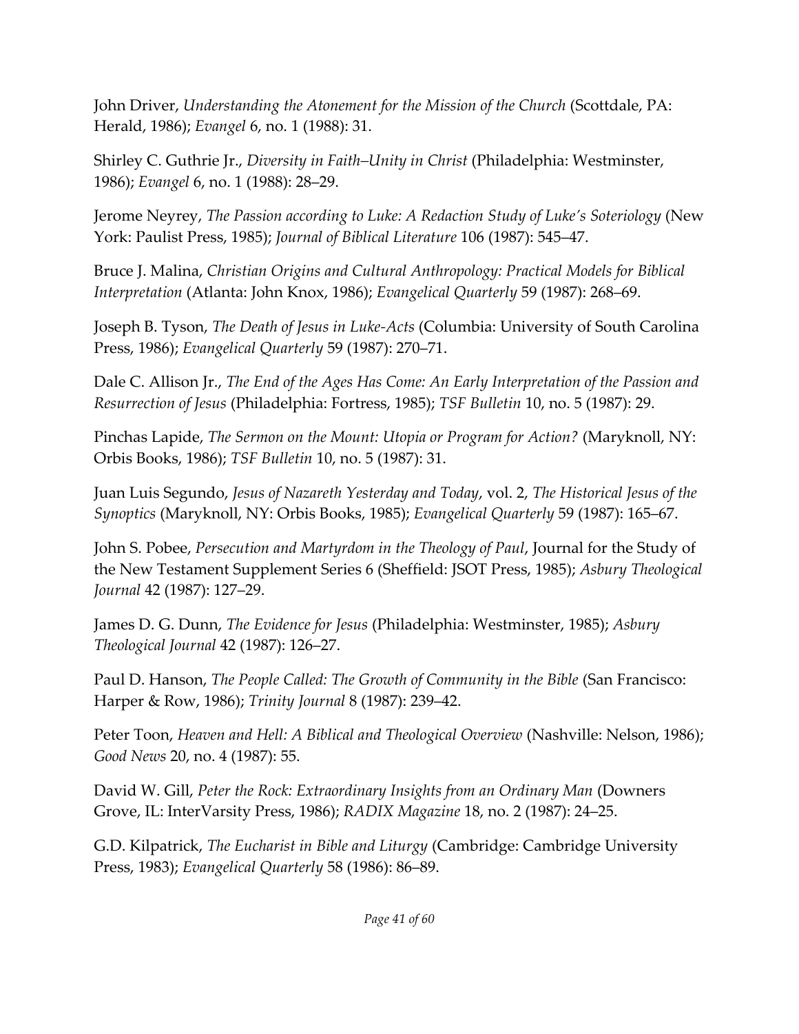John Driver, *Understanding the Atonement for the Mission of the Church* (Scottdale, PA: Herald, 1986); *Evangel* 6, no. 1 (1988): 31.

Shirley C. Guthrie Jr., *Diversity in Faith–Unity in Christ* (Philadelphia: Westminster, 1986); *Evangel* 6, no. 1 (1988): 28–29.

Jerome Neyrey, *The Passion according to Luke: A Redaction Study of Luke's Soteriology* (New York: Paulist Press, 1985); *Journal of Biblical Literature* 106 (1987): 545–47.

Bruce J. Malina, *Christian Origins and Cultural Anthropology: Practical Models for Biblical Interpretation* (Atlanta: John Knox, 1986); *Evangelical Quarterly* 59 (1987): 268–69.

Joseph B. Tyson, *The Death of Jesus in Luke-Acts* (Columbia: University of South Carolina Press, 1986); *Evangelical Quarterly* 59 (1987): 270–71.

Dale C. Allison Jr., *The End of the Ages Has Come: An Early Interpretation of the Passion and Resurrection of Jesus* (Philadelphia: Fortress, 1985); *TSF Bulletin* 10, no. 5 (1987): 29.

Pinchas Lapide, *The Sermon on the Mount: Utopia or Program for Action?* (Maryknoll, NY: Orbis Books, 1986); *TSF Bulletin* 10, no. 5 (1987): 31.

Juan Luis Segundo, *Jesus of Nazareth Yesterday and Today*, vol. 2, *The Historical Jesus of the Synoptics* (Maryknoll, NY: Orbis Books, 1985); *Evangelical Quarterly* 59 (1987): 165–67.

John S. Pobee, *Persecution and Martyrdom in the Theology of Paul*, Journal for the Study of the New Testament Supplement Series 6 (Sheffield: JSOT Press, 1985); *Asbury Theological Journal* 42 (1987): 127–29.

James D. G. Dunn, *The Evidence for Jesus* (Philadelphia: Westminster, 1985); *Asbury Theological Journal* 42 (1987): 126–27.

Paul D. Hanson, *The People Called: The Growth of Community in the Bible* (San Francisco: Harper & Row, 1986); *Trinity Journal* 8 (1987): 239–42.

Peter Toon, *Heaven and Hell: A Biblical and Theological Overview* (Nashville: Nelson, 1986); *Good News* 20, no. 4 (1987): 55.

David W. Gill, *Peter the Rock: Extraordinary Insights from an Ordinary Man* (Downers Grove, IL: InterVarsity Press, 1986); *RADIX Magazine* 18, no. 2 (1987): 24–25.

G.D. Kilpatrick, *The Eucharist in Bible and Liturgy* (Cambridge: Cambridge University Press, 1983); *Evangelical Quarterly* 58 (1986): 86–89.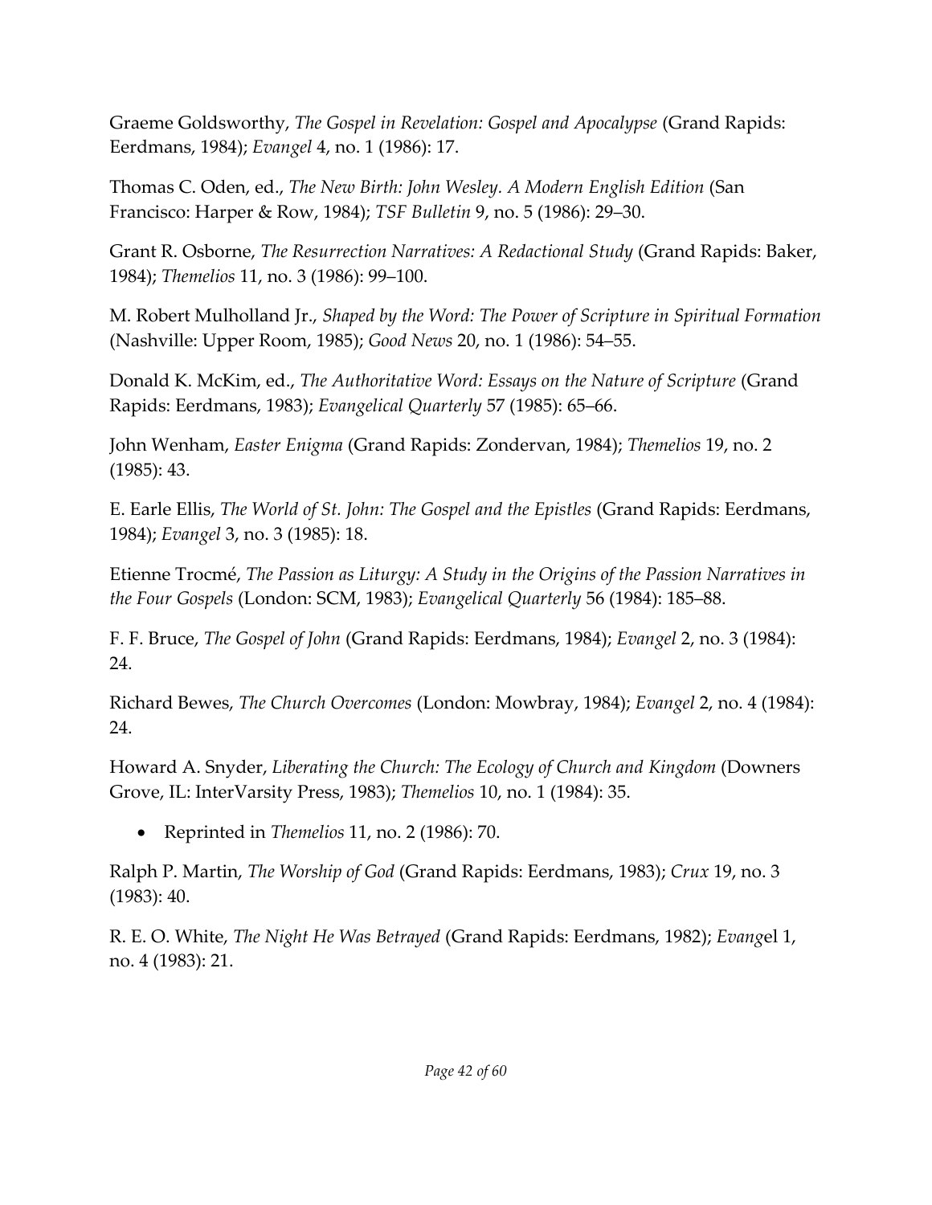Graeme Goldsworthy, *The Gospel in Revelation: Gospel and Apocalypse* (Grand Rapids: Eerdmans, 1984); *Evangel* 4, no. 1 (1986): 17.

Thomas C. Oden, ed., *The New Birth: John Wesley. A Modern English Edition* (San Francisco: Harper & Row, 1984); *TSF Bulletin* 9, no. 5 (1986): 29–30.

Grant R. Osborne, *The Resurrection Narratives: A Redactional Study* (Grand Rapids: Baker, 1984); *Themelios* 11, no. 3 (1986): 99–100.

M. Robert Mulholland Jr., *Shaped by the Word: The Power of Scripture in Spiritual Formation* (Nashville: Upper Room, 1985); *Good News* 20, no. 1 (1986): 54–55.

Donald K. McKim, ed., *The Authoritative Word: Essays on the Nature of Scripture* (Grand Rapids: Eerdmans, 1983); *Evangelical Quarterly* 57 (1985): 65–66.

John Wenham, *Easter Enigma* (Grand Rapids: Zondervan, 1984); *Themelios* 19, no. 2 (1985): 43.

E. Earle Ellis, *The World of St. John: The Gospel and the Epistles* (Grand Rapids: Eerdmans, 1984); *Evangel* 3, no. 3 (1985): 18.

Etienne Trocmé, *The Passion as Liturgy: A Study in the Origins of the Passion Narratives in the Four Gospels* (London: SCM, 1983); *Evangelical Quarterly* 56 (1984): 185–88.

F. F. Bruce, *The Gospel of John* (Grand Rapids: Eerdmans, 1984); *Evangel* 2, no. 3 (1984): 24.

Richard Bewes, *The Church Overcomes* (London: Mowbray, 1984); *Evangel* 2, no. 4 (1984): 24.

Howard A. Snyder, *Liberating the Church: The Ecology of Church and Kingdom* (Downers Grove, IL: InterVarsity Press, 1983); *Themelios* 10, no. 1 (1984): 35.

- Reprinted in *Themelios* 11, no. 2 (1986): 70.

Ralph P. Martin, *The Worship of God* (Grand Rapids: Eerdmans, 1983); *Crux* 19, no. 3 (1983): 40.

R. E. O. White, *The Night He Was Betrayed* (Grand Rapids: Eerdmans, 1982); *Evang*el 1, no. 4 (1983): 21.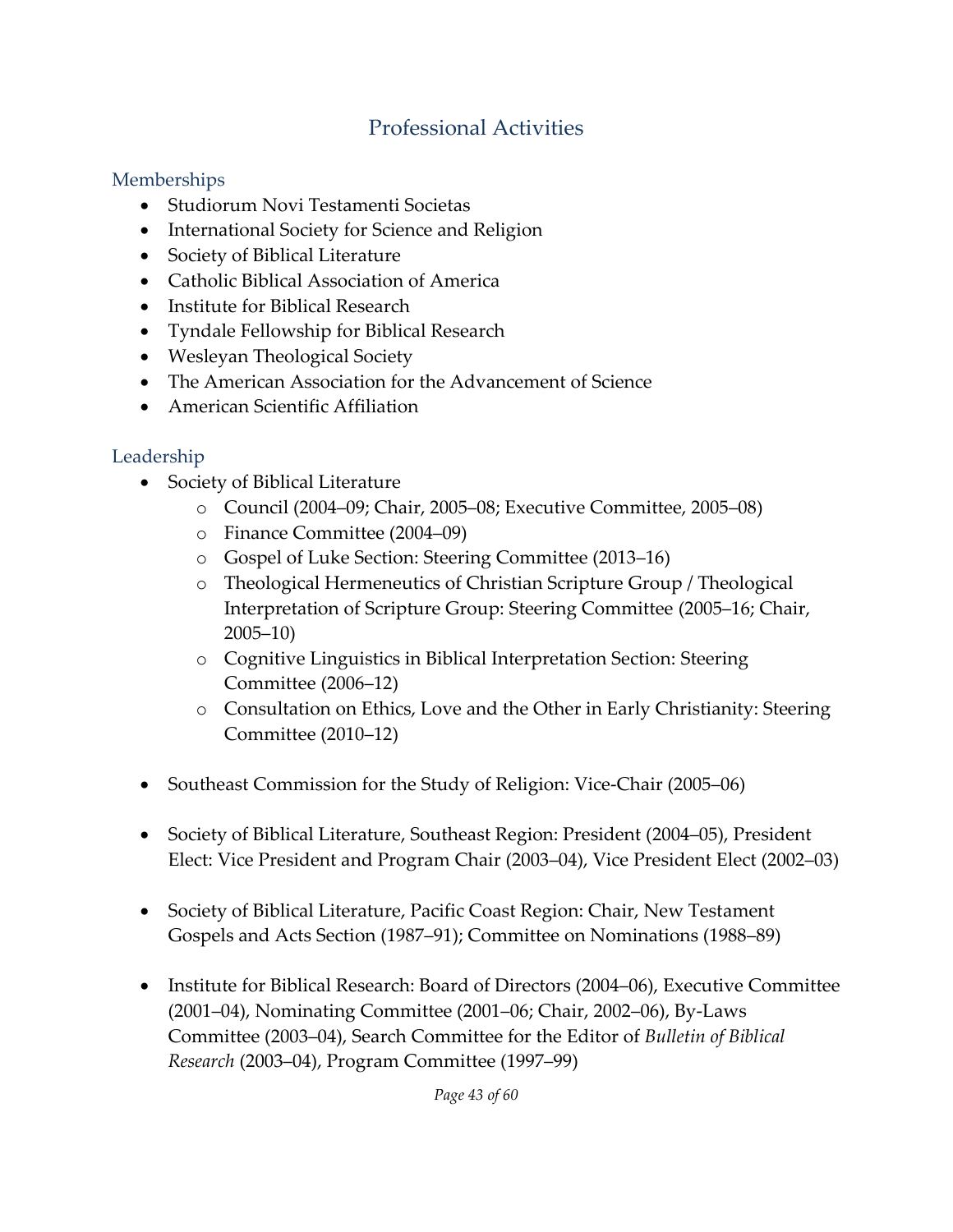# Professional Activities

## Memberships

- Studiorum Novi Testamenti Societas
- International Society for Science and Religion
- Society of Biblical Literature
- Catholic Biblical Association of America
- Institute for Biblical Research
- Tyndale Fellowship for Biblical Research
- Wesleyan Theological Society
- The American Association for the Advancement of Science
- American Scientific Affiliation

## Leadership

- Society of Biblical Literature
    - Council (2004–09; Chair, 2005–08; Executive Committee, 2005–08)
    - Finance Committee (2004–09)
    - Gospel of Luke Section: Steering Committee (2013–16)
    - Theological Hermeneutics of Christian Scripture Group / Theological Interpretation of Scripture Group: Steering Committee (2005–16; Chair, 2005–10)
    - Cognitive Linguistics in Biblical Interpretation Section: Steering Committee (2006–12)
    - Consultation on Ethics, Love and the Other in Early Christianity: Steering Committee (2010–12)

- Southeast Commission for the Study of Religion: Vice-Chair (2005–06)

- Society of Biblical Literature, Southeast Region: President (2004–05), President Elect: Vice President and Program Chair (2003–04), Vice President Elect (2002–03)

- Society of Biblical Literature, Pacific Coast Region: Chair, New Testament Gospels and Acts Section (1987–91); Committee on Nominations (1988–89)

- Institute for Biblical Research: Board of Directors (2004–06), Executive Committee (2001–04), Nominating Committee (2001–06; Chair, 2002–06), By-Laws Committee (2003–04), Search Committee for the Editor of *Bulletin of Biblical Research* (2003–04), Program Committee (1997–99)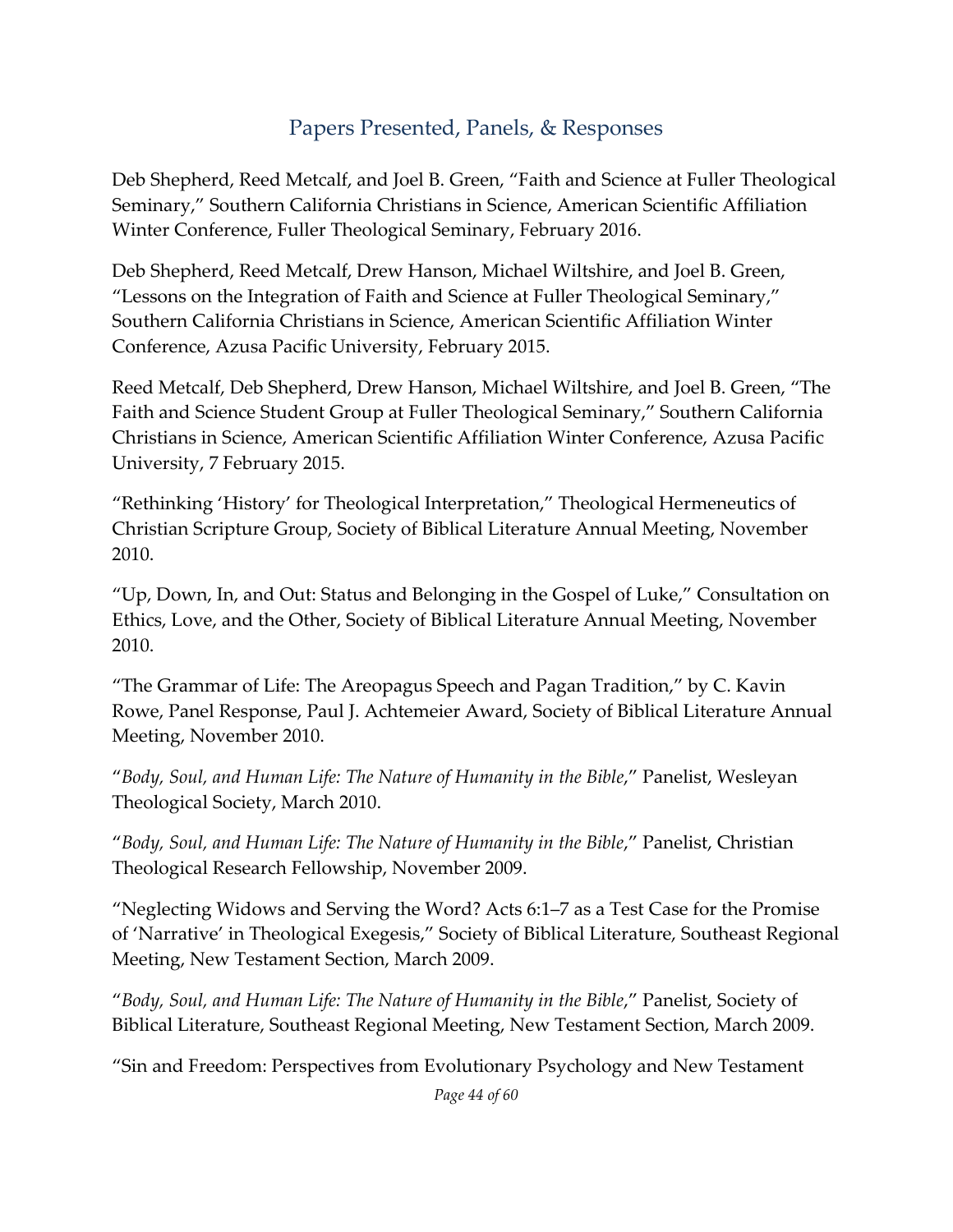## Papers Presented, Panels, & Responses

Deb Shepherd, Reed Metcalf, and Joel B. Green, "Faith and Science at Fuller Theological Seminary," Southern California Christians in Science, American Scientific Affiliation Winter Conference, Fuller Theological Seminary, February 2016.

Deb Shepherd, Reed Metcalf, Drew Hanson, Michael Wiltshire, and Joel B. Green, "Lessons on the Integration of Faith and Science at Fuller Theological Seminary," Southern California Christians in Science, American Scientific Affiliation Winter Conference, Azusa Pacific University, February 2015.

Reed Metcalf, Deb Shepherd, Drew Hanson, Michael Wiltshire, and Joel B. Green, "The Faith and Science Student Group at Fuller Theological Seminary," Southern California Christians in Science, American Scientific Affiliation Winter Conference, Azusa Pacific University, 7 February 2015.

"Rethinking 'History' for Theological Interpretation," Theological Hermeneutics of Christian Scripture Group, Society of Biblical Literature Annual Meeting, November 2010.

"Up, Down, In, and Out: Status and Belonging in the Gospel of Luke," Consultation on Ethics, Love, and the Other, Society of Biblical Literature Annual Meeting, November 2010.

"The Grammar of Life: The Areopagus Speech and Pagan Tradition," by C. Kavin Rowe, Panel Response, Paul J. Achtemeier Award, Society of Biblical Literature Annual Meeting, November 2010.

"*Body, Soul, and Human Life: The Nature of Humanity in the Bible*," Panelist, Wesleyan Theological Society, March 2010.

"*Body, Soul, and Human Life: The Nature of Humanity in the Bible*," Panelist, Christian Theological Research Fellowship, November 2009.

"Neglecting Widows and Serving the Word? Acts 6:1–7 as a Test Case for the Promise of 'Narrative' in Theological Exegesis," Society of Biblical Literature, Southeast Regional Meeting, New Testament Section, March 2009.

"*Body, Soul, and Human Life: The Nature of Humanity in the Bible*," Panelist, Society of Biblical Literature, Southeast Regional Meeting, New Testament Section, March 2009.

"Sin and Freedom: Perspectives from Evolutionary Psychology and New Testament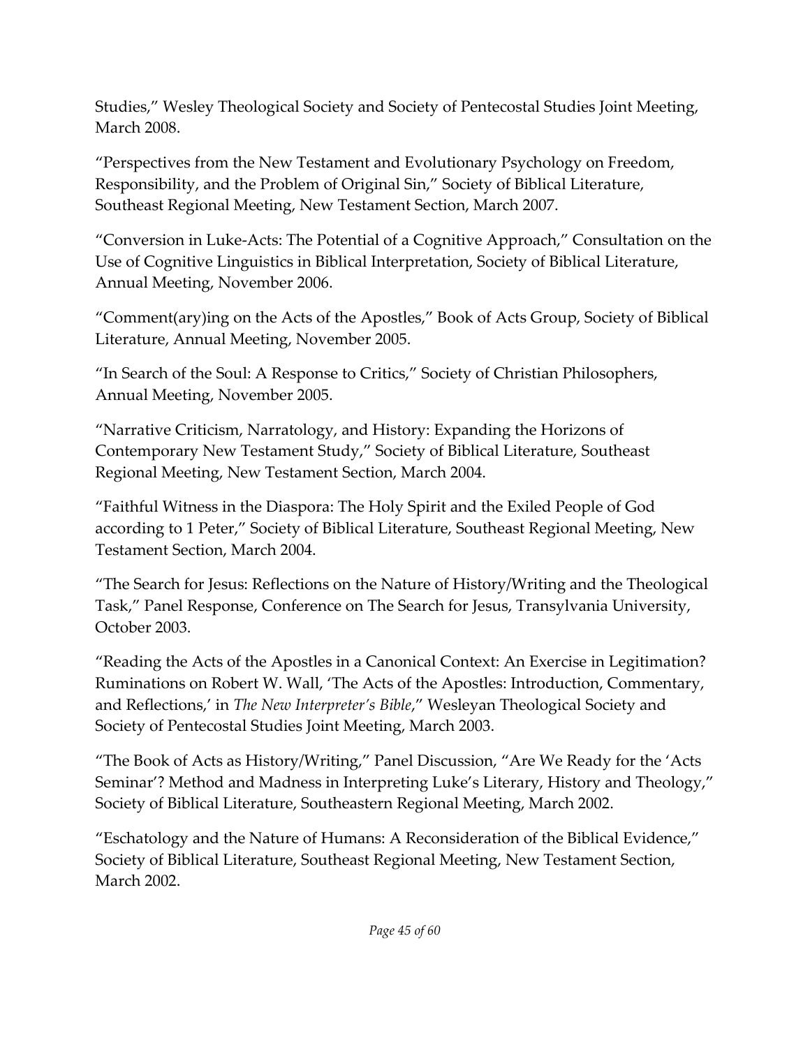Studies," Wesley Theological Society and Society of Pentecostal Studies Joint Meeting, March 2008.

"Perspectives from the New Testament and Evolutionary Psychology on Freedom, Responsibility, and the Problem of Original Sin," Society of Biblical Literature, Southeast Regional Meeting, New Testament Section, March 2007.

"Conversion in Luke-Acts: The Potential of a Cognitive Approach," Consultation on the Use of Cognitive Linguistics in Biblical Interpretation, Society of Biblical Literature, Annual Meeting, November 2006.

"Comment(ary)ing on the Acts of the Apostles," Book of Acts Group, Society of Biblical Literature, Annual Meeting, November 2005.

"In Search of the Soul: A Response to Critics," Society of Christian Philosophers, Annual Meeting, November 2005.

"Narrative Criticism, Narratology, and History: Expanding the Horizons of Contemporary New Testament Study," Society of Biblical Literature, Southeast Regional Meeting, New Testament Section, March 2004.

"Faithful Witness in the Diaspora: The Holy Spirit and the Exiled People of God according to 1 Peter," Society of Biblical Literature, Southeast Regional Meeting, New Testament Section, March 2004.

"The Search for Jesus: Reflections on the Nature of History/Writing and the Theological Task," Panel Response, Conference on The Search for Jesus, Transylvania University, October 2003.

"Reading the Acts of the Apostles in a Canonical Context: An Exercise in Legitimation? Ruminations on Robert W. Wall, 'The Acts of the Apostles: Introduction, Commentary, and Reflections,' in *The New Interpreter's Bible*," Wesleyan Theological Society and Society of Pentecostal Studies Joint Meeting, March 2003.

"The Book of Acts as History/Writing," Panel Discussion, "Are We Ready for the 'Acts Seminar'? Method and Madness in Interpreting Luke's Literary, History and Theology," Society of Biblical Literature, Southeastern Regional Meeting, March 2002.

"Eschatology and the Nature of Humans: A Reconsideration of the Biblical Evidence," Society of Biblical Literature, Southeast Regional Meeting, New Testament Section, March 2002.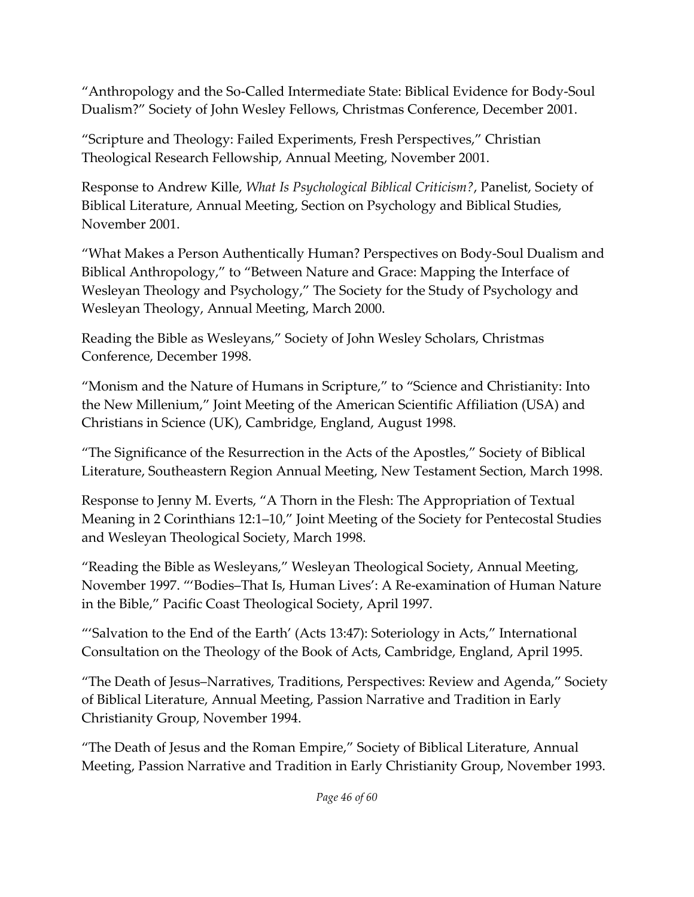"Anthropology and the So-Called Intermediate State: Biblical Evidence for Body-Soul Dualism?" Society of John Wesley Fellows, Christmas Conference, December 2001.

"Scripture and Theology: Failed Experiments, Fresh Perspectives," Christian Theological Research Fellowship, Annual Meeting, November 2001.

Response to Andrew Kille, *What Is Psychological Biblical Criticism?*, Panelist, Society of Biblical Literature, Annual Meeting, Section on Psychology and Biblical Studies, November 2001.

"What Makes a Person Authentically Human? Perspectives on Body-Soul Dualism and Biblical Anthropology," to "Between Nature and Grace: Mapping the Interface of Wesleyan Theology and Psychology," The Society for the Study of Psychology and Wesleyan Theology, Annual Meeting, March 2000.

Reading the Bible as Wesleyans," Society of John Wesley Scholars, Christmas Conference, December 1998.

"Monism and the Nature of Humans in Scripture," to "Science and Christianity: Into the New Millenium," Joint Meeting of the American Scientific Affiliation (USA) and Christians in Science (UK), Cambridge, England, August 1998.

"The Significance of the Resurrection in the Acts of the Apostles," Society of Biblical Literature, Southeastern Region Annual Meeting, New Testament Section, March 1998.

Response to Jenny M. Everts, "A Thorn in the Flesh: The Appropriation of Textual Meaning in 2 Corinthians 12:1–10," Joint Meeting of the Society for Pentecostal Studies and Wesleyan Theological Society, March 1998.

"Reading the Bible as Wesleyans," Wesleyan Theological Society, Annual Meeting, November 1997. "'Bodies–That Is, Human Lives': A Re-examination of Human Nature in the Bible," Pacific Coast Theological Society, April 1997.

"'Salvation to the End of the Earth' (Acts 13:47): Soteriology in Acts," International Consultation on the Theology of the Book of Acts, Cambridge, England, April 1995.

"The Death of Jesus–Narratives, Traditions, Perspectives: Review and Agenda," Society of Biblical Literature, Annual Meeting, Passion Narrative and Tradition in Early Christianity Group, November 1994.

"The Death of Jesus and the Roman Empire," Society of Biblical Literature, Annual Meeting, Passion Narrative and Tradition in Early Christianity Group, November 1993.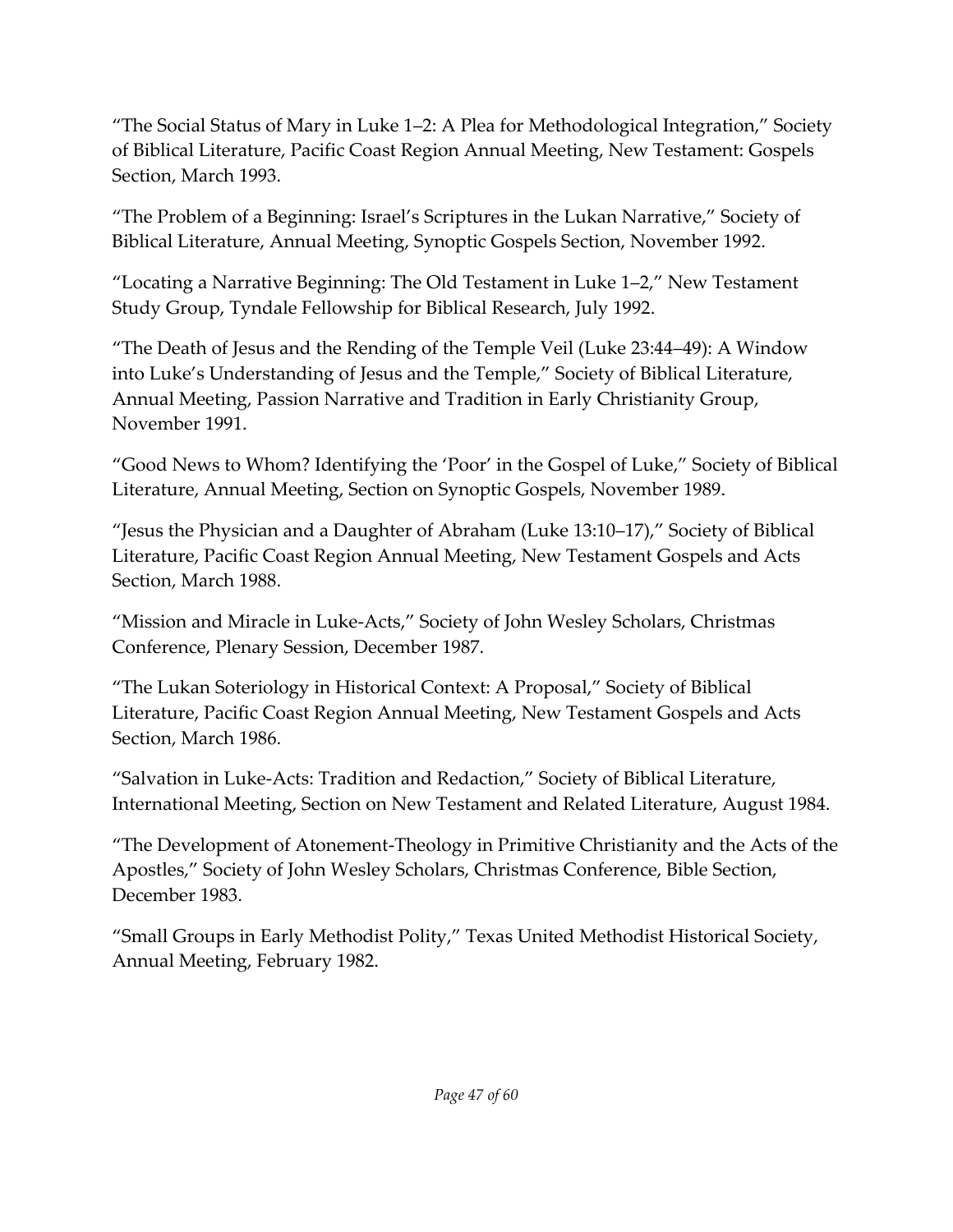"The Social Status of Mary in Luke 1–2: A Plea for Methodological Integration," Society of Biblical Literature, Pacific Coast Region Annual Meeting, New Testament: Gospels Section, March 1993.

"The Problem of a Beginning: Israel's Scriptures in the Lukan Narrative," Society of Biblical Literature, Annual Meeting, Synoptic Gospels Section, November 1992.

"Locating a Narrative Beginning: The Old Testament in Luke 1–2," New Testament Study Group, Tyndale Fellowship for Biblical Research, July 1992.

"The Death of Jesus and the Rending of the Temple Veil (Luke 23:44–49): A Window into Luke's Understanding of Jesus and the Temple," Society of Biblical Literature, Annual Meeting, Passion Narrative and Tradition in Early Christianity Group, November 1991.

"Good News to Whom? Identifying the 'Poor' in the Gospel of Luke," Society of Biblical Literature, Annual Meeting, Section on Synoptic Gospels, November 1989.

"Jesus the Physician and a Daughter of Abraham (Luke 13:10–17)," Society of Biblical Literature, Pacific Coast Region Annual Meeting, New Testament Gospels and Acts Section, March 1988.

"Mission and Miracle in Luke-Acts," Society of John Wesley Scholars, Christmas Conference, Plenary Session, December 1987.

"The Lukan Soteriology in Historical Context: A Proposal," Society of Biblical Literature, Pacific Coast Region Annual Meeting, New Testament Gospels and Acts Section, March 1986.

"Salvation in Luke-Acts: Tradition and Redaction," Society of Biblical Literature, International Meeting, Section on New Testament and Related Literature, August 1984.

"The Development of Atonement-Theology in Primitive Christianity and the Acts of the Apostles," Society of John Wesley Scholars, Christmas Conference, Bible Section, December 1983.

"Small Groups in Early Methodist Polity," Texas United Methodist Historical Society, Annual Meeting, February 1982.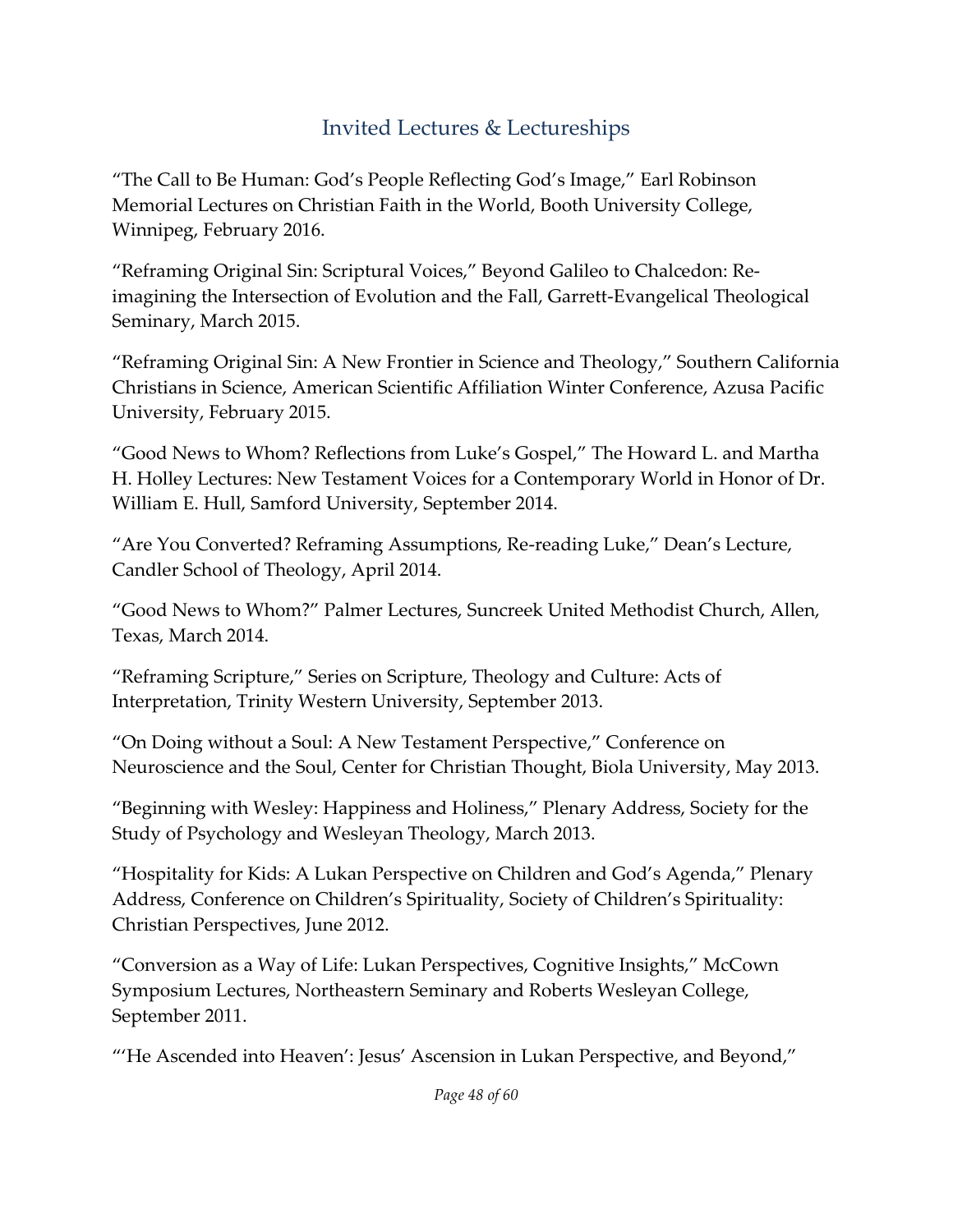## Invited Lectures & Lectureships

"The Call to Be Human: God's People Reflecting God's Image," Earl Robinson Memorial Lectures on Christian Faith in the World, Booth University College, Winnipeg, February 2016.

"Reframing Original Sin: Scriptural Voices," Beyond Galileo to Chalcedon: Re-imagining the Intersection of Evolution and the Fall, Garrett-Evangelical Theological Seminary, March 2015.

"Reframing Original Sin: A New Frontier in Science and Theology," Southern California Christians in Science, American Scientific Affiliation Winter Conference, Azusa Pacific University, February 2015.

"Good News to Whom? Reflections from Luke's Gospel," The Howard L. and Martha H. Holley Lectures: New Testament Voices for a Contemporary World in Honor of Dr. William E. Hull, Samford University, September 2014.

"Are You Converted? Reframing Assumptions, Re-reading Luke," Dean's Lecture, Candler School of Theology, April 2014.

"Good News to Whom?" Palmer Lectures, Suncreek United Methodist Church, Allen, Texas, March 2014.

"Reframing Scripture," Series on Scripture, Theology and Culture: Acts of Interpretation, Trinity Western University, September 2013.

"On Doing without a Soul: A New Testament Perspective," Conference on Neuroscience and the Soul, Center for Christian Thought, Biola University, May 2013.

"Beginning with Wesley: Happiness and Holiness," Plenary Address, Society for the Study of Psychology and Wesleyan Theology, March 2013.

"Hospitality for Kids: A Lukan Perspective on Children and God's Agenda," Plenary Address, Conference on Children's Spirituality, Society of Children's Spirituality: Christian Perspectives, June 2012.

"Conversion as a Way of Life: Lukan Perspectives, Cognitive Insights," McCown Symposium Lectures, Northeastern Seminary and Roberts Wesleyan College, September 2011.

"'He Ascended into Heaven': Jesus' Ascension in Lukan Perspective, and Beyond,"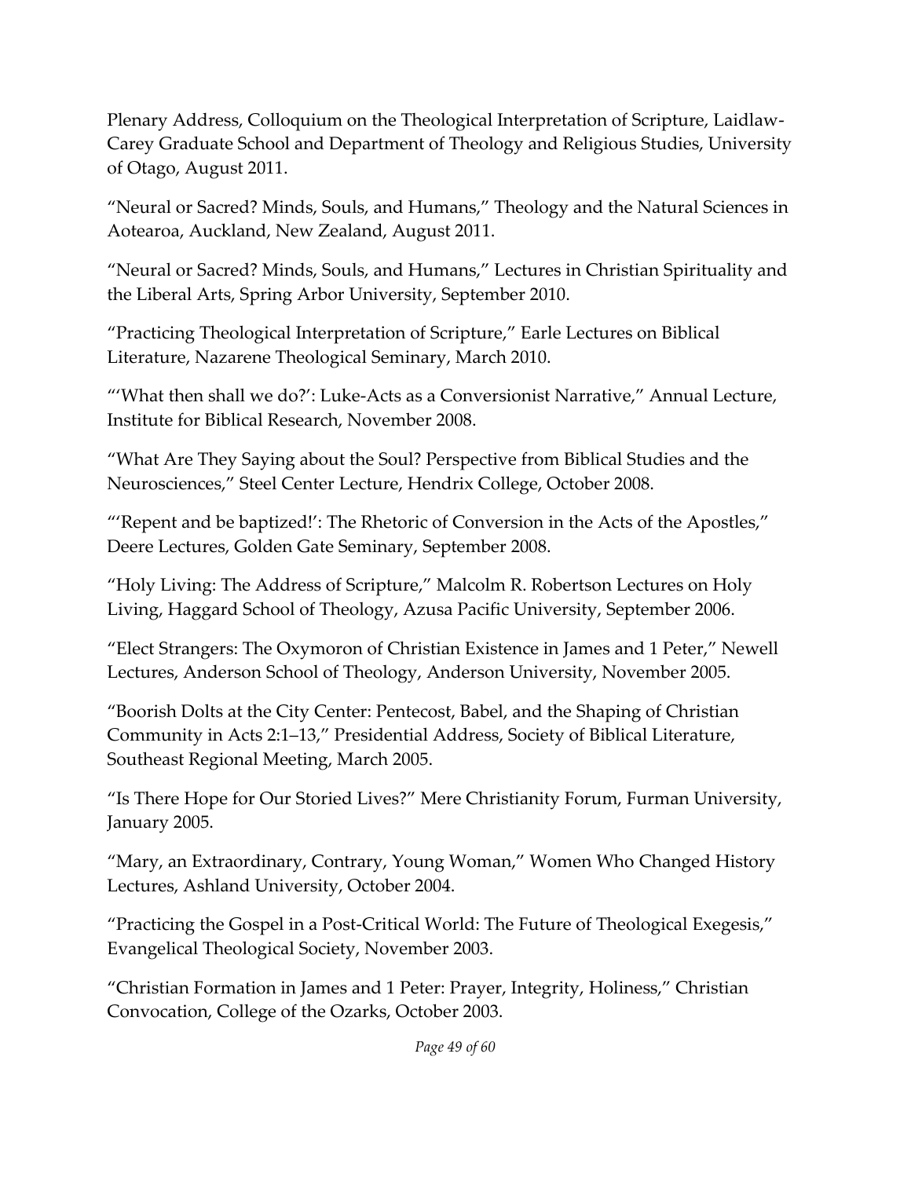Plenary Address, Colloquium on the Theological Interpretation of Scripture, Laidlaw-Carey Graduate School and Department of Theology and Religious Studies, University of Otago, August 2011.

“Neural or Sacred? Minds, Souls, and Humans,” Theology and the Natural Sciences in Aotearoa, Auckland, New Zealand, August 2011.

“Neural or Sacred? Minds, Souls, and Humans,” Lectures in Christian Spirituality and the Liberal Arts, Spring Arbor University, September 2010.

“Practicing Theological Interpretation of Scripture,” Earle Lectures on Biblical Literature, Nazarene Theological Seminary, March 2010.

“‘What then shall we do?’: Luke-Acts as a Conversionist Narrative,” Annual Lecture, Institute for Biblical Research, November 2008.

“What Are They Saying about the Soul? Perspective from Biblical Studies and the Neurosciences,” Steel Center Lecture, Hendrix College, October 2008.

“‘Repent and be baptized!’: The Rhetoric of Conversion in the Acts of the Apostles,” Deere Lectures, Golden Gate Seminary, September 2008.

“Holy Living: The Address of Scripture,” Malcolm R. Robertson Lectures on Holy Living, Haggard School of Theology, Azusa Pacific University, September 2006.

“Elect Strangers: The Oxymoron of Christian Existence in James and 1 Peter,” Newell Lectures, Anderson School of Theology, Anderson University, November 2005.

“Boorish Dolts at the City Center: Pentecost, Babel, and the Shaping of Christian Community in Acts 2:1–13,” Presidential Address, Society of Biblical Literature, Southeast Regional Meeting, March 2005.

“Is There Hope for Our Storied Lives?” Mere Christianity Forum, Furman University, January 2005.

“Mary, an Extraordinary, Contrary, Young Woman,” Women Who Changed History Lectures, Ashland University, October 2004.

“Practicing the Gospel in a Post-Critical World: The Future of Theological Exegesis,” Evangelical Theological Society, November 2003.

“Christian Formation in James and 1 Peter: Prayer, Integrity, Holiness,” Christian Convocation, College of the Ozarks, October 2003.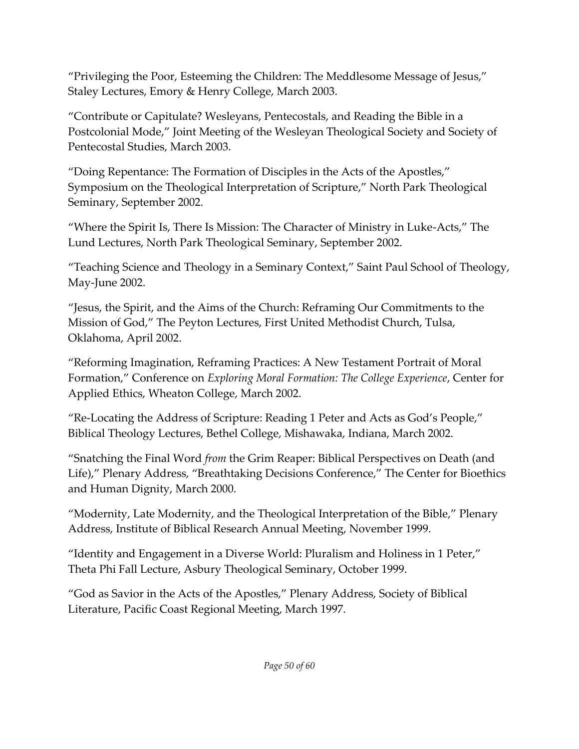“Privileging the Poor, Esteeming the Children: The Meddlesome Message of Jesus,” Staley Lectures, Emory & Henry College, March 2003.

“Contribute or Capitulate? Wesleyans, Pentecostals, and Reading the Bible in a Postcolonial Mode,” Joint Meeting of the Wesleyan Theological Society and Society of Pentecostal Studies, March 2003.

“Doing Repentance: The Formation of Disciples in the Acts of the Apostles,” Symposium on the Theological Interpretation of Scripture,” North Park Theological Seminary, September 2002.

“Where the Spirit Is, There Is Mission: The Character of Ministry in Luke-Acts,” The Lund Lectures, North Park Theological Seminary, September 2002.

“Teaching Science and Theology in a Seminary Context,” Saint Paul School of Theology, May-June 2002.

“Jesus, the Spirit, and the Aims of the Church: Reframing Our Commitments to the Mission of God,” The Peyton Lectures, First United Methodist Church, Tulsa, Oklahoma, April 2002.

“Reforming Imagination, Reframing Practices: A New Testament Portrait of Moral Formation,” Conference on *Exploring Moral Formation: The College Experience*, Center for Applied Ethics, Wheaton College, March 2002.

“Re-Locating the Address of Scripture: Reading 1 Peter and Acts as God’s People,” Biblical Theology Lectures, Bethel College, Mishawaka, Indiana, March 2002.

“Snatching the Final Word *from* the Grim Reaper: Biblical Perspectives on Death (and Life),” Plenary Address, “Breathtaking Decisions Conference,” The Center for Bioethics and Human Dignity, March 2000.

“Modernity, Late Modernity, and the Theological Interpretation of the Bible,” Plenary Address, Institute of Biblical Research Annual Meeting, November 1999.

“Identity and Engagement in a Diverse World: Pluralism and Holiness in 1 Peter,” Theta Phi Fall Lecture, Asbury Theological Seminary, October 1999.

“God as Savior in the Acts of the Apostles,” Plenary Address, Society of Biblical Literature, Pacific Coast Regional Meeting, March 1997.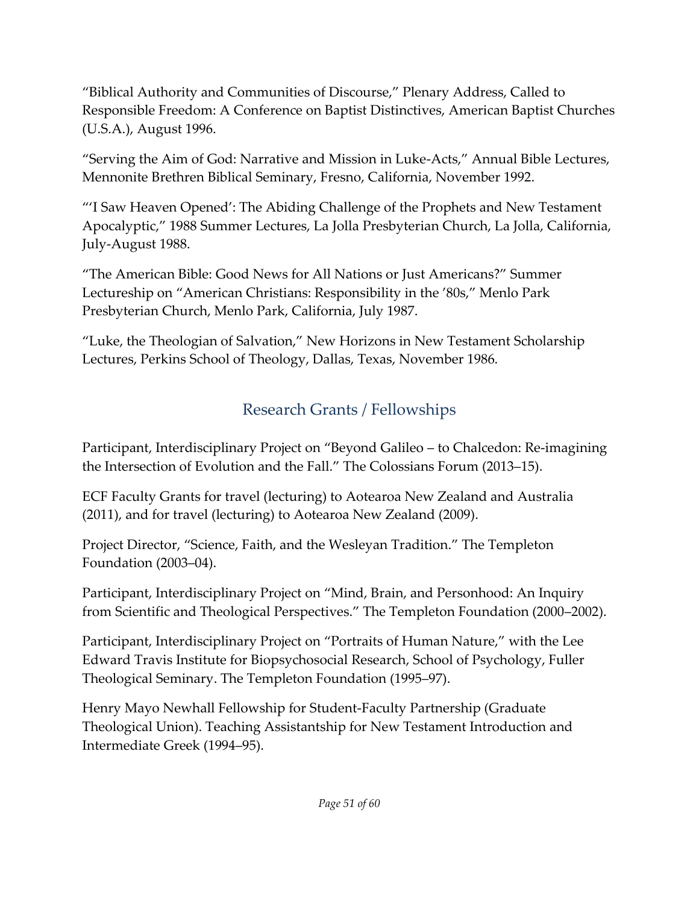"Biblical Authority and Communities of Discourse," Plenary Address, Called to Responsible Freedom: A Conference on Baptist Distinctives, American Baptist Churches (U.S.A.), August 1996.

"Serving the Aim of God: Narrative and Mission in Luke-Acts," Annual Bible Lectures, Mennonite Brethren Biblical Seminary, Fresno, California, November 1992.

"'I Saw Heaven Opened': The Abiding Challenge of the Prophets and New Testament Apocalyptic," 1988 Summer Lectures, La Jolla Presbyterian Church, La Jolla, California, July-August 1988.

"The American Bible: Good News for All Nations or Just Americans?" Summer Lectureship on "American Christians: Responsibility in the '80s," Menlo Park Presbyterian Church, Menlo Park, California, July 1987.

"Luke, the Theologian of Salvation," New Horizons in New Testament Scholarship Lectures, Perkins School of Theology, Dallas, Texas, November 1986.

## Research Grants / Fellowships

Participant, Interdisciplinary Project on "Beyond Galileo – to Chalcedon: Re-imagining the Intersection of Evolution and the Fall." The Colossians Forum (2013–15).

ECF Faculty Grants for travel (lecturing) to Aotearoa New Zealand and Australia (2011), and for travel (lecturing) to Aotearoa New Zealand (2009).

Project Director, "Science, Faith, and the Wesleyan Tradition." The Templeton Foundation (2003–04).

Participant, Interdisciplinary Project on "Mind, Brain, and Personhood: An Inquiry from Scientific and Theological Perspectives." The Templeton Foundation (2000–2002).

Participant, Interdisciplinary Project on "Portraits of Human Nature," with the Lee Edward Travis Institute for Biopsychosocial Research, School of Psychology, Fuller Theological Seminary. The Templeton Foundation (1995–97).

Henry Mayo Newhall Fellowship for Student-Faculty Partnership (Graduate Theological Union). Teaching Assistantship for New Testament Introduction and Intermediate Greek (1994–95).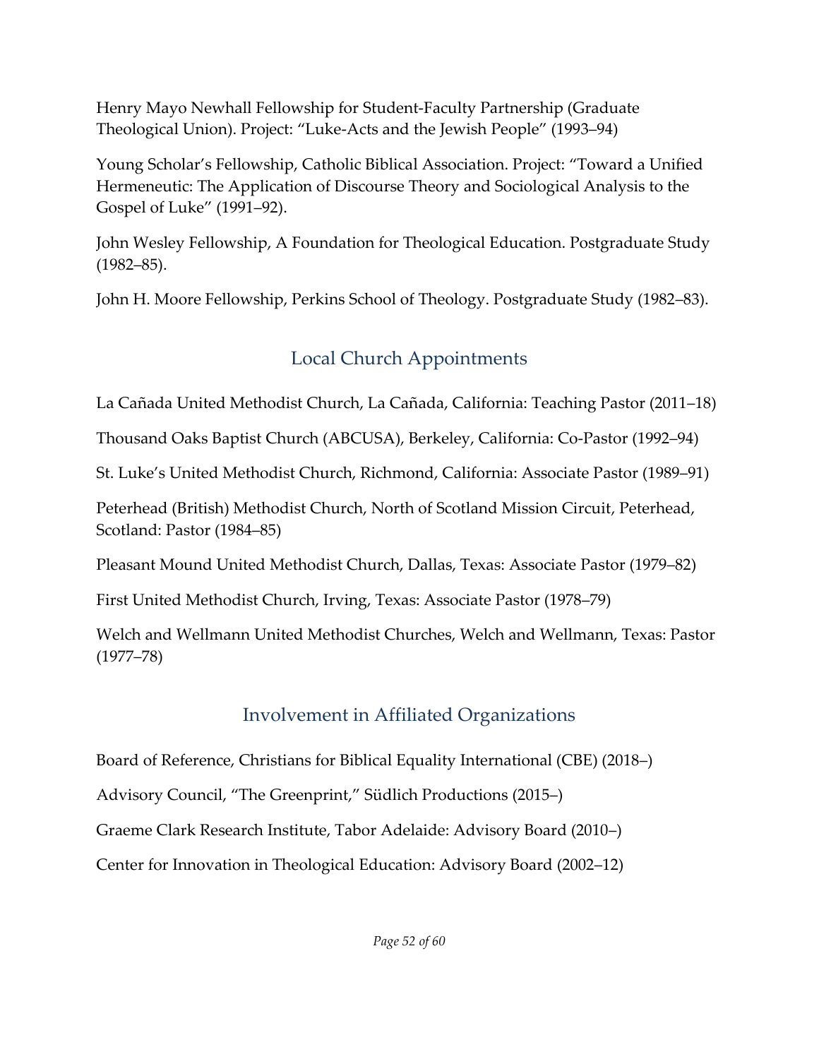Henry Mayo Newhall Fellowship for Student-Faculty Partnership (Graduate Theological Union). Project: "Luke-Acts and the Jewish People" (1993–94)

Young Scholar's Fellowship, Catholic Biblical Association. Project: "Toward a Unified Hermeneutic: The Application of Discourse Theory and Sociological Analysis to the Gospel of Luke" (1991–92).

John Wesley Fellowship, A Foundation for Theological Education. Postgraduate Study (1982–85).

John H. Moore Fellowship, Perkins School of Theology. Postgraduate Study (1982–83).

## Local Church Appointments

La Cañada United Methodist Church, La Cañada, California: Teaching Pastor (2011–18)

Thousand Oaks Baptist Church (ABCUSA), Berkeley, California: Co-Pastor (1992–94)

St. Luke's United Methodist Church, Richmond, California: Associate Pastor (1989–91)

Peterhead (British) Methodist Church, North of Scotland Mission Circuit, Peterhead, Scotland: Pastor (1984–85)

Pleasant Mound United Methodist Church, Dallas, Texas: Associate Pastor (1979–82)

First United Methodist Church, Irving, Texas: Associate Pastor (1978–79)

Welch and Wellmann United Methodist Churches, Welch and Wellmann, Texas: Pastor (1977–78)

## Involvement in Affiliated Organizations

Board of Reference, Christians for Biblical Equality International (CBE) (2018–)

Advisory Council, "The Greenprint," Südlich Productions (2015–)

Graeme Clark Research Institute, Tabor Adelaide: Advisory Board (2010–)

Center for Innovation in Theological Education: Advisory Board (2002–12)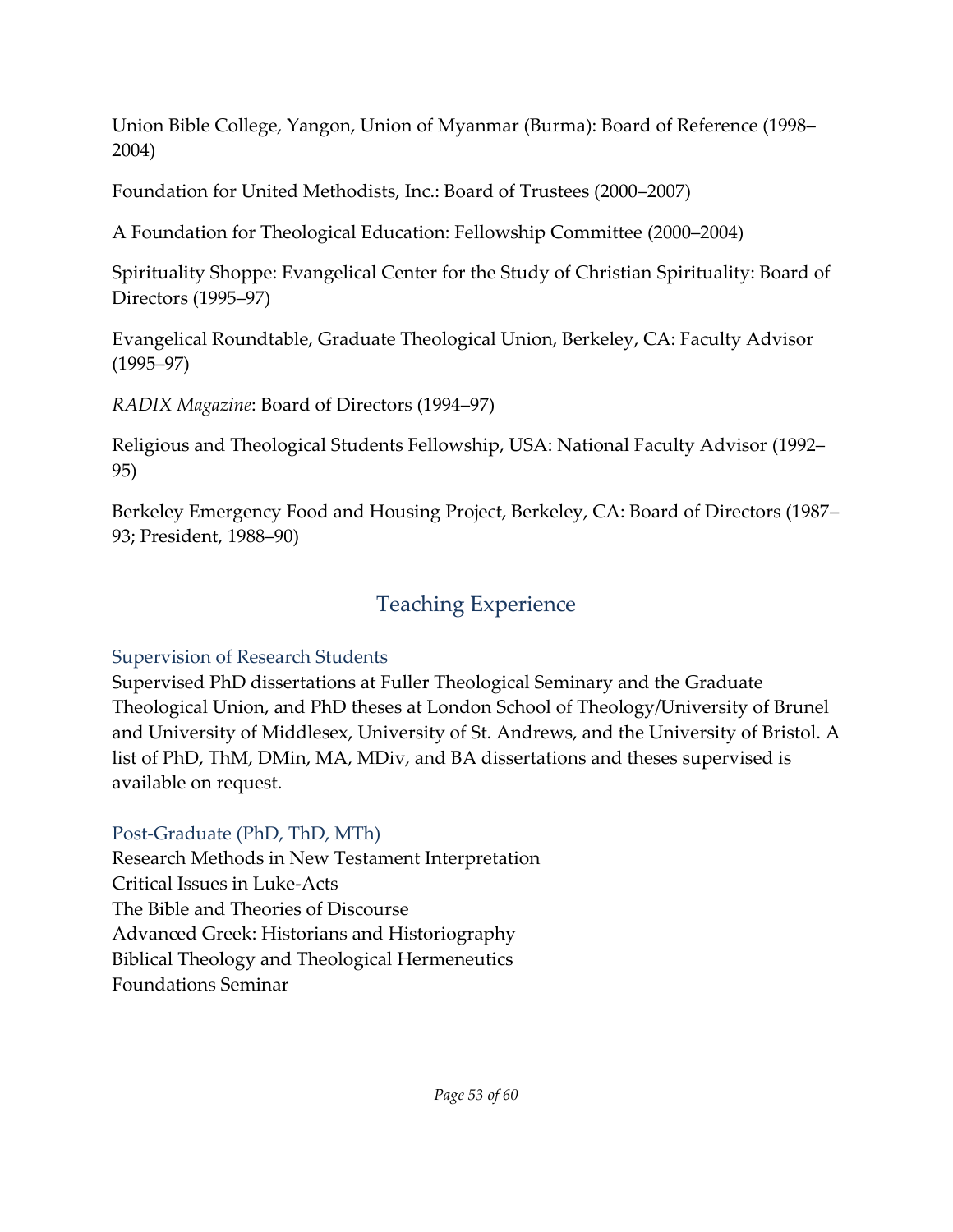Union Bible College, Yangon, Union of Myanmar (Burma): Board of Reference (1998–2004)

Foundation for United Methodists, Inc.: Board of Trustees (2000–2007)

A Foundation for Theological Education: Fellowship Committee (2000–2004)

Spirituality Shoppe: Evangelical Center for the Study of Christian Spirituality: Board of Directors (1995–97)

Evangelical Roundtable, Graduate Theological Union, Berkeley, CA: Faculty Advisor (1995–97)

*RADIX Magazine*: Board of Directors (1994–97)

Religious and Theological Students Fellowship, USA: National Faculty Advisor (1992–95)

Berkeley Emergency Food and Housing Project, Berkeley, CA: Board of Directors (1987–93; President, 1988–90)

## Teaching Experience

### Supervision of Research Students

Supervised PhD dissertations at Fuller Theological Seminary and the Graduate Theological Union, and PhD theses at London School of Theology/University of Brunel and University of Middlesex, University of St. Andrews, and the University of Bristol. A list of PhD, ThM, DMin, MA, MDiv, and BA dissertations and theses supervised is available on request.

### Post-Graduate (PhD, ThD, MTh)

Research Methods in New Testament Interpretation
Critical Issues in Luke-Acts
The Bible and Theories of Discourse
Advanced Greek: Historians and Historiography
Biblical Theology and Theological Hermeneutics
Foundations Seminar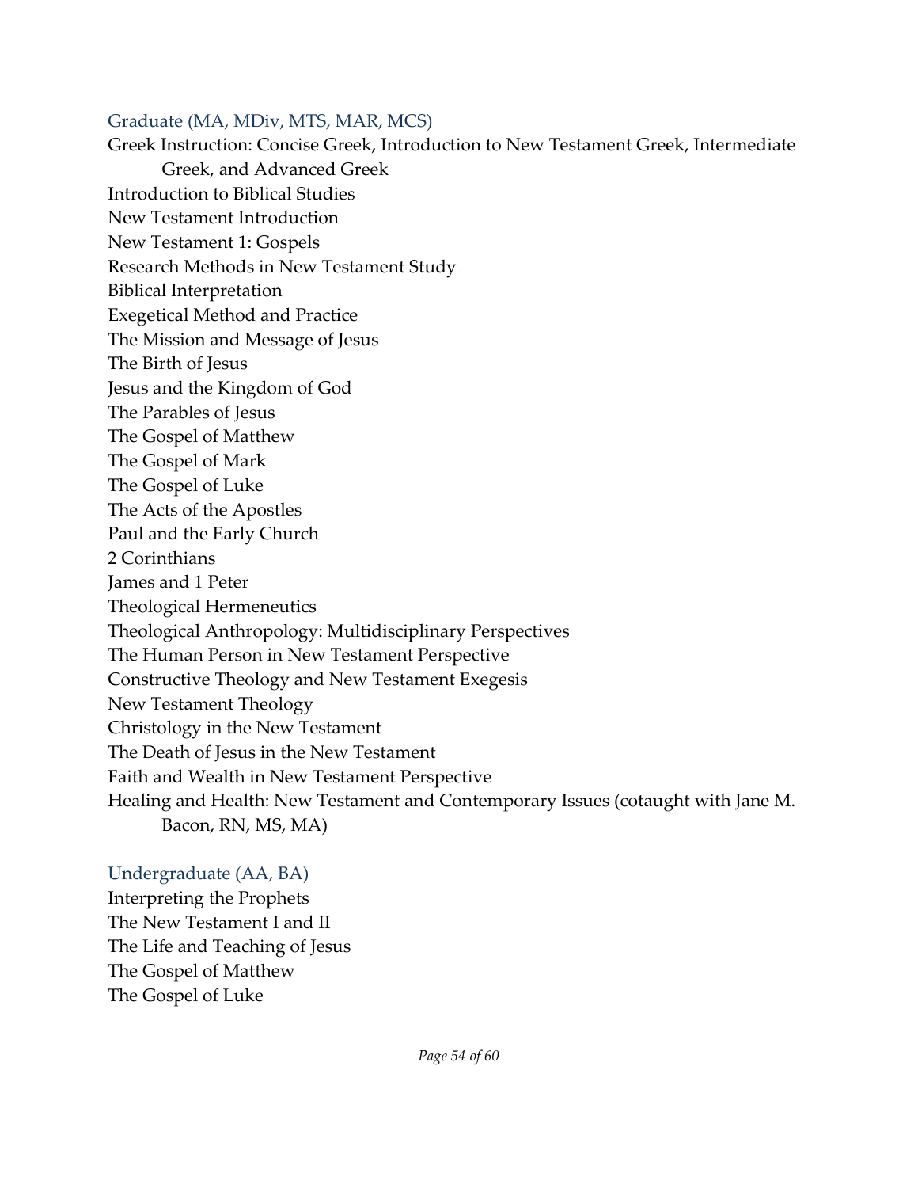### Graduate (MA, MDiv, MTS, MAR, MCS)

Greek Instruction: Concise Greek, Introduction to New Testament Greek, Intermediate Greek, and Advanced Greek
Introduction to Biblical Studies
New Testament Introduction
New Testament 1: Gospels
Research Methods in New Testament Study
Biblical Interpretation
Exegetical Method and Practice
The Mission and Message of Jesus
The Birth of Jesus
Jesus and the Kingdom of God
The Parables of Jesus
The Gospel of Matthew
The Gospel of Mark
The Gospel of Luke
The Acts of the Apostles
Paul and the Early Church
2 Corinthians
James and 1 Peter
Theological Hermeneutics
Theological Anthropology: Multidisciplinary Perspectives
The Human Person in New Testament Perspective
Constructive Theology and New Testament Exegesis
New Testament Theology
Christology in the New Testament
The Death of Jesus in the New Testament
Faith and Wealth in New Testament Perspective
Healing and Health: New Testament and Contemporary Issues (cotaught with Jane M. Bacon, RN, MS, MA)

### Undergraduate (AA, BA)

Interpreting the Prophets
The New Testament I and II
The Life and Teaching of Jesus
The Gospel of Matthew
The Gospel of Luke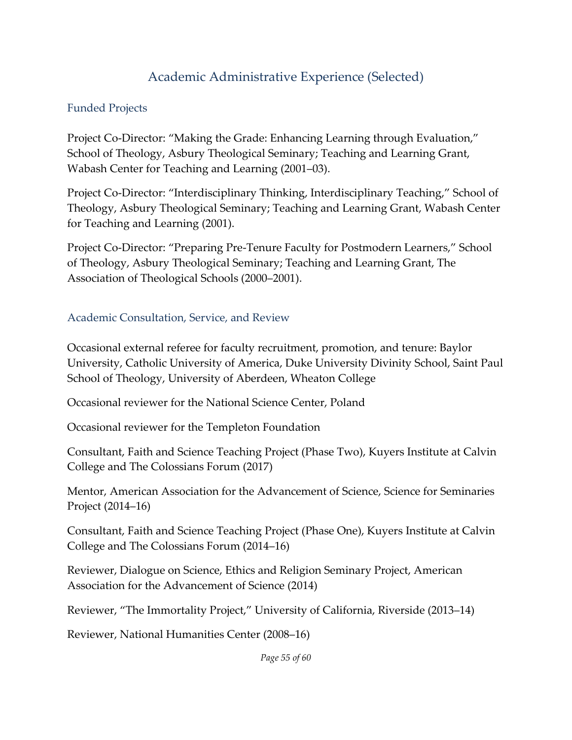# Academic Administrative Experience (Selected)

## Funded Projects

Project Co-Director: "Making the Grade: Enhancing Learning through Evaluation," School of Theology, Asbury Theological Seminary; Teaching and Learning Grant, Wabash Center for Teaching and Learning (2001–03).

Project Co-Director: "Interdisciplinary Thinking, Interdisciplinary Teaching," School of Theology, Asbury Theological Seminary; Teaching and Learning Grant, Wabash Center for Teaching and Learning (2001).

Project Co-Director: "Preparing Pre-Tenure Faculty for Postmodern Learners," School of Theology, Asbury Theological Seminary; Teaching and Learning Grant, The Association of Theological Schools (2000–2001).

## Academic Consultation, Service, and Review

Occasional external referee for faculty recruitment, promotion, and tenure: Baylor University, Catholic University of America, Duke University Divinity School, Saint Paul School of Theology, University of Aberdeen, Wheaton College

Occasional reviewer for the National Science Center, Poland

Occasional reviewer for the Templeton Foundation

Consultant, Faith and Science Teaching Project (Phase Two), Kuyers Institute at Calvin College and The Colossians Forum (2017)

Mentor, American Association for the Advancement of Science, Science for Seminaries Project (2014–16)

Consultant, Faith and Science Teaching Project (Phase One), Kuyers Institute at Calvin College and The Colossians Forum (2014–16)

Reviewer, Dialogue on Science, Ethics and Religion Seminary Project, American Association for the Advancement of Science (2014)

Reviewer, "The Immortality Project," University of California, Riverside (2013–14)

Reviewer, National Humanities Center (2008–16)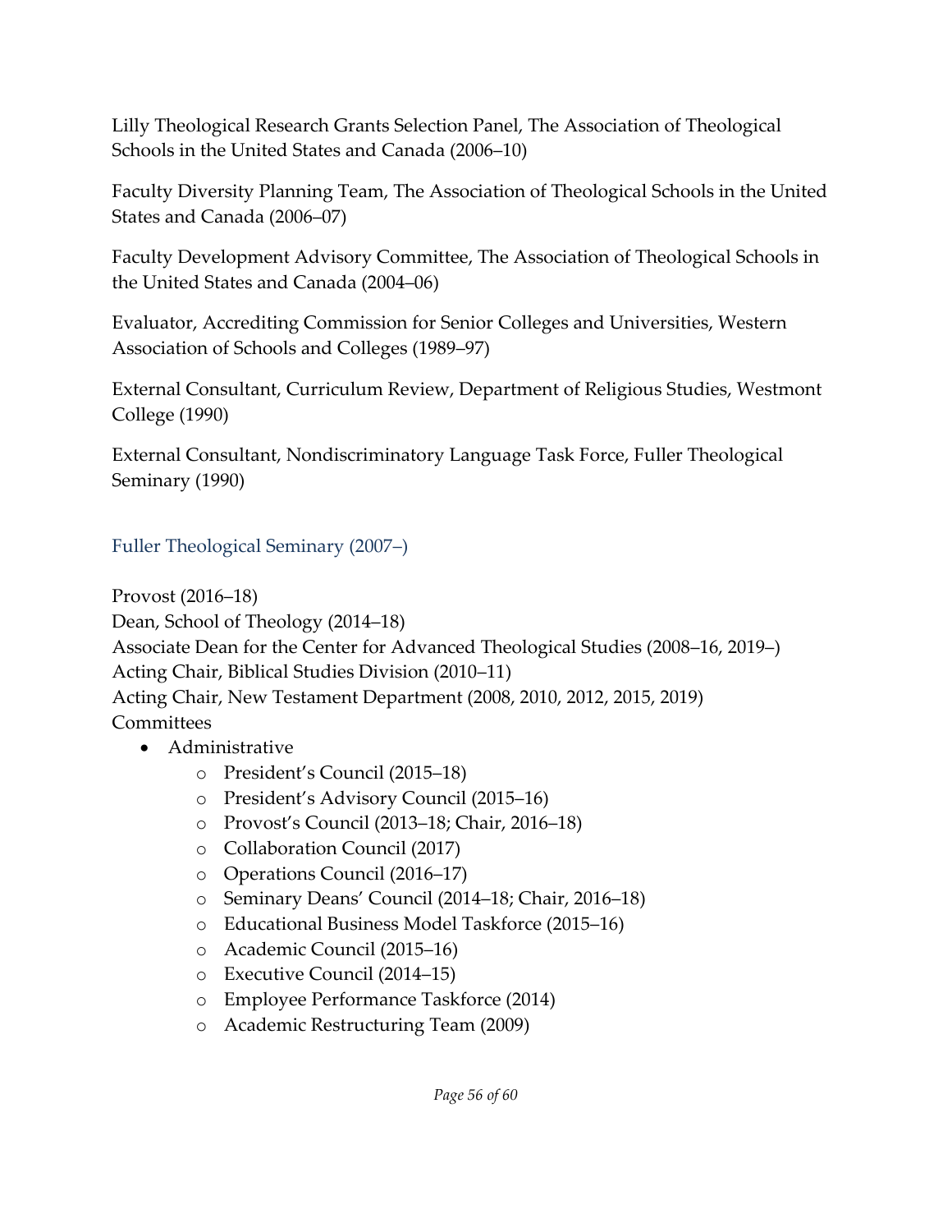Lilly Theological Research Grants Selection Panel, The Association of Theological Schools in the United States and Canada (2006–10)

Faculty Diversity Planning Team, The Association of Theological Schools in the United States and Canada (2006–07)

Faculty Development Advisory Committee, The Association of Theological Schools in the United States and Canada (2004–06)

Evaluator, Accrediting Commission for Senior Colleges and Universities, Western Association of Schools and Colleges (1989–97)

External Consultant, Curriculum Review, Department of Religious Studies, Westmont College (1990)

External Consultant, Nondiscriminatory Language Task Force, Fuller Theological Seminary (1990)

### Fuller Theological Seminary (2007–)

Provost (2016–18)
Dean, School of Theology (2014–18)
Associate Dean for the Center for Advanced Theological Studies (2008–16, 2019–)
Acting Chair, Biblical Studies Division (2010–11)
Acting Chair, New Testament Department (2008, 2010, 2012, 2015, 2019)
Committees

- Administrative
  - President's Council (2015–18)
  - President's Advisory Council (2015–16)
  - Provost's Council (2013–18; Chair, 2016–18)
  - Collaboration Council (2017)
  - Operations Council (2016–17)
  - Seminary Deans' Council (2014–18; Chair, 2016–18)
  - Educational Business Model Taskforce (2015–16)
  - Academic Council (2015–16)
  - Executive Council (2014–15)
  - Employee Performance Taskforce (2014)
  - Academic Restructuring Team (2009)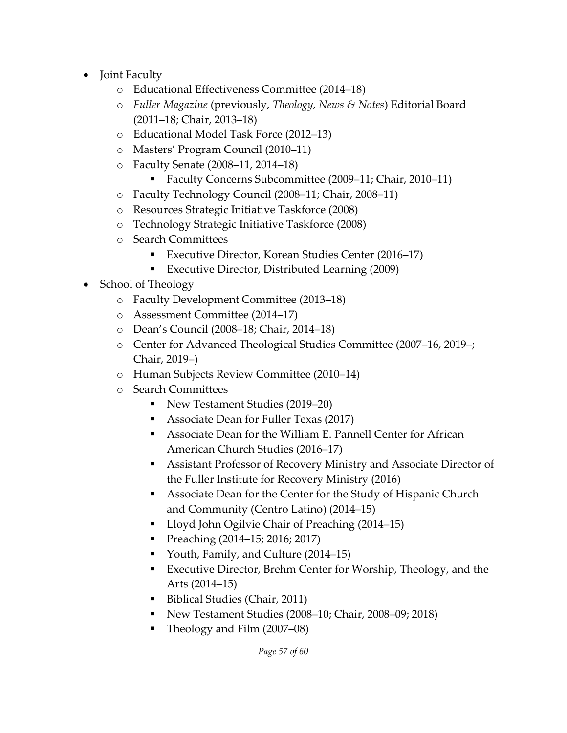- Joint Faculty
    - Educational Effectiveness Committee (2014–18)
    - *Fuller Magazine* (previously, *Theology, News & Notes*) Editorial Board (2011–18; Chair, 2013–18)
    - Educational Model Task Force (2012–13)
    - Masters' Program Council (2010–11)
    - Faculty Senate (2008–11, 2014–18)
        - Faculty Concerns Subcommittee (2009–11; Chair, 2010–11)
    - Faculty Technology Council (2008–11; Chair, 2008–11)
    - Resources Strategic Initiative Taskforce (2008)
    - Technology Strategic Initiative Taskforce (2008)
    - Search Committees
        - Executive Director, Korean Studies Center (2016–17)
        - Executive Director, Distributed Learning (2009)
- School of Theology
    - Faculty Development Committee (2013–18)
    - Assessment Committee (2014–17)
    - Dean's Council (2008–18; Chair, 2014–18)
    - Center for Advanced Theological Studies Committee (2007–16, 2019–; Chair, 2019–)
    - Human Subjects Review Committee (2010–14)
    - Search Committees
        - New Testament Studies (2019–20)
        - Associate Dean for Fuller Texas (2017)
        - Associate Dean for the William E. Pannell Center for African American Church Studies (2016–17)
        - Assistant Professor of Recovery Ministry and Associate Director of the Fuller Institute for Recovery Ministry (2016)
        - Associate Dean for the Center for the Study of Hispanic Church and Community (Centro Latino) (2014–15)
        - Lloyd John Ogilvie Chair of Preaching (2014–15)
        - Preaching (2014–15; 2016; 2017)
        - Youth, Family, and Culture (2014–15)
        - Executive Director, Brehm Center for Worship, Theology, and the Arts (2014–15)
        - Biblical Studies (Chair, 2011)
        - New Testament Studies (2008–10; Chair, 2008–09; 2018)
        - Theology and Film (2007–08)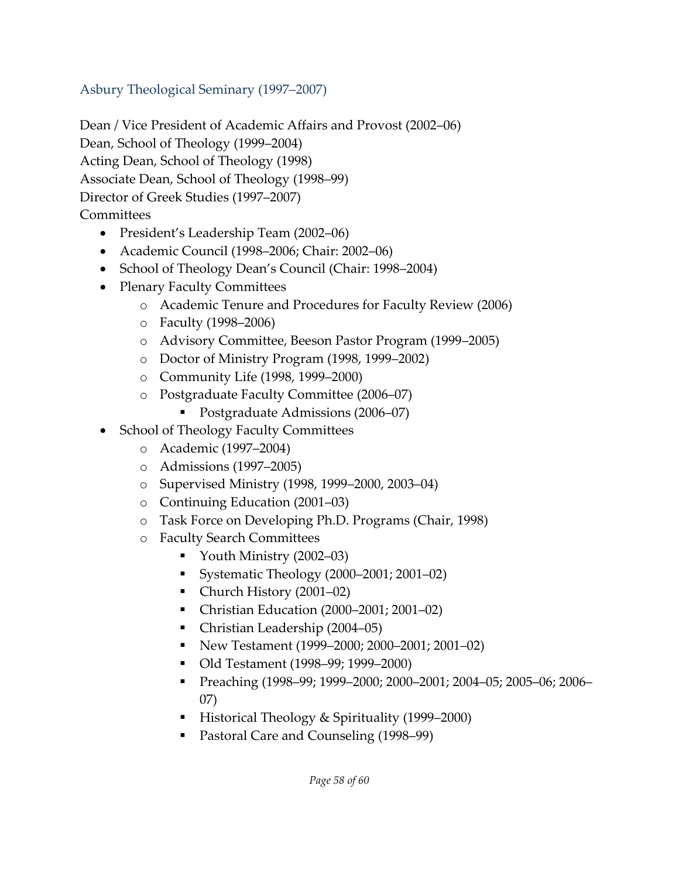## Asbury Theological Seminary (1997–2007)

Dean / Vice President of Academic Affairs and Provost (2002–06)
Dean, School of Theology (1999–2004)
Acting Dean, School of Theology (1998)
Associate Dean, School of Theology (1998–99)
Director of Greek Studies (1997–2007)
Committees

- President's Leadership Team (2002–06)
- Academic Council (1998–2006; Chair: 2002–06)
- School of Theology Dean's Council (Chair: 1998–2004)
- Plenary Faculty Committees
    - Academic Tenure and Procedures for Faculty Review (2006)
    - Faculty (1998–2006)
    - Advisory Committee, Beeson Pastor Program (1999–2005)
    - Doctor of Ministry Program (1998, 1999–2002)
    - Community Life (1998, 1999–2000)
    - Postgraduate Faculty Committee (2006–07)
        - Postgraduate Admissions (2006–07)
- School of Theology Faculty Committees
    - Academic (1997–2004)
    - Admissions (1997–2005)
    - Supervised Ministry (1998, 1999–2000, 2003–04)
    - Continuing Education (2001–03)
    - Task Force on Developing Ph.D. Programs (Chair, 1998)
    - Faculty Search Committees
        - Youth Ministry (2002–03)
        - Systematic Theology (2000–2001; 2001–02)
        - Church History (2001–02)
        - Christian Education (2000–2001; 2001–02)
        - Christian Leadership (2004–05)
        - New Testament (1999–2000; 2000–2001; 2001–02)
        - Old Testament (1998–99; 1999–2000)
        - Preaching (1998–99; 1999–2000; 2000–2001; 2004–05; 2005–06; 2006–07)
        - Historical Theology & Spirituality (1999–2000)
        - Pastoral Care and Counseling (1998–99)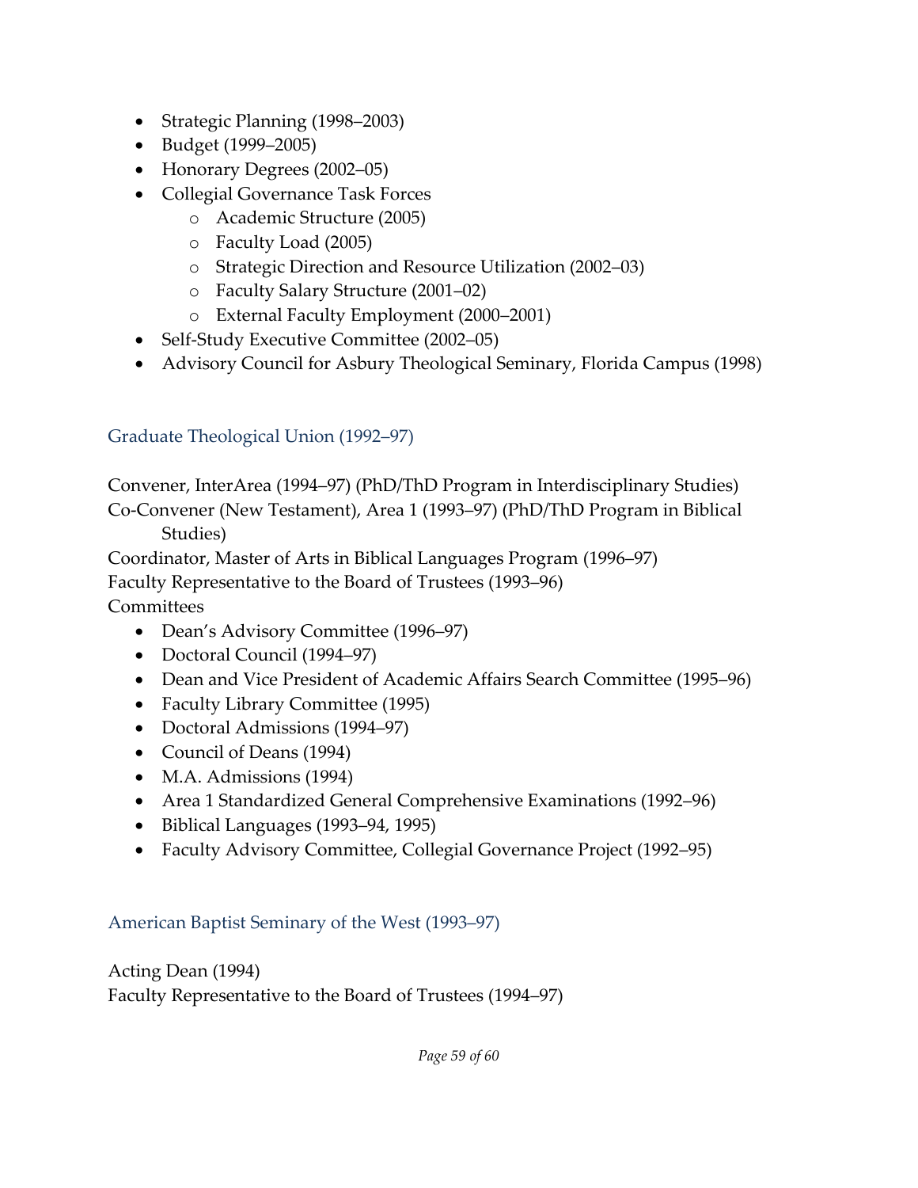- Strategic Planning (1998–2003)
- Budget (1999–2005)
- Honorary Degrees (2002–05)
- Collegial Governance Task Forces
    - Academic Structure (2005)
    - Faculty Load (2005)
    - Strategic Direction and Resource Utilization (2002–03)
    - Faculty Salary Structure (2001–02)
    - External Faculty Employment (2000–2001)
- Self-Study Executive Committee (2002–05)
- Advisory Council for Asbury Theological Seminary, Florida Campus (1998)

### Graduate Theological Union (1992–97)

Convener, InterArea (1994–97) (PhD/ThD Program in Interdisciplinary Studies)
Co-Convener (New Testament), Area 1 (1993–97) (PhD/ThD Program in Biblical Studies)
Coordinator, Master of Arts in Biblical Languages Program (1996–97)
Faculty Representative to the Board of Trustees (1993–96)
Committees

- Dean's Advisory Committee (1996–97)
- Doctoral Council (1994–97)
- Dean and Vice President of Academic Affairs Search Committee (1995–96)
- Faculty Library Committee (1995)
- Doctoral Admissions (1994–97)
- Council of Deans (1994)
- M.A. Admissions (1994)
- Area 1 Standardized General Comprehensive Examinations (1992–96)
- Biblical Languages (1993–94, 1995)
- Faculty Advisory Committee, Collegial Governance Project (1992–95)

### American Baptist Seminary of the West (1993–97)

Acting Dean (1994)
Faculty Representative to the Board of Trustees (1994–97)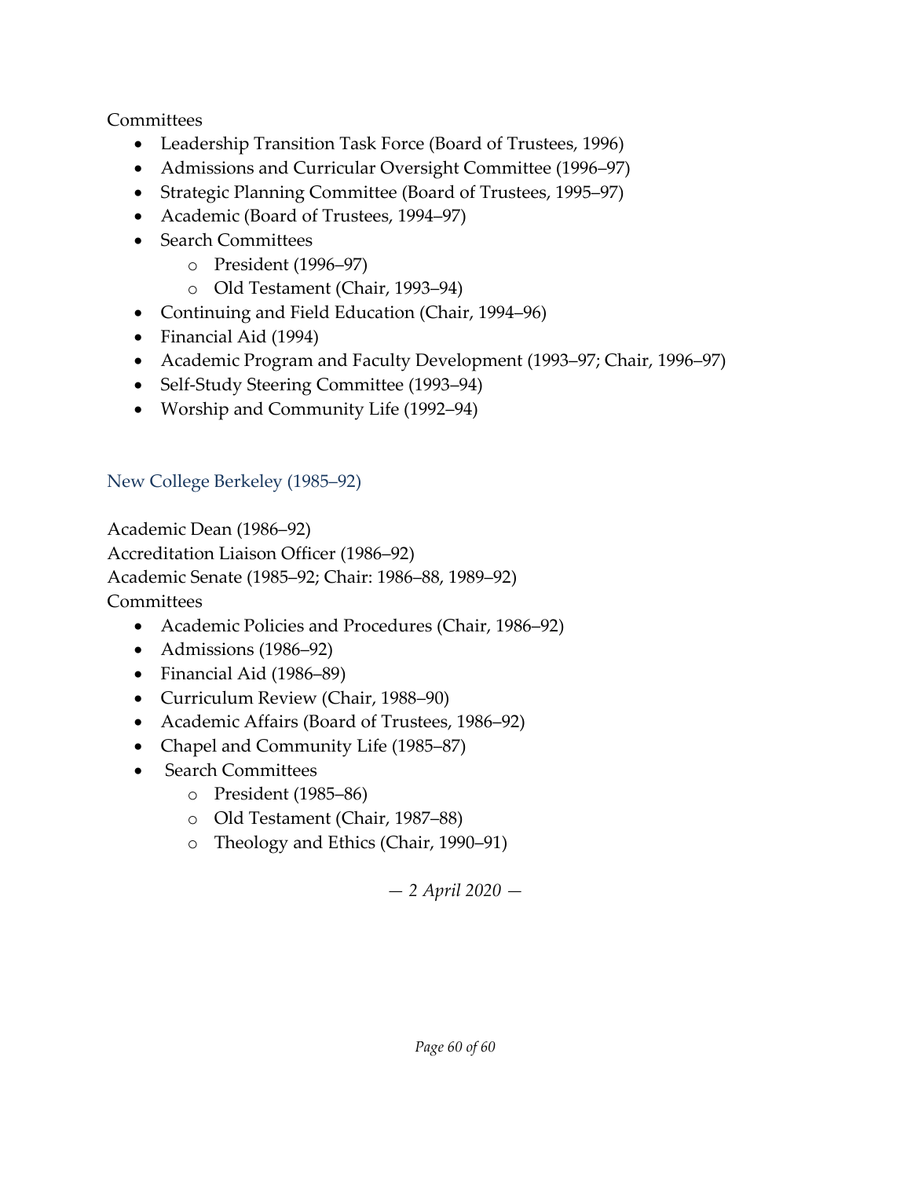Committees

- Leadership Transition Task Force (Board of Trustees, 1996)
- Admissions and Curricular Oversight Committee (1996–97)
- Strategic Planning Committee (Board of Trustees, 1995–97)
- Academic (Board of Trustees, 1994–97)
- Search Committees
    - President (1996–97)
    - Old Testament (Chair, 1993–94)
- Continuing and Field Education (Chair, 1994–96)
- Financial Aid (1994)
- Academic Program and Faculty Development (1993–97; Chair, 1996–97)
- Self-Study Steering Committee (1993–94)
- Worship and Community Life (1992–94)

## New College Berkeley (1985–92)

Academic Dean (1986–92)
Accreditation Liaison Officer (1986–92)
Academic Senate (1985–92; Chair: 1986–88, 1989–92)
Committees

- Academic Policies and Procedures (Chair, 1986–92)
- Admissions (1986–92)
- Financial Aid (1986–89)
- Curriculum Review (Chair, 1988–90)
- Academic Affairs (Board of Trustees, 1986–92)
- Chapel and Community Life (1985–87)
- Search Committees
    - President (1985–86)
    - Old Testament (Chair, 1987–88)
    - Theology and Ethics (Chair, 1990–91)

*— 2 April 2020 —*